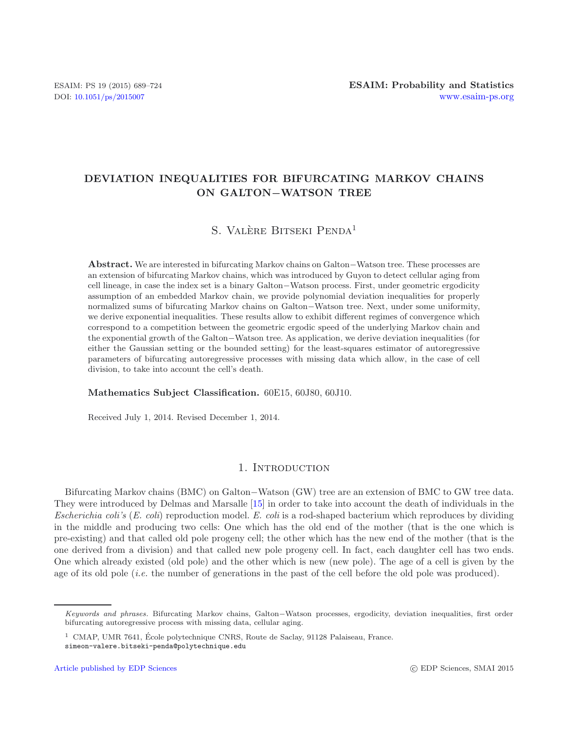# DEVIATION INEQUALITIES FOR BIFURCATING MARKOV CHAINS ON GALTON−WATSON TREE

S. Valère Bitseki Penda[1]

**Abstract.** We are interested in bifurcating Markov chains on Galton−Watson tree. These processes are an extension of bifurcating Markov chains, which was introduced by Guyon to detect cellular aging from cell lineage, in case the index set is a binary Galton−Watson process. First, under geometric ergodicity assumption of an embedded Markov chain, we provide polynomial deviation inequalities for properly normalized sums of bifurcating Markov chains on Galton−Watson tree. Next, under some uniformity, we derive exponential inequalities. These results allow to exhibit different regimes of convergence which correspond to a competition between the geometric ergodic speed of the underlying Markov chain and the exponential growth of the Galton−Watson tree. As application, we derive deviation inequalities (for either the Gaussian setting or the bounded setting) for the least-squares estimator of autoregressive parameters of bifurcating autoregressive processes with missing data which allow, in the case of cell division, to take into account the cell's death.

**Mathematics Subject Classification.** 60E15, 60J80, 60J10.

Received July 1, 2014. Revised December 1, 2014.

## 1. Introduction

Bifurcating Markov chains (BMC) on Galton−Watson (GW) tree are an extension of BMC to GW tree data. They were introduced by Delmas and Marsalle [15] in order to take into account the death of individuals in the *Escherichia coli's* (*E. coli*) reproduction model. *E. coli* is a rod-shaped bacterium which reproduces by dividing in the middle and producing two cells: One which has the old end of the mother (that is the one which is pre-existing) and that called old pole progeny cell; the other which has the new end of the mother (that is the one derived from a division) and that called new pole progeny cell. In fact, each daughter cell has two ends. One which already existed (old pole) and the other which is new (new pole). The age of a cell is given by the age of its old pole (*i.e.* the number of generations in the past of the cell before the old pole was produced).

*Keywords and phrases.* Bifurcating Markov chains, Galton−Watson processes, ergodicity, deviation inequalities, first order bifurcating autoregressive process with missing data, cellular aging.

[1] CMAP, UMR 7641, École polytechnique CNRS, Route de Saclay, 91128 Palaiseau, France.
simeon-valere.bitseki-penda@polytechnique.edu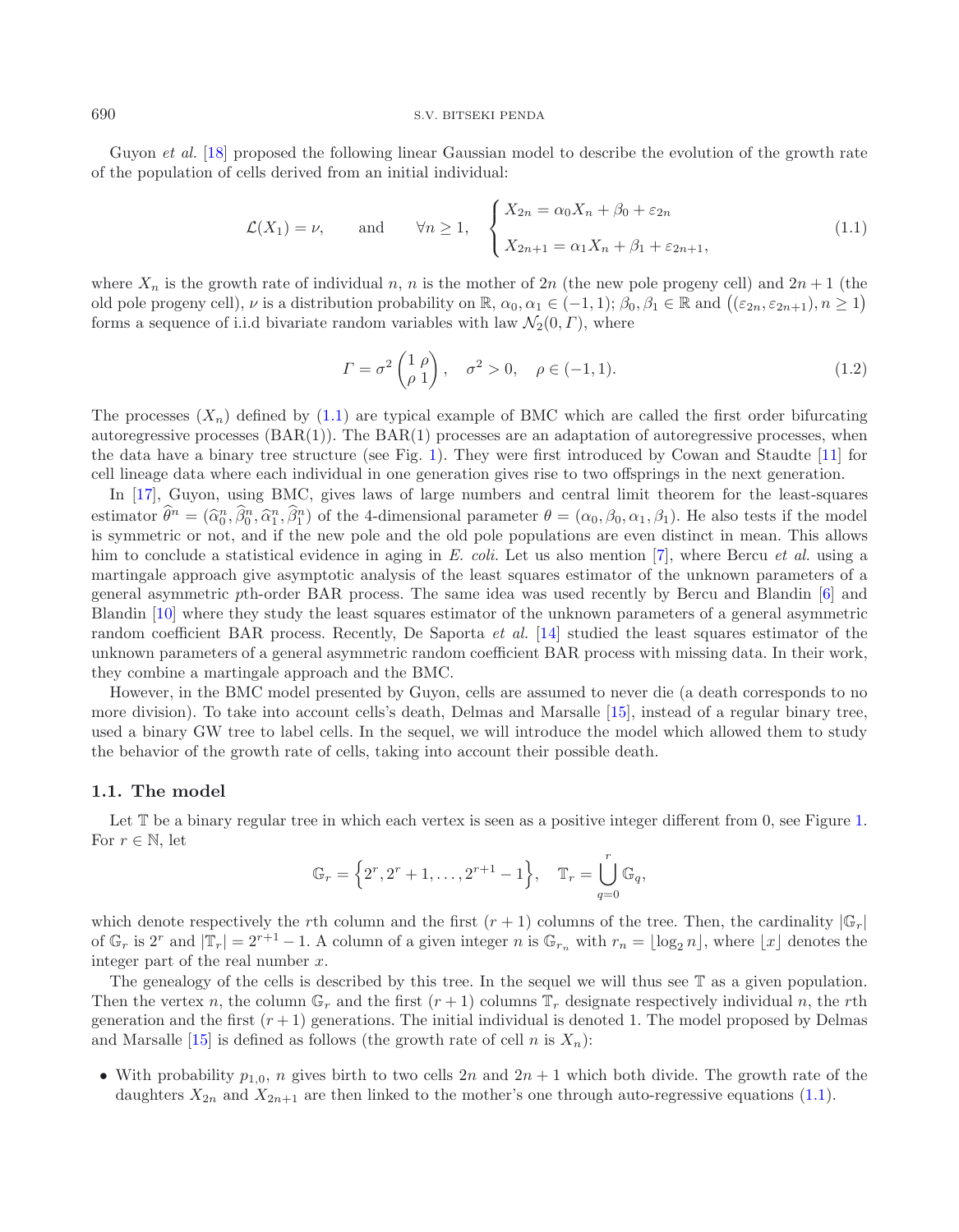Guyon *et al.* [18] proposed the following linear Gaussian model to describe the evolution of the growth rate of the population of cells derived from an initial individual:

$$\mathcal{L}(X_1) = \nu, \qquad \text{and} \qquad \forall n \geq 1, \quad \begin{cases} X_{2n} = \alpha_0 X_n + \beta_0 + \varepsilon_{2n} \\ X_{2n+1} = \alpha_1 X_n + \beta_1 + \varepsilon_{2n+1}, \end{cases} \tag{1.1}$$

where $X_n$ is the growth rate of individual $n$, $n$ is the mother of $2n$ (the new pole progeny cell) and $2n+1$ (the old pole progeny cell), $\nu$ is a distribution probability on $\mathbb{R}$, $\alpha_0, \alpha_1 \in (-1,1)$; $\beta_0, \beta_1 \in \mathbb{R}$ and $\big((\varepsilon_{2n}, \varepsilon_{2n+1}), n \geq 1\big)$ forms a sequence of i.i.d bivariate random variables with law $\mathcal{N}_2(0, \Gamma)$, where

$$\Gamma = \sigma^2 \begin{pmatrix} 1 & \rho \\ \rho & 1 \end{pmatrix}, \quad \sigma^2 > 0, \quad \rho \in (-1,1). \tag{1.2}$$

The processes $(X_n)$ defined by (1.1) are typical example of BMC which are called the first order bifurcating autoregressive processes (BAR(1)). The BAR(1) processes are an adaptation of autoregressive processes, when the data have a binary tree structure (see Fig. 1). They were first introduced by Cowan and Staudte [11] for cell lineage data where each individual in one generation gives rise to two offsprings in the next generation.

In [17], Guyon, using BMC, gives laws of large numbers and central limit theorem for the least-squares estimator $\widehat{\theta}^n = (\widehat{\alpha}_0^n, \widehat{\beta}_0^n, \widehat{\alpha}_1^n, \widehat{\beta}_1^n)$ of the 4-dimensional parameter $\theta = (\alpha_0, \beta_0, \alpha_1, \beta_1)$. He also tests if the model is symmetric or not, and if the new pole and the old pole populations are even distinct in mean. This allows him to conclude a statistical evidence in aging in *E. coli*. Let us also mention [7], where Bercu *et al.* using a martingale approach give asymptotic analysis of the least squares estimator of the unknown parameters of a general asymmetric $p$th-order BAR process. The same idea was used recently by Bercu and Blandin [6] and Blandin [10] where they study the least squares estimator of the unknown parameters of a general asymmetric random coefficient BAR process. Recently, De Saporta *et al.* [14] studied the least squares estimator of the unknown parameters of a general asymmetric random coefficient BAR process with missing data. In their work, they combine a martingale approach and the BMC.

However, in the BMC model presented by Guyon, cells are assumed to never die (a death corresponds to no more division). To take into account cells's death, Delmas and Marsalle [15], instead of a regular binary tree, used a binary GW tree to label cells. In the sequel, we will introduce the model which allowed them to study the behavior of the growth rate of cells, taking into account their possible death.

### 1.1. The model

Let $\mathbb{T}$ be a binary regular tree in which each vertex is seen as a positive integer different from 0, see Figure 1. For $r \in \mathbb{N}$, let

$$\mathbb{G}_r = \left\{2^r, 2^r + 1, \ldots, 2^{r+1} - 1\right\}, \quad \mathbb{T}_r = \bigcup_{q=0}^{r} \mathbb{G}_q,$$

which denote respectively the $r$th column and the first $(r+1)$ columns of the tree. Then, the cardinality $|\mathbb{G}_r|$ of $\mathbb{G}_r$ is $2^r$ and $|\mathbb{T}_r| = 2^{r+1} - 1$. A column of a given integer $n$ is $\mathbb{G}_{r_n}$ with $r_n = \lfloor \log_2 n \rfloor$, where $\lfloor x \rfloor$ denotes the integer part of the real number $x$.

The genealogy of the cells is described by this tree. In the sequel we will thus see $\mathbb{T}$ as a given population. Then the vertex $n$, the column $\mathbb{G}_r$ and the first $(r+1)$ columns $\mathbb{T}_r$ designate respectively individual $n$, the $r$th generation and the first $(r+1)$ generations. The initial individual is denoted 1. The model proposed by Delmas and Marsalle [15] is defined as follows (the growth rate of cell $n$ is $X_n$):

- With probability $p_{1,0}$, $n$ gives birth to two cells $2n$ and $2n+1$ which both divide. The growth rate of the daughters $X_{2n}$ and $X_{2n+1}$ are then linked to the mother's one through auto-regressive equations (1.1).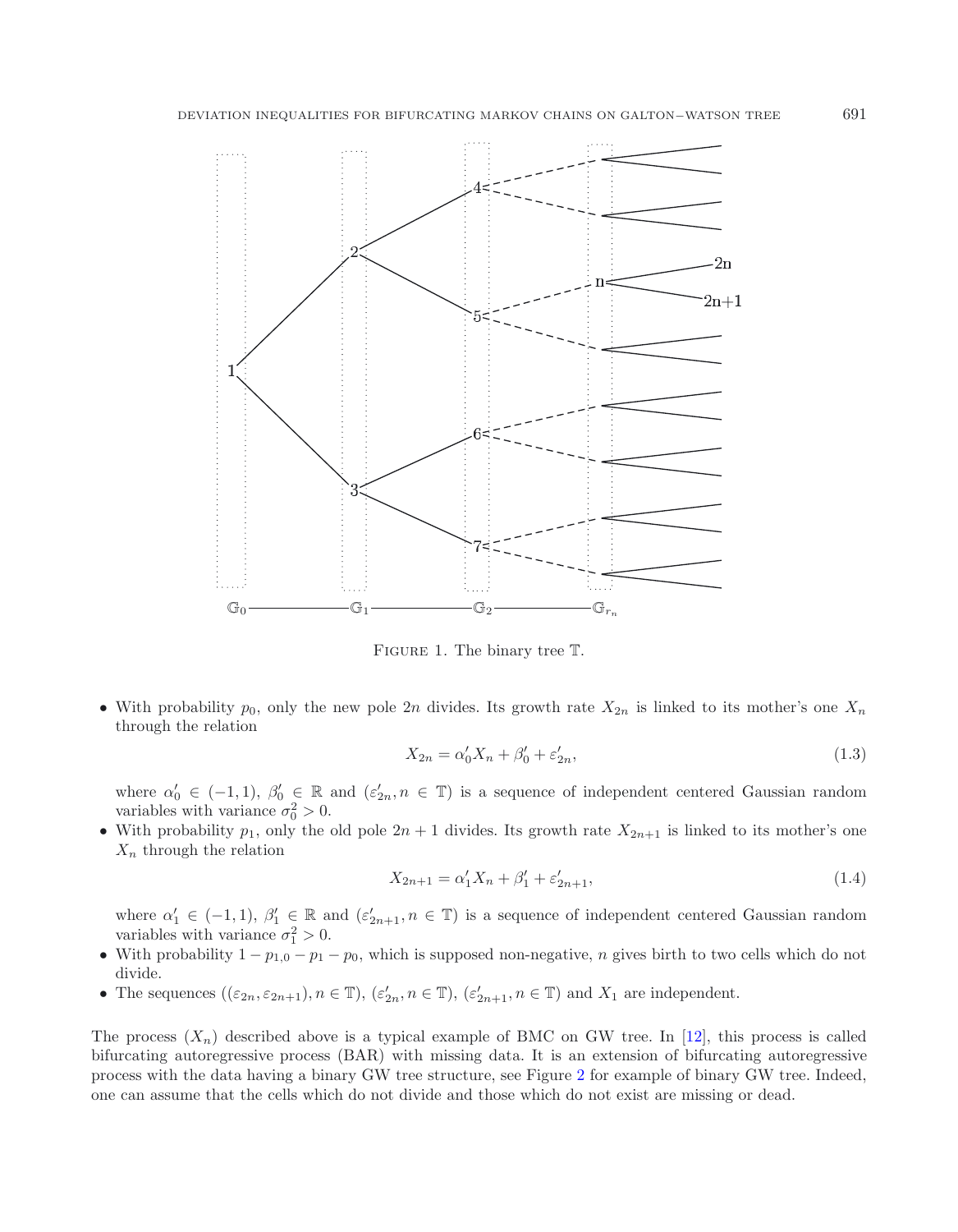Figure 1. The binary tree $\mathbb{T}$.

- With probability $p_0$, only the new pole $2n$ divides. Its growth rate $X_{2n}$ is linked to its mother's one $X_n$ through the relation

$$X_{2n} = \alpha'_0 X_n + \beta'_0 + \varepsilon'_{2n}, \tag{1.3}$$

  where $\alpha'_0 \in (-1, 1)$, $\beta'_0 \in \mathbb{R}$ and $(\varepsilon'_{2n}, n \in \mathbb{T})$ is a sequence of independent centered Gaussian random variables with variance $\sigma_0^2 > 0$.
- With probability $p_1$, only the old pole $2n + 1$ divides. Its growth rate $X_{2n+1}$ is linked to its mother's one $X_n$ through the relation

$$X_{2n+1} = \alpha'_1 X_n + \beta'_1 + \varepsilon'_{2n+1}, \tag{1.4}$$

  where $\alpha'_1 \in (-1, 1)$, $\beta'_1 \in \mathbb{R}$ and $(\varepsilon'_{2n+1}, n \in \mathbb{T})$ is a sequence of independent centered Gaussian random variables with variance $\sigma_1^2 > 0$.
- With probability $1 - p_{1,0} - p_1 - p_0$, which is supposed non-negative, $n$ gives birth to two cells which do not divide.
- The sequences $((\varepsilon_{2n}, \varepsilon_{2n+1}), n \in \mathbb{T})$, $(\varepsilon'_{2n}, n \in \mathbb{T})$, $(\varepsilon'_{2n+1}, n \in \mathbb{T})$ and $X_1$ are independent.

The process $(X_n)$ described above is a typical example of BMC on GW tree. In [12], this process is called bifurcating autoregressive process (BAR) with missing data. It is an extension of bifurcating autoregressive process with the data having a binary GW tree structure, see Figure 2 for example of binary GW tree. Indeed, one can assume that the cells which do not divide and those which do not exist are missing or dead.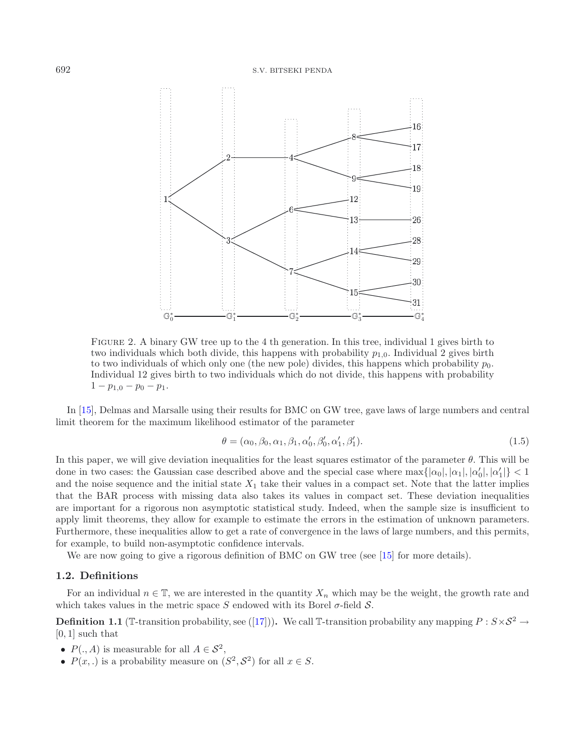FIGURE 2. A binary GW tree up to the 4 th generation. In this tree, individual 1 gives birth to two individuals which both divide, this happens with probability $p_{1,0}$. Individual 2 gives birth to two individuals of which only one (the new pole) divides, this happens which probability $p_0$. Individual 12 gives birth to two individuals which do not divide, this happens with probability $1 - p_{1,0} - p_0 - p_1$.

In [15], Delmas and Marsalle using their results for BMC on GW tree, gave laws of large numbers and central limit theorem for the maximum likelihood estimator of the parameter

$$\theta = (\alpha_0, \beta_0, \alpha_1, \beta_1, \alpha'_0, \beta'_0, \alpha'_1, \beta'_1). \tag{1.5}$$

In this paper, we will give deviation inequalities for the least squares estimator of the parameter $\theta$. This will be done in two cases: the Gaussian case described above and the special case where $\max\{|\alpha_0|, |\alpha_1|, |\alpha'_0|, |\alpha'_1|\} < 1$ and the noise sequence and the initial state $X_1$ take their values in a compact set. Note that the latter implies that the BAR process with missing data also takes its values in compact set. These deviation inequalities are important for a rigorous non asymptotic statistical study. Indeed, when the sample size is insufficient to apply limit theorems, they allow for example to estimate the errors in the estimation of unknown parameters. Furthermore, these inequalities allow to get a rate of convergence in the laws of large numbers, and this permits, for example, to build non-asymptotic confidence intervals.

We are now going to give a rigorous definition of BMC on GW tree (see [15] for more details).

## 1.2. Definitions

For an individual $n \in \mathbb{T}$, we are interested in the quantity $X_n$ which may be the weight, the growth rate and which takes values in the metric space $S$ endowed with its Borel $\sigma$-field $\mathcal{S}$.

**Definition 1.1** ($\mathbb{T}$-transition probability, see ([17])). We call $\mathbb{T}$-transition probability any mapping $P : S \times \mathcal{S}^2 \to [0, 1]$ such that

- $P(., A)$ is measurable for all $A \in \mathcal{S}^2$,
- $P(x, .)$ is a probability measure on $(S^2, \mathcal{S}^2)$ for all $x \in S$.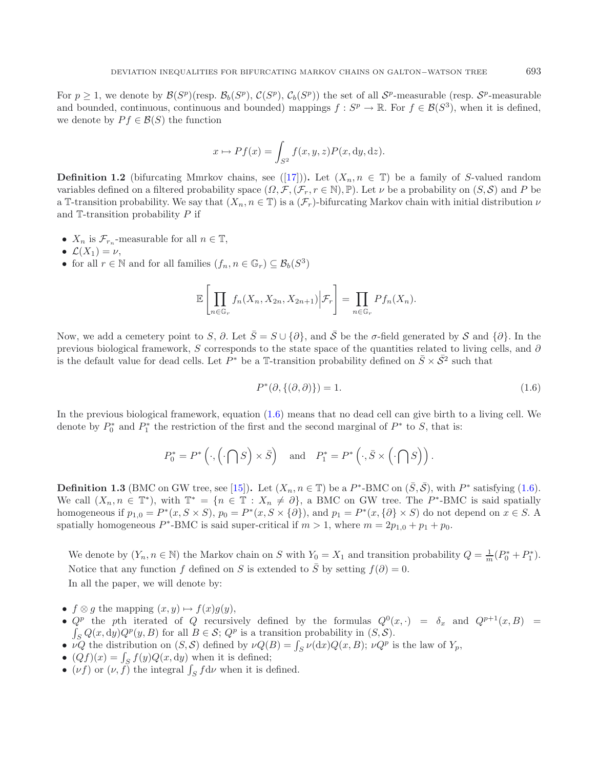For $p \geq 1$, we denote by $\mathcal{B}(S^p)$(resp. $\mathcal{B}_b(S^p)$, $\mathcal{C}(S^p)$, $\mathcal{C}_b(S^p)$) the set of all $\mathcal{S}^p$-measurable (resp. $\mathcal{S}^p$-measurable and bounded, continuous, continuous and bounded) mappings $f : S^p \to \mathbb{R}$. For $f \in \mathcal{B}(S^3)$, when it is defined, we denote by $Pf \in \mathcal{B}(S)$ the function

$$x \mapsto Pf(x) = \int_{S^2} f(x, y, z) P(x, \mathrm{d}y, \mathrm{d}z).$$

**Definition 1.2** (bifurcating Mmrkov chains, see ([17])). Let $(X_n, n \in \mathbb{T})$ be a family of $S$-valued random variables defined on a filtered probability space $(\Omega, \mathcal{F}, (\mathcal{F}_r, r \in \mathbb{N}), \mathbb{P})$. Let $\nu$ be a probability on $(S, \mathcal{S})$ and $P$ be a $\mathbb{T}$-transition probability. We say that $(X_n, n \in \mathbb{T})$ is a $(\mathcal{F}_r)$-bifurcating Markov chain with initial distribution $\nu$ and $\mathbb{T}$-transition probability $P$ if

- $X_n$ is $\mathcal{F}_{r_n}$-measurable for all $n \in \mathbb{T}$,
- $\mathcal{L}(X_1) = \nu$,
- for all $r \in \mathbb{N}$ and for all families $(f_n, n \in \mathbb{G}_r) \subseteq \mathcal{B}_b(S^3)$

$$\mathbb{E}\left[\prod_{n \in \mathbb{G}_r} f_n(X_n, X_{2n}, X_{2n+1}) \Big| \mathcal{F}_r\right] = \prod_{n \in \mathbb{G}_r} Pf_n(X_n).$$

Now, we add a cemetery point to $S$, $\partial$. Let $\bar{S} = S \cup \{\partial\}$, and $\bar{\mathcal{S}}$ be the $\sigma$-field generated by $\mathcal{S}$ and $\{\partial\}$. In the previous biological framework, $S$ corresponds to the state space of the quantities related to living cells, and $\partial$ is the default value for dead cells. Let $P^*$ be a $\mathbb{T}$-transition probability defined on $\bar{S} \times \bar{\mathcal{S}}^2$ such that

$$P^*(\partial, \{(\partial, \partial)\}) = 1. \tag{1.6}$$

In the previous biological framework, equation (1.6) means that no dead cell can give birth to a living cell. We denote by $P_0^*$ and $P_1^*$ the restriction of the first and the second marginal of $P^*$ to $S$, that is:

$$P_0^* = P^*\left(\cdot, \left(\cdot \bigcap S\right) \times \bar{S}\right) \quad \text{and} \quad P_1^* = P^*\left(\cdot, \bar{S} \times \left(\cdot \bigcap S\right)\right).$$

**Definition 1.3** (BMC on GW tree, see [15]). Let $(X_n, n \in \mathbb{T})$ be a $P^*$-BMC on $(\bar{S}, \bar{\mathcal{S}})$, with $P^*$ satisfying (1.6). We call $(X_n, n \in \mathbb{T}^*)$, with $\mathbb{T}^* = \{n \in \mathbb{T} : X_n \neq \partial\}$, a BMC on GW tree. The $P^*$-BMC is said spatially homogeneous if $p_{1,0} = P^*(x, S \times S)$, $p_0 = P^*(x, S \times \{\partial\})$, and $p_1 = P^*(x, \{\partial\} \times S)$ do not depend on $x \in S$. A spatially homogeneous $P^*$-BMC is said super-critical if $m > 1$, where $m = 2p_{1,0} + p_1 + p_0$.

We denote by $(Y_n, n \in \mathbb{N})$ the Markov chain on $S$ with $Y_0 = X_1$ and transition probability $Q = \frac{1}{m}(P_0^* + P_1^*)$. Notice that any function $f$ defined on $S$ is extended to $\bar{S}$ by setting $f(\partial) = 0$.

In all the paper, we will denote by:

- $f \otimes g$ the mapping $(x, y) \mapsto f(x)g(y)$,
- $Q^p$ the $p$th iterated of $Q$ recursively defined by the formulas $Q^0(x, \cdot) = \delta_x$ and $Q^{p+1}(x, B) = \int_S Q(x, \mathrm{d}y) Q^p(y, B)$ for all $B \in \mathcal{S}$; $Q^p$ is a transition probability in $(S, \mathcal{S})$.
- $\nu Q$ the distribution on $(S, \mathcal{S})$ defined by $\nu Q(B) = \int_S \nu(\mathrm{d}x) Q(x, B)$; $\nu Q^p$ is the law of $Y_p$,
- $(Qf)(x) = \int_S f(y) Q(x, \mathrm{d}y)$ when it is defined;
- $(\nu f)$ or $(\nu, f)$ the integral $\int_S f \mathrm{d}\nu$ when it is defined.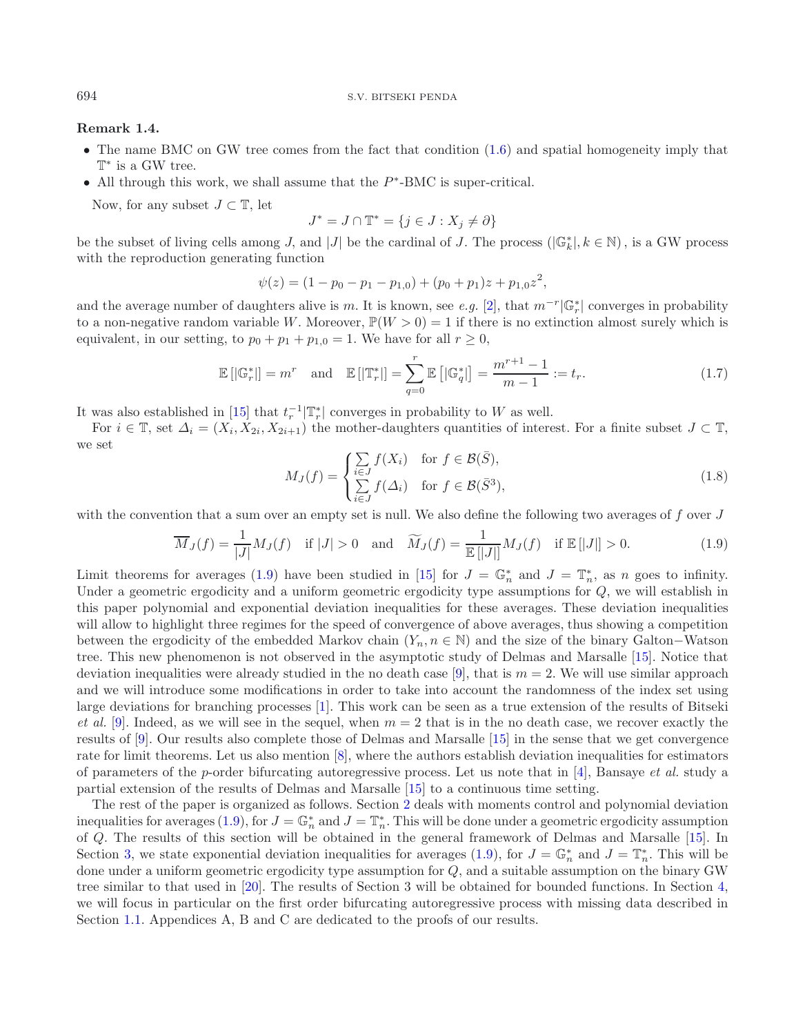**Remark 1.4.**

- The name BMC on GW tree comes from the fact that condition (1.6) and spatial homogeneity imply that $\mathbb{T}^*$ is a GW tree.
- All through this work, we shall assume that the $P^*$-BMC is super-critical.

Now, for any subset $J \subset \mathbb{T}$, let

$$J^* = J \cap \mathbb{T}^* = \{j \in J : X_j \neq \partial\}$$

be the subset of living cells among $J$, and $|J|$ be the cardinal of $J$. The process $(|\mathbb{G}_k^*|, k \in \mathbb{N})$, is a GW process with the reproduction generating function

$$\psi(z) = (1 - p_0 - p_1 - p_{1,0}) + (p_0 + p_1)z + p_{1,0}z^2,$$

and the average number of daughters alive is $m$. It is known, see *e.g.* [2], that $m^{-r}|\mathbb{G}_r^*|$ converges in probability to a non-negative random variable $W$. Moreover, $\mathbb{P}(W > 0) = 1$ if there is no extinction almost surely which is equivalent, in our setting, to $p_0 + p_1 + p_{1,0} = 1$. We have for all $r \geq 0$,

$$\mathbb{E}\left[|\mathbb{G}_r^*|\right] = m^r \quad \text{and} \quad \mathbb{E}\left[|\mathbb{T}_r^*|\right] = \sum_{q=0}^{r} \mathbb{E}\left[|\mathbb{G}_q^*|\right] = \frac{m^{r+1} - 1}{m - 1} := t_r. \tag{1.7}$$

It was also established in [15] that $t_r^{-1}|\mathbb{T}_r^*|$ converges in probability to $W$ as well.

For $i \in \mathbb{T}$, set $\Delta_i = (X_i, X_{2i}, X_{2i+1})$ the mother-daughters quantities of interest. For a finite subset $J \subset \mathbb{T}$, we set

$$M_J(f) = \begin{cases} \sum_{i \in J} f(X_i) & \text{for } f \in \mathcal{B}(\bar{S}), \\ \sum_{i \in J} f(\Delta_i) & \text{for } f \in \mathcal{B}(\bar{S}^3), \end{cases} \tag{1.8}$$

with the convention that a sum over an empty set is null. We also define the following two averages of $f$ over $J$

$$\overline{M}_J(f) = \frac{1}{|J|} M_J(f) \quad \text{if } |J| > 0 \quad \text{and} \quad \widetilde{M}_J(f) = \frac{1}{\mathbb{E}\left[|J|\right]} M_J(f) \quad \text{if } \mathbb{E}\left[|J|\right] > 0. \tag{1.9}$$

Limit theorems for averages (1.9) have been studied in [15] for $J = \mathbb{G}_n^*$ and $J = \mathbb{T}_n^*$, as $n$ goes to infinity. Under a geometric ergodicity and a uniform geometric ergodicity type assumptions for $Q$, we will establish in this paper polynomial and exponential deviation inequalities for these averages. These deviation inequalities will allow to highlight three regimes for the speed of convergence of above averages, thus showing a competition between the ergodicity of the embedded Markov chain $(Y_n, n \in \mathbb{N})$ and the size of the binary Galton−Watson tree. This new phenomenon is not observed in the asymptotic study of Delmas and Marsalle [15]. Notice that deviation inequalities were already studied in the no death case [9], that is $m = 2$. We will use similar approach and we will introduce some modifications in order to take into account the randomness of the index set using large deviations for branching processes [1]. This work can be seen as a true extension of the results of Bitseki *et al.* [9]. Indeed, as we will see in the sequel, when $m = 2$ that is in the no death case, we recover exactly the results of [9]. Our results also complete those of Delmas and Marsalle [15] in the sense that we get convergence rate for limit theorems. Let us also mention [8], where the authors establish deviation inequalities for estimators of parameters of the $p$-order bifurcating autoregressive process. Let us note that in [4], Bansaye *et al.* study a partial extension of the results of Delmas and Marsalle [15] to a continuous time setting.

The rest of the paper is organized as follows. Section 2 deals with moments control and polynomial deviation inequalities for averages (1.9), for $J = \mathbb{G}_n^*$ and $J = \mathbb{T}_n^*$. This will be done under a geometric ergodicity assumption of $Q$. The results of this section will be obtained in the general framework of Delmas and Marsalle [15]. In Section 3, we state exponential deviation inequalities for averages (1.9), for $J = \mathbb{G}_n^*$ and $J = \mathbb{T}_n^*$. This will be done under a uniform geometric ergodicity type assumption for $Q$, and a suitable assumption on the binary GW tree similar to that used in [20]. The results of Section 3 will be obtained for bounded functions. In Section 4, we will focus in particular on the first order bifurcating autoregressive process with missing data described in Section 1.1. Appendices A, B and C are dedicated to the proofs of our results.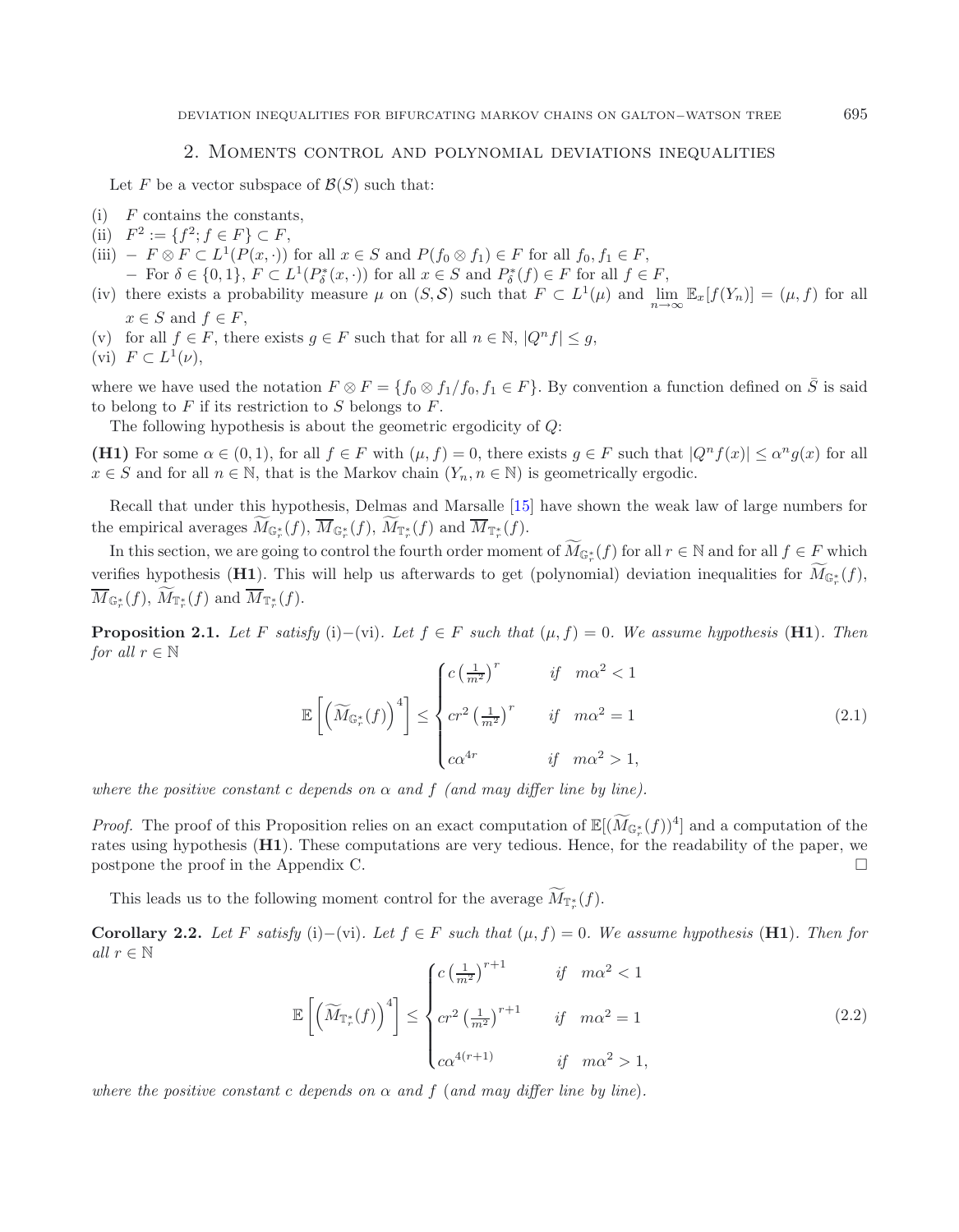## 2. Moments control and polynomial deviations inequalities

Let $F$ be a vector subspace of $\mathcal{B}(S)$ such that:

(i) $F$ contains the constants,
(ii) $F^2 := \{f^2; f \in F\} \subset F$,
(iii) – $F \otimes F \subset L^1(P(x,\cdot))$ for all $x \in S$ and $P(f_0 \otimes f_1) \in F$ for all $f_0, f_1 \in F$,
 – For $\delta \in \{0,1\}$, $F \subset L^1(P^*_\delta(x,\cdot))$ for all $x \in S$ and $P^*_\delta(f) \in F$ for all $f \in F$,
(iv) there exists a probability measure $\mu$ on $(S, \mathcal{S})$ such that $F \subset L^1(\mu)$ and $\lim_{n\to\infty} \mathbb{E}_x[f(Y_n)] = (\mu, f)$ for all $x \in S$ and $f \in F$,
(v) for all $f \in F$, there exists $g \in F$ such that for all $n \in \mathbb{N}$, $|Q^n f| \leq g$,
(vi) $F \subset L^1(\nu)$,

where we have used the notation $F \otimes F = \{f_0 \otimes f_1 / f_0, f_1 \in F\}$. By convention a function defined on $\bar{S}$ is said to belong to $F$ if its restriction to $S$ belongs to $F$.

The following hypothesis is about the geometric ergodicity of $Q$:

**(H1)** For some $\alpha \in (0,1)$, for all $f \in F$ with $(\mu, f) = 0$, there exists $g \in F$ such that $|Q^n f(x)| \leq \alpha^n g(x)$ for all $x \in S$ and for all $n \in \mathbb{N}$, that is the Markov chain $(Y_n, n \in \mathbb{N})$ is geometrically ergodic.

Recall that under this hypothesis, Delmas and Marsalle [15] have shown the weak law of large numbers for the empirical averages $\widetilde{M}_{\mathbb{G}^*_r}(f)$, $\overline{M}_{\mathbb{G}^*_r}(f)$, $\widetilde{M}_{\mathbb{T}^*_r}(f)$ and $\overline{M}_{\mathbb{T}^*_r}(f)$.

In this section, we are going to control the fourth order moment of $\widetilde{M}_{\mathbb{G}^*_r}(f)$ for all $r \in \mathbb{N}$ and for all $f \in F$ which verifies hypothesis (**H1**). This will help us afterwards to get (polynomial) deviation inequalities for $\widetilde{M}_{\mathbb{G}^*_r}(f)$, $\overline{M}_{\mathbb{G}^*_r}(f)$, $\widetilde{M}_{\mathbb{T}^*_r}(f)$ and $\overline{M}_{\mathbb{T}^*_r}(f)$.

**Proposition 2.1.** *Let $F$ satisfy* (i)–(vi)*. Let $f \in F$ such that $(\mu, f) = 0$. We assume hypothesis* (**H1**)*. Then for all $r \in \mathbb{N}$*

$$\mathbb{E}\left[\left(\widetilde{M}_{\mathbb{G}^*_r}(f)\right)^4\right] \leq \begin{cases} c\left(\frac{1}{m^2}\right)^r & \text{if} \quad m\alpha^2 < 1 \\ cr^2\left(\frac{1}{m^2}\right)^r & \text{if} \quad m\alpha^2 = 1 \\ c\alpha^{4r} & \text{if} \quad m\alpha^2 > 1, \end{cases} \tag{2.1}$$

*where the positive constant $c$ depends on $\alpha$ and $f$ (and may differ line by line).*

*Proof.* The proof of this Proposition relies on an exact computation of $\mathbb{E}[(\widetilde{M}_{\mathbb{G}^*_r}(f))^4]$ and a computation of the rates using hypothesis (**H1**). These computations are very tedious. Hence, for the readability of the paper, we postpone the proof in the Appendix C. □

This leads us to the following moment control for the average $\widetilde{M}_{\mathbb{T}^*_r}(f)$.

**Corollary 2.2.** *Let $F$ satisfy* (i)–(vi)*. Let $f \in F$ such that $(\mu, f) = 0$. We assume hypothesis* (**H1**)*. Then for all $r \in \mathbb{N}$*

$$\mathbb{E}\left[\left(\widetilde{M}_{\mathbb{T}^*_r}(f)\right)^4\right] \leq \begin{cases} c\left(\frac{1}{m^2}\right)^{r+1} & \text{if} \quad m\alpha^2 < 1 \\ cr^2\left(\frac{1}{m^2}\right)^{r+1} & \text{if} \quad m\alpha^2 = 1 \\ c\alpha^{4(r+1)} & \text{if} \quad m\alpha^2 > 1, \end{cases} \tag{2.2}$$

*where the positive constant $c$ depends on $\alpha$ and $f$ (and may differ line by line).*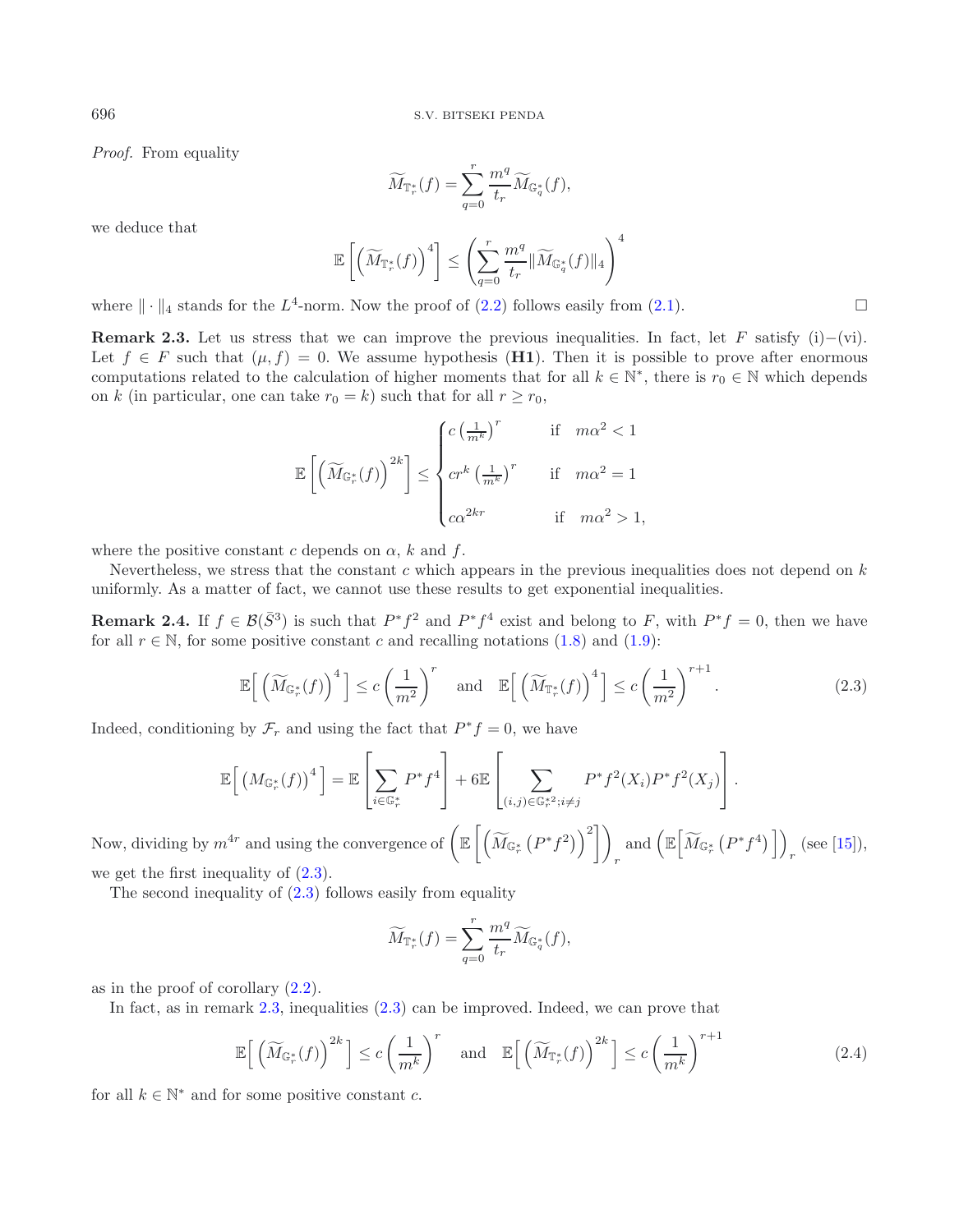*Proof.* From equality

$$\widetilde{M}_{\mathbb{T}_r^*}(f) = \sum_{q=0}^{r} \frac{m^q}{t_r} \widetilde{M}_{\mathbb{G}_q^*}(f),$$

we deduce that

$$\mathbb{E}\left[\left(\widetilde{M}_{\mathbb{T}_r^*}(f)\right)^4\right] \le \left(\sum_{q=0}^{r} \frac{m^q}{t_r} \|\widetilde{M}_{\mathbb{G}_q^*}(f)\|_4\right)^4$$

where $\|\cdot\|_4$ stands for the $L^4$-norm. Now the proof of (2.2) follows easily from (2.1). $\square$

**Remark 2.3.** Let us stress that we can improve the previous inequalities. In fact, let $F$ satisfy (i)–(vi). Let $f \in F$ such that $(\mu, f) = 0$. We assume hypothesis (**H1**). Then it is possible to prove after enormous computations related to the calculation of higher moments that for all $k \in \mathbb{N}^*$, there is $r_0 \in \mathbb{N}$ which depends on $k$ (in particular, one can take $r_0 = k$) such that for all $r \ge r_0$,

$$\mathbb{E}\left[\left(\widetilde{M}_{\mathbb{G}_r^*}(f)\right)^{2k}\right] \le \begin{cases} c\left(\frac{1}{m^k}\right)^r & \text{if} \quad m\alpha^2 < 1 \\ cr^k\left(\frac{1}{m^k}\right)^r & \text{if} \quad m\alpha^2 = 1 \\ c\alpha^{2kr} & \text{if} \quad m\alpha^2 > 1, \end{cases}$$

where the positive constant $c$ depends on $\alpha$, $k$ and $f$.

Nevertheless, we stress that the constant $c$ which appears in the previous inequalities does not depend on $k$ uniformly. As a matter of fact, we cannot use these results to get exponential inequalities.

**Remark 2.4.** If $f \in \mathcal{B}(\bar{S}^3)$ is such that $P^*f^2$ and $P^*f^4$ exist and belong to $F$, with $P^*f = 0$, then we have for all $r \in \mathbb{N}$, for some positive constant $c$ and recalling notations (1.8) and (1.9):

$$\mathbb{E}\Big[\left(\widetilde{M}_{\mathbb{G}_r^*}(f)\right)^4\Big] \le c\left(\frac{1}{m^2}\right)^r \quad \text{and} \quad \mathbb{E}\Big[\left(\widetilde{M}_{\mathbb{T}_r^*}(f)\right)^4\Big] \le c\left(\frac{1}{m^2}\right)^{r+1}. \tag{2.3}$$

Indeed, conditioning by $\mathcal{F}_r$ and using the fact that $P^*f = 0$, we have

$$\mathbb{E}\Big[\left(M_{\mathbb{G}_r^*}(f)\right)^4\Big] = \mathbb{E}\left[\sum_{i\in\mathbb{G}_r^*} P^*f^4\right] + 6\mathbb{E}\left[\sum_{(i,j)\in\mathbb{G}_r^{*2}; i\ne j} P^*f^2(X_i)P^*f^2(X_j)\right].$$

Now, dividing by $m^{4r}$ and using the convergence of $\left(\mathbb{E}\left[\left(\widetilde{M}_{\mathbb{G}_r^*}\left(P^*f^2\right)\right)^2\right]\right)_r$ and $\left(\mathbb{E}\Big[\widetilde{M}_{\mathbb{G}_r^*}\left(P^*f^4\right)\Big]\right)_r$ (see [15]), we get the first inequality of (2.3).

The second inequality of (2.3) follows easily from equality

$$\widetilde{M}_{\mathbb{T}_r^*}(f) = \sum_{q=0}^{r} \frac{m^q}{t_r} \widetilde{M}_{\mathbb{G}_q^*}(f),$$

as in the proof of corollary (2.2).

In fact, as in remark 2.3, inequalities (2.3) can be improved. Indeed, we can prove that

$$\mathbb{E}\Big[\left(\widetilde{M}_{\mathbb{G}_r^*}(f)\right)^{2k}\Big] \le c\left(\frac{1}{m^k}\right)^r \quad \text{and} \quad \mathbb{E}\Big[\left(\widetilde{M}_{\mathbb{T}_r^*}(f)\right)^{2k}\Big] \le c\left(\frac{1}{m^k}\right)^{r+1} \tag{2.4}$$

for all $k \in \mathbb{N}^*$ and for some positive constant $c$.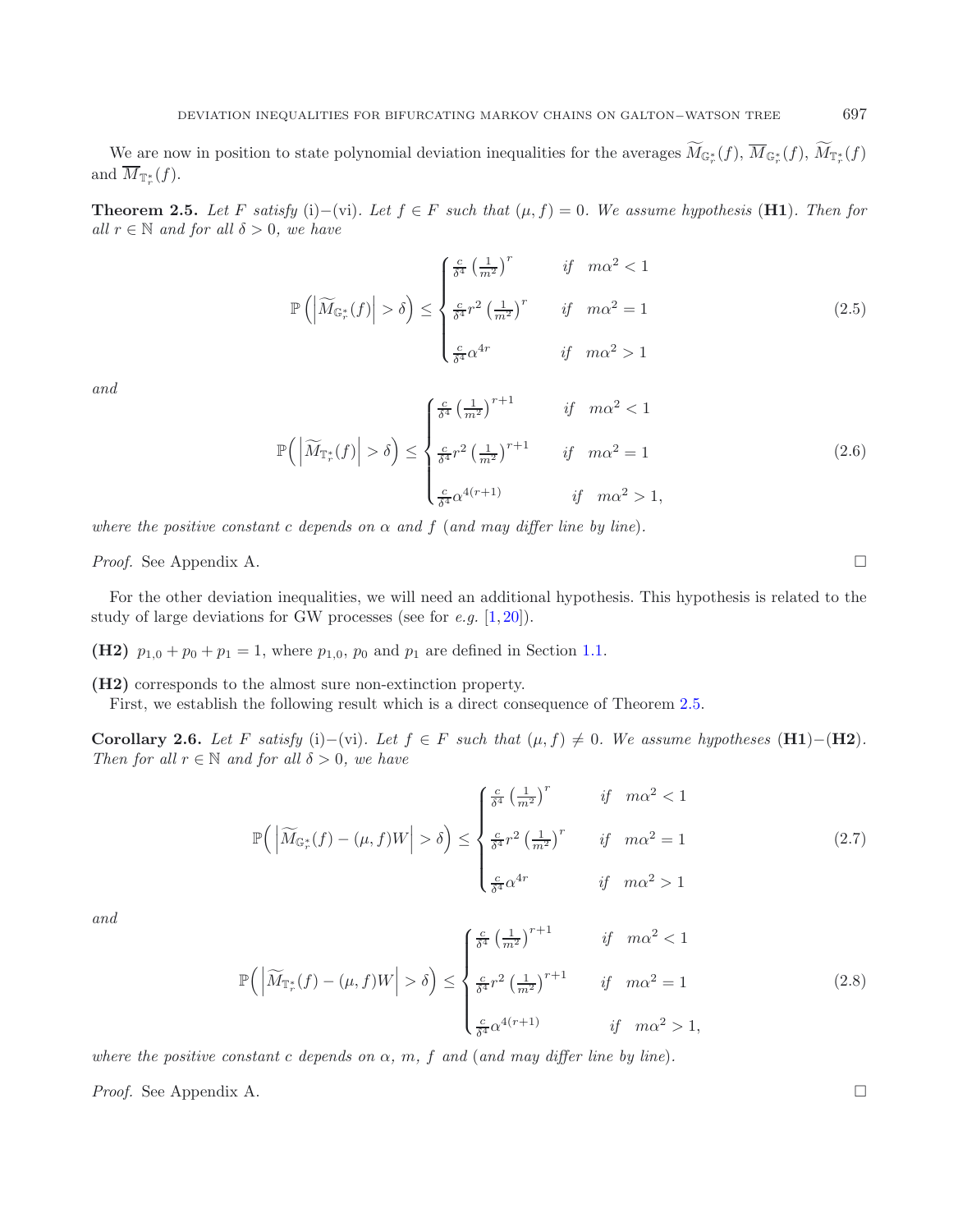We are now in position to state polynomial deviation inequalities for the averages $\widetilde{M}_{\mathbb{G}_r^*}(f)$, $\overline{M}_{\mathbb{G}_r^*}(f)$, $\widetilde{M}_{\mathbb{T}_r^*}(f)$ and $\overline{M}_{\mathbb{T}_r^*}(f)$.

**Theorem 2.5.** *Let $F$ satisfy* (i)–(vi)*. Let $f \in F$ such that $(\mu, f) = 0$. We assume hypothesis* (**H1**)*. Then for all $r \in \mathbb{N}$ and for all $\delta > 0$, we have*

$$\mathbb{P}\left(\left|\widetilde{M}_{\mathbb{G}_r^*}(f)\right| > \delta\right) \leq \begin{cases} \frac{c}{\delta^4}\left(\frac{1}{m^2}\right)^r & \text{if} \quad m\alpha^2 < 1 \\ \frac{c}{\delta^4} r^2 \left(\frac{1}{m^2}\right)^r & \text{if} \quad m\alpha^2 = 1 \\ \frac{c}{\delta^4}\alpha^{4r} & \text{if} \quad m\alpha^2 > 1 \end{cases} \tag{2.5}$$

*and*

$$\mathbb{P}\Big(\left|\widetilde{M}_{\mathbb{T}_r^*}(f)\right| > \delta\Big) \leq \begin{cases} \frac{c}{\delta^4}\left(\frac{1}{m^2}\right)^{r+1} & \text{if} \quad m\alpha^2 < 1 \\ \frac{c}{\delta^4} r^2 \left(\frac{1}{m^2}\right)^{r+1} & \text{if} \quad m\alpha^2 = 1 \\ \frac{c}{\delta^4}\alpha^{4(r+1)} & \text{if} \quad m\alpha^2 > 1, \end{cases} \tag{2.6}$$

*where the positive constant $c$ depends on $\alpha$ and $f$ (and may differ line by line).*

*Proof.* See Appendix A. □

For the other deviation inequalities, we will need an additional hypothesis. This hypothesis is related to the study of large deviations for GW processes (see for *e.g.* [1, 20]).

**(H2)** $p_{1,0} + p_0 + p_1 = 1$, where $p_{1,0}$, $p_0$ and $p_1$ are defined in Section 1.1.

**(H2)** corresponds to the almost sure non-extinction property.

First, we establish the following result which is a direct consequence of Theorem 2.5.

**Corollary 2.6.** *Let $F$ satisfy* (i)–(vi)*. Let $f \in F$ such that $(\mu, f) \neq 0$. We assume hypotheses* (**H1**)–(**H2**)*. Then for all $r \in \mathbb{N}$ and for all $\delta > 0$, we have*

$$\mathbb{P}\Big(\left|\widetilde{M}_{\mathbb{G}_r^*}(f) - (\mu, f)W\right| > \delta\Big) \leq \begin{cases} \frac{c}{\delta^4}\left(\frac{1}{m^2}\right)^r & \text{if} \quad m\alpha^2 < 1 \\ \frac{c}{\delta^4} r^2 \left(\frac{1}{m^2}\right)^r & \text{if} \quad m\alpha^2 = 1 \\ \frac{c}{\delta^4}\alpha^{4r} & \text{if} \quad m\alpha^2 > 1 \end{cases} \tag{2.7}$$

*and*

$$\mathbb{P}\Big(\left|\widetilde{M}_{\mathbb{T}_r^*}(f) - (\mu, f)W\right| > \delta\Big) \leq \begin{cases} \frac{c}{\delta^4}\left(\frac{1}{m^2}\right)^{r+1} & \text{if} \quad m\alpha^2 < 1 \\ \frac{c}{\delta^4} r^2 \left(\frac{1}{m^2}\right)^{r+1} & \text{if} \quad m\alpha^2 = 1 \\ \frac{c}{\delta^4}\alpha^{4(r+1)} & \text{if} \quad m\alpha^2 > 1, \end{cases} \tag{2.8}$$

*where the positive constant $c$ depends on $\alpha$, $m$, $f$ and (and may differ line by line).*

*Proof.* See Appendix A. □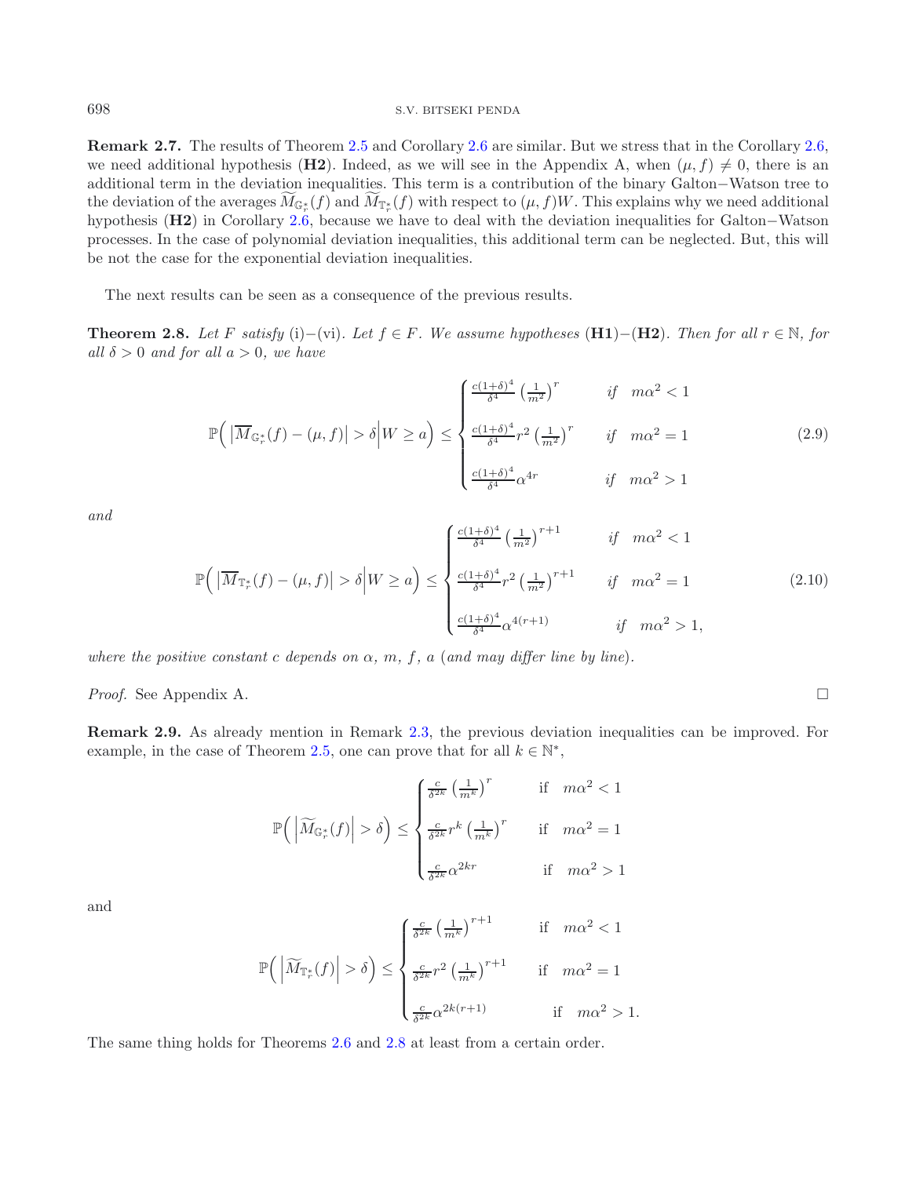**Remark 2.7.** The results of Theorem 2.5 and Corollary 2.6 are similar. But we stress that in the Corollary 2.6, we need additional hypothesis (**H2**). Indeed, as we will see in the Appendix A, when $(\mu, f) \neq 0$, there is an additional term in the deviation inequalities. This term is a contribution of the binary Galton−Watson tree to the deviation of the averages $\widetilde{M}_{\mathbb{G}_r^*}(f)$ and $\widetilde{M}_{\mathbb{T}_r^*}(f)$ with respect to $(\mu, f)W$. This explains why we need additional hypothesis (**H2**) in Corollary 2.6, because we have to deal with the deviation inequalities for Galton−Watson processes. In the case of polynomial deviation inequalities, this additional term can be neglected. But, this will be not the case for the exponential deviation inequalities.

The next results can be seen as a consequence of the previous results.

**Theorem 2.8.** *Let $F$ satisfy* (i)−(vi)*. Let $f \in F$. We assume hypotheses* (**H1**)−(**H2**)*. Then for all $r \in \mathbb{N}$, for all $\delta > 0$ and for all $a > 0$, we have*

$$\mathbb{P}\Big( \left|\overline{M}_{\mathbb{G}_r^*}(f) - (\mu, f)\right| > \delta \Big| W \geq a \Big) \leq \begin{cases} \frac{c(1+\delta)^4}{\delta^4}\left(\frac{1}{m^2}\right)^r & \text{if} \quad m\alpha^2 < 1 \\ \frac{c(1+\delta)^4}{\delta^4} r^2 \left(\frac{1}{m^2}\right)^r & \text{if} \quad m\alpha^2 = 1 \\ \frac{c(1+\delta)^4}{\delta^4}\alpha^{4r} & \text{if} \quad m\alpha^2 > 1 \end{cases} \tag{2.9}$$

*and*

$$\mathbb{P}\Big( \left|\overline{M}_{\mathbb{T}_r^*}(f) - (\mu, f)\right| > \delta \Big| W \geq a \Big) \leq \begin{cases} \frac{c(1+\delta)^4}{\delta^4}\left(\frac{1}{m^2}\right)^{r+1} & \text{if} \quad m\alpha^2 < 1 \\ \frac{c(1+\delta)^4}{\delta^4} r^2 \left(\frac{1}{m^2}\right)^{r+1} & \text{if} \quad m\alpha^2 = 1 \\ \frac{c(1+\delta)^4}{\delta^4}\alpha^{4(r+1)} & \text{if} \quad m\alpha^2 > 1, \end{cases} \tag{2.10}$$

*where the positive constant $c$ depends on $\alpha$, $m$, $f$, $a$ (and may differ line by line).*

*Proof.* See Appendix A. $\square$

**Remark 2.9.** As already mention in Remark 2.3, the previous deviation inequalities can be improved. For example, in the case of Theorem 2.5, one can prove that for all $k \in \mathbb{N}^*$,

$$\mathbb{P}\Big( \left|\widetilde{M}_{\mathbb{G}_r^*}(f)\right| > \delta \Big) \leq \begin{cases} \frac{c}{\delta^{2k}}\left(\frac{1}{m^k}\right)^r & \text{if} \quad m\alpha^2 < 1 \\ \frac{c}{\delta^{2k}} r^k \left(\frac{1}{m^k}\right)^r & \text{if} \quad m\alpha^2 = 1 \\ \frac{c}{\delta^{2k}}\alpha^{2kr} & \text{if} \quad m\alpha^2 > 1 \end{cases}$$

and

$$\mathbb{P}\Big( \left|\widetilde{M}_{\mathbb{T}_r^*}(f)\right| > \delta \Big) \leq \begin{cases} \frac{c}{\delta^{2k}}\left(\frac{1}{m^k}\right)^{r+1} & \text{if} \quad m\alpha^2 < 1 \\ \frac{c}{\delta^{2k}} r^2 \left(\frac{1}{m^k}\right)^{r+1} & \text{if} \quad m\alpha^2 = 1 \\ \frac{c}{\delta^{2k}}\alpha^{2k(r+1)} & \text{if} \quad m\alpha^2 > 1. \end{cases}$$

The same thing holds for Theorems 2.6 and 2.8 at least from a certain order.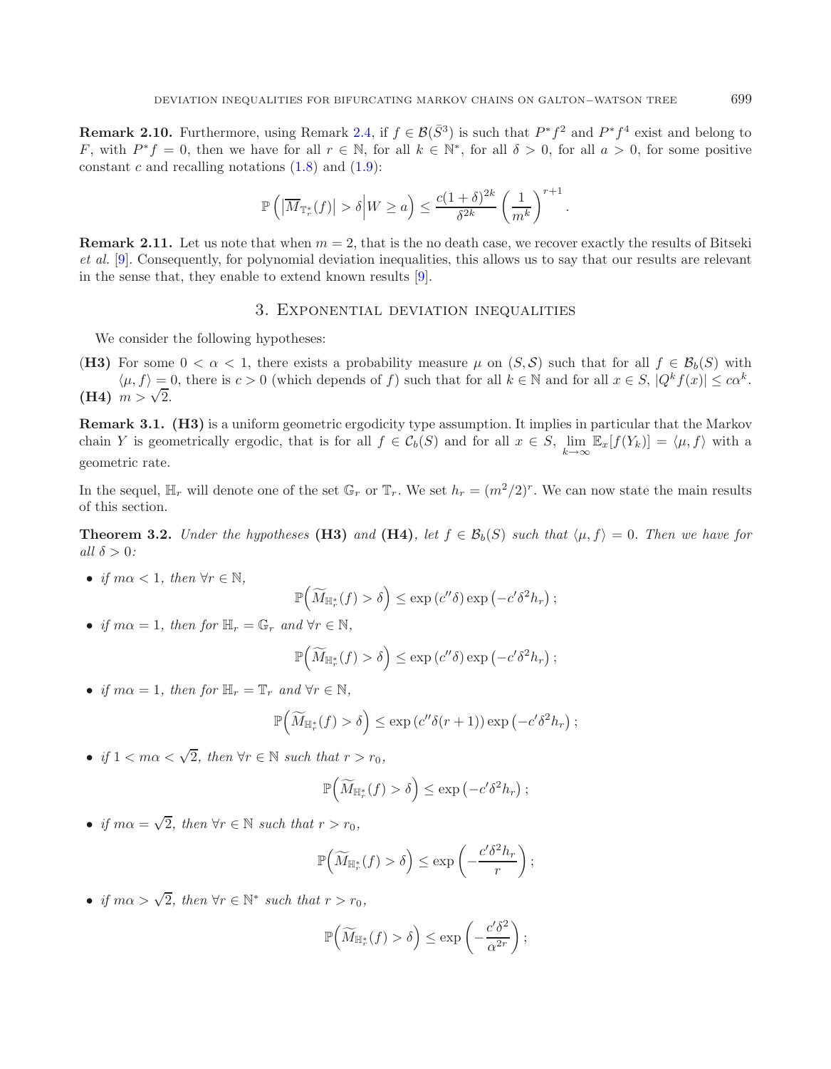**Remark 2.10.** Furthermore, using Remark 2.4, if $f \in \mathcal{B}(\bar{S}^3)$ is such that $P^*f^2$ and $P^*f^4$ exist and belong to $F$, with $P^*f = 0$, then we have for all $r \in \mathbb{N}$, for all $k \in \mathbb{N}^*$, for all $\delta > 0$, for all $a > 0$, for some positive constant $c$ and recalling notations (1.8) and (1.9):

$$\mathbb{P}\left(\left|\overline{M}_{\mathbb{T}_r^*}(f)\right| > \delta \Big| W \geq a\right) \leq \frac{c(1+\delta)^{2k}}{\delta^{2k}} \left(\frac{1}{m^k}\right)^{r+1}.$$

**Remark 2.11.** Let us note that when $m = 2$, that is the no death case, we recover exactly the results of Bitseki *et al.* [9]. Consequently, for polynomial deviation inequalities, this allows us to say that our results are relevant in the sense that, they enable to extend known results [9].

## 3. Exponential deviation inequalities

We consider the following hypotheses:

**(H3)** For some $0 < \alpha < 1$, there exists a probability measure $\mu$ on $(S, \mathcal{S})$ such that for all $f \in \mathcal{B}_b(S)$ with $\langle \mu, f \rangle = 0$, there is $c > 0$ (which depends of $f$) such that for all $k \in \mathbb{N}$ and for all $x \in S$, $|Q^k f(x)| \leq c\alpha^k$.
**(H4)** $m > \sqrt{2}$.

**Remark 3.1.** **(H3)** is a uniform geometric ergodicity type assumption. It implies in particular that the Markov chain $Y$ is geometrically ergodic, that is for all $f \in \mathcal{C}_b(S)$ and for all $x \in S$, $\lim_{k\to\infty} \mathbb{E}_x[f(Y_k)] = \langle \mu, f \rangle$ with a geometric rate.

In the sequel, $\mathbb{H}_r$ will denote one of the set $\mathbb{G}_r$ or $\mathbb{T}_r$. We set $h_r = (m^2/2)^r$. We can now state the main results of this section.

**Theorem 3.2.** *Under the hypotheses* **(H3)** *and* **(H4)***, let $f \in \mathcal{B}_b(S)$ such that $\langle \mu, f \rangle = 0$. Then we have for all $\delta > 0$:*

- *if $m\alpha < 1$, then $\forall r \in \mathbb{N}$,*
$$\mathbb{P}\Big(\widetilde{M}_{\mathbb{H}_r^*}(f) > \delta\Big) \leq \exp\left(c''\delta\right) \exp\left(-c'\delta^2 h_r\right);$$
- *if $m\alpha = 1$, then for $\mathbb{H}_r = \mathbb{G}_r$ and $\forall r \in \mathbb{N}$,*
$$\mathbb{P}\Big(\widetilde{M}_{\mathbb{H}_r^*}(f) > \delta\Big) \leq \exp\left(c''\delta\right) \exp\left(-c'\delta^2 h_r\right);$$
- *if $m\alpha = 1$, then for $\mathbb{H}_r = \mathbb{T}_r$ and $\forall r \in \mathbb{N}$,*
$$\mathbb{P}\Big(\widetilde{M}_{\mathbb{H}_r^*}(f) > \delta\Big) \leq \exp\left(c''\delta(r+1)\right) \exp\left(-c'\delta^2 h_r\right);$$
- *if $1 < m\alpha < \sqrt{2}$, then $\forall r \in \mathbb{N}$ such that $r > r_0$,*
$$\mathbb{P}\Big(\widetilde{M}_{\mathbb{H}_r^*}(f) > \delta\Big) \leq \exp\left(-c'\delta^2 h_r\right);$$
- *if $m\alpha = \sqrt{2}$, then $\forall r \in \mathbb{N}$ such that $r > r_0$,*
$$\mathbb{P}\Big(\widetilde{M}_{\mathbb{H}_r^*}(f) > \delta\Big) \leq \exp\left(-\frac{c'\delta^2 h_r}{r}\right);$$
- *if $m\alpha > \sqrt{2}$, then $\forall r \in \mathbb{N}^*$ such that $r > r_0$,*
$$\mathbb{P}\Big(\widetilde{M}_{\mathbb{H}_r^*}(f) > \delta\Big) \leq \exp\left(-\frac{c'\delta^2}{\alpha^{2r}}\right);$$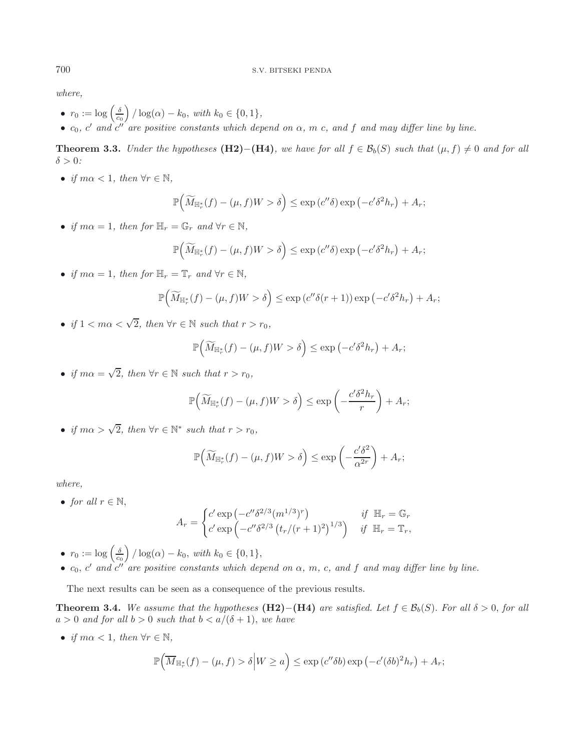*where,*

- $r_0 := \log\left(\frac{\delta}{c_0}\right)/\log(\alpha) - k_0$, *with* $k_0 \in \{0,1\}$,
- $c_0$, $c'$ *and* $c''$ *are positive constants which depend on* $\alpha$, $m$ $c$, *and* $f$ *and may differ line by line.*

**Theorem 3.3.** *Under the hypotheses* **(H2)**−**(H4)**, *we have for all* $f \in \mathcal{B}_b(S)$ *such that* $(\mu, f) \neq 0$ *and for all* $\delta > 0$*:*

- *if* $m\alpha < 1$, *then* $\forall r \in \mathbb{N}$,

$$\mathbb{P}\Big(\widetilde{M}_{\mathbb{H}_r^*}(f) - (\mu,f)W > \delta\Big) \leq \exp\left(c''\delta\right)\exp\left(-c'\delta^2 h_r\right) + A_r;$$

- *if* $m\alpha = 1$, *then for* $\mathbb{H}_r = \mathbb{G}_r$ *and* $\forall r \in \mathbb{N}$,

$$\mathbb{P}\Big(\widetilde{M}_{\mathbb{H}_r^*}(f) - (\mu,f)W > \delta\Big) \leq \exp\left(c''\delta\right)\exp\left(-c'\delta^2 h_r\right) + A_r;$$

- *if* $m\alpha = 1$, *then for* $\mathbb{H}_r = \mathbb{T}_r$ *and* $\forall r \in \mathbb{N}$,

$$\mathbb{P}\Big(\widetilde{M}_{\mathbb{H}_r^*}(f) - (\mu,f)W > \delta\Big) \leq \exp\left(c''\delta(r+1)\right)\exp\left(-c'\delta^2 h_r\right) + A_r;$$

- *if* $1 < m\alpha < \sqrt{2}$, *then* $\forall r \in \mathbb{N}$ *such that* $r > r_0$,

$$\mathbb{P}\Big(\widetilde{M}_{\mathbb{H}_r^*}(f) - (\mu,f)W > \delta\Big) \leq \exp\left(-c'\delta^2 h_r\right) + A_r;$$

- *if* $m\alpha = \sqrt{2}$, *then* $\forall r \in \mathbb{N}$ *such that* $r > r_0$,

$$\mathbb{P}\Big(\widetilde{M}_{\mathbb{H}_r^*}(f) - (\mu,f)W > \delta\Big) \leq \exp\left(-\frac{c'\delta^2 h_r}{r}\right) + A_r;$$

- *if* $m\alpha > \sqrt{2}$, *then* $\forall r \in \mathbb{N}^*$ *such that* $r > r_0$,

$$\mathbb{P}\Big(\widetilde{M}_{\mathbb{H}_r^*}(f) - (\mu,f)W > \delta\Big) \leq \exp\left(-\frac{c'\delta^2}{\alpha^{2r}}\right) + A_r;$$

*where,*

- *for all* $r \in \mathbb{N}$,

$$A_r = \begin{cases} c'\exp\left(-c''\delta^{2/3}(m^{1/3})^r\right) & \text{if } \mathbb{H}_r = \mathbb{G}_r \\ c'\exp\left(-c''\delta^{2/3}\left(t_r/(r+1)^2\right)^{1/3}\right) & \text{if } \mathbb{H}_r = \mathbb{T}_r, \end{cases}$$

- $r_0 := \log\left(\frac{\delta}{c_0}\right)/\log(\alpha) - k_0$, *with* $k_0 \in \{0,1\}$,
- $c_0$, $c'$ *and* $c''$ *are positive constants which depend on* $\alpha$, $m$, $c$, *and* $f$ *and may differ line by line.*

The next results can be seen as a consequence of the previous results.

**Theorem 3.4.** *We assume that the hypotheses* **(H2)**−**(H4)** *are satisfied. Let* $f \in \mathcal{B}_b(S)$. *For all* $\delta > 0$, *for all* $a > 0$ *and for all* $b > 0$ *such that* $b < a/(\delta+1)$, *we have*

- *if* $m\alpha < 1$, *then* $\forall r \in \mathbb{N}$,

$$\mathbb{P}\Big(\overline{M}_{\mathbb{H}_r^*}(f) - (\mu,f) > \delta \Big| W \geq a\Big) \leq \exp\left(c''\delta b\right)\exp\left(-c'(\delta b)^2 h_r\right) + A_r;$$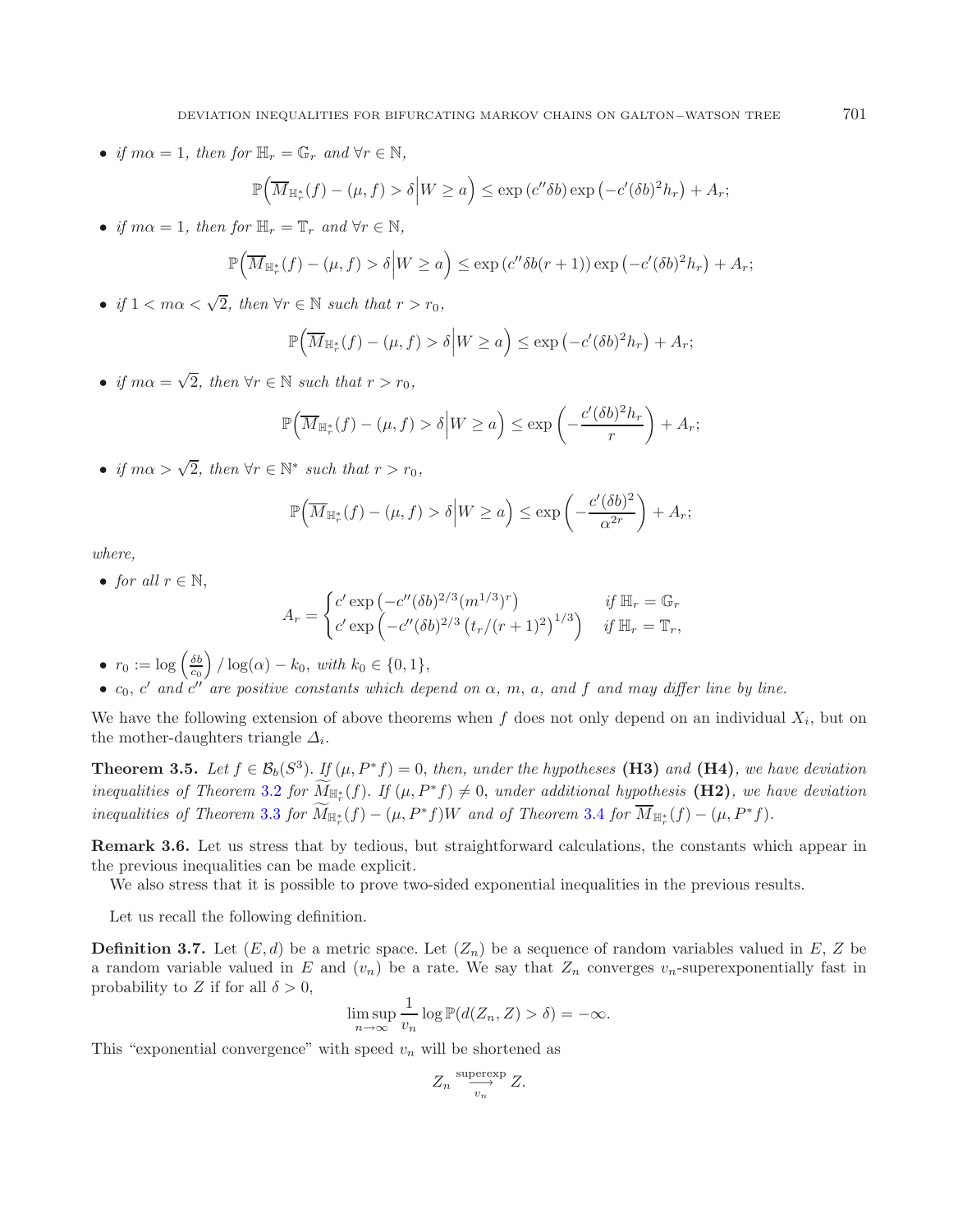- *if* $m\alpha = 1$, *then for* $\mathbb{H}_r = \mathbb{G}_r$ *and* $\forall r \in \mathbb{N}$,

$$\mathbb{P}\Big(\overline{M}_{\mathbb{H}_r^*}(f) - (\mu, f) > \delta \Big| W \geq a\Big) \leq \exp\left(c''\delta b\right)\exp\left(-c'(\delta b)^2 h_r\right) + A_r;$$

- *if* $m\alpha = 1$, *then for* $\mathbb{H}_r = \mathbb{T}_r$ *and* $\forall r \in \mathbb{N}$,

$$\mathbb{P}\Big(\overline{M}_{\mathbb{H}_r^*}(f) - (\mu, f) > \delta \Big| W \geq a\Big) \leq \exp\left(c''\delta b(r+1)\right)\exp\left(-c'(\delta b)^2 h_r\right) + A_r;$$

- *if* $1 < m\alpha < \sqrt{2}$, *then* $\forall r \in \mathbb{N}$ *such that* $r > r_0$,

$$\mathbb{P}\Big(\overline{M}_{\mathbb{H}_r^*}(f) - (\mu, f) > \delta \Big| W \geq a\Big) \leq \exp\left(-c'(\delta b)^2 h_r\right) + A_r;$$

- *if* $m\alpha = \sqrt{2}$, *then* $\forall r \in \mathbb{N}$ *such that* $r > r_0$,

$$\mathbb{P}\Big(\overline{M}_{\mathbb{H}_r^*}(f) - (\mu, f) > \delta \Big| W \geq a\Big) \leq \exp\left(-\frac{c'(\delta b)^2 h_r}{r}\right) + A_r;$$

- *if* $m\alpha > \sqrt{2}$, *then* $\forall r \in \mathbb{N}^*$ *such that* $r > r_0$,

$$\mathbb{P}\Big(\overline{M}_{\mathbb{H}_r^*}(f) - (\mu, f) > \delta \Big| W \geq a\Big) \leq \exp\left(-\frac{c'(\delta b)^2}{\alpha^{2r}}\right) + A_r;$$

*where,*

- *for all* $r \in \mathbb{N}$,

$$A_r = \begin{cases} c' \exp\left(-c''(\delta b)^{2/3}(m^{1/3})^r\right) & \text{if } \mathbb{H}_r = \mathbb{G}_r \\ c' \exp\left(-c''(\delta b)^{2/3}\left(t_r/(r+1)^2\right)^{1/3}\right) & \text{if } \mathbb{H}_r = \mathbb{T}_r, \end{cases}$$

- $r_0 := \log\left(\frac{\delta b}{c_0}\right)/\log(\alpha) - k_0$, *with* $k_0 \in \{0, 1\}$,
- $c_0$, $c'$ *and* $c''$ *are positive constants which depend on* $\alpha$, $m$, $a$, *and* $f$ *and may differ line by line.*

We have the following extension of above theorems when $f$ does not only depend on an individual $X_i$, but on the mother-daughters triangle $\Delta_i$.

**Theorem 3.5.** *Let* $f \in \mathcal{B}_b(S^3)$. *If* $(\mu, P^*f) = 0$, *then, under the hypotheses* **(H3)** *and* **(H4)**, *we have deviation inequalities of Theorem* 3.2 *for* $\widetilde{M}_{\mathbb{H}_r^*}(f)$. *If* $(\mu, P^*f) \neq 0$, *under additional hypothesis* **(H2)**, *we have deviation inequalities of Theorem* 3.3 *for* $\widetilde{M}_{\mathbb{H}_r^*}(f) - (\mu, P^*f)W$ *and of Theorem* 3.4 *for* $\overline{M}_{\mathbb{H}_r^*}(f) - (\mu, P^*f)$.

**Remark 3.6.** Let us stress that by tedious, but straightforward calculations, the constants which appear in the previous inequalities can be made explicit.

We also stress that it is possible to prove two-sided exponential inequalities in the previous results.

Let us recall the following definition.

**Definition 3.7.** Let $(E, d)$ be a metric space. Let $(Z_n)$ be a sequence of random variables valued in $E$, $Z$ be a random variable valued in $E$ and $(v_n)$ be a rate. We say that $Z_n$ converges $v_n$-superexponentially fast in probability to $Z$ if for all $\delta > 0$,

$$\limsup_{n\to\infty} \frac{1}{v_n} \log \mathbb{P}(d(Z_n, Z) > \delta) = -\infty.$$

This "exponential convergence" with speed $v_n$ will be shortened as

$$Z_n \overset{\text{superexp}}{\underset{v_n}{\longrightarrow}} Z.$$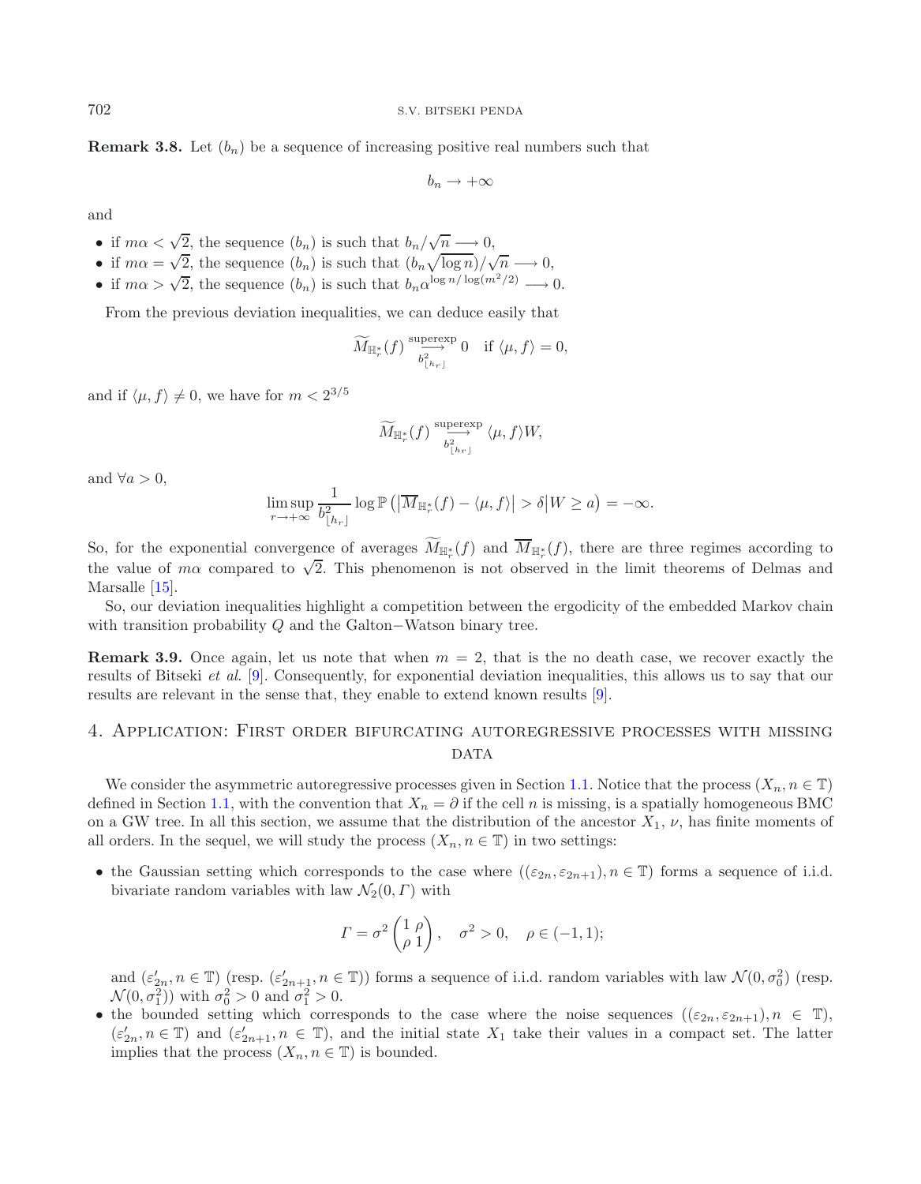**Remark 3.8.** Let $(b_n)$ be a sequence of increasing positive real numbers such that

$$b_n \to +\infty$$

and

- if $m\alpha < \sqrt{2}$, the sequence $(b_n)$ is such that $b_n/\sqrt{n} \longrightarrow 0$,
- if $m\alpha = \sqrt{2}$, the sequence $(b_n)$ is such that $(b_n\sqrt{\log n})/\sqrt{n} \longrightarrow 0$,
- if $m\alpha > \sqrt{2}$, the sequence $(b_n)$ is such that $b_n \alpha^{\log n/\log(m^2/2)} \longrightarrow 0$.

From the previous deviation inequalities, we can deduce easily that

$$\widetilde{M}_{\mathbb{H}_r^*}(f) \underset{b^2_{\lfloor h_r \rfloor}}{\overset{\text{superexp}}{\longrightarrow}} 0 \quad \text{if } \langle \mu, f\rangle = 0,$$

and if $\langle \mu, f\rangle \neq 0$, we have for $m < 2^{3/5}$

$$\widetilde{M}_{\mathbb{H}_r^*}(f) \underset{b^2_{\lfloor h_r \rfloor}}{\overset{\text{superexp}}{\longrightarrow}} \langle \mu, f\rangle W,$$

and $\forall a > 0$,

$$\limsup_{r\to+\infty} \frac{1}{b^2_{\lfloor h_r \rfloor}} \log \mathbb{P}\left(\left|\overline{M}_{\mathbb{H}_r^*}(f) - \langle \mu, f\rangle\right| > \delta \middle| W \geq a\right) = -\infty.$$

So, for the exponential convergence of averages $\widetilde{M}_{\mathbb{H}_r^*}(f)$ and $\overline{M}_{\mathbb{H}_r^*}(f)$, there are three regimes according to the value of $m\alpha$ compared to $\sqrt{2}$. This phenomenon is not observed in the limit theorems of Delmas and Marsalle [15].

So, our deviation inequalities highlight a competition between the ergodicity of the embedded Markov chain with transition probability $Q$ and the Galton−Watson binary tree.

**Remark 3.9.** Once again, let us note that when $m = 2$, that is the no death case, we recover exactly the results of Bitseki *et al.* [9]. Consequently, for exponential deviation inequalities, this allows us to say that our results are relevant in the sense that, they enable to extend known results [9].

## 4. Application: First order bifurcating autoregressive processes with missing data

We consider the asymmetric autoregressive processes given in Section 1.1. Notice that the process $(X_n, n \in \mathbb{T})$ defined in Section 1.1, with the convention that $X_n = \partial$ if the cell $n$ is missing, is a spatially homogeneous BMC on a GW tree. In all this section, we assume that the distribution of the ancestor $X_1$, $\nu$, has finite moments of all orders. In the sequel, we will study the process $(X_n, n \in \mathbb{T})$ in two settings:

- the Gaussian setting which corresponds to the case where $((\varepsilon_{2n}, \varepsilon_{2n+1}), n \in \mathbb{T})$ forms a sequence of i.i.d. bivariate random variables with law $\mathcal{N}_2(0, \Gamma)$ with

$$\Gamma = \sigma^2 \begin{pmatrix} 1 & \rho \\ \rho & 1 \end{pmatrix}, \quad \sigma^2 > 0, \quad \rho \in (-1, 1);$$

  and $(\varepsilon'_{2n}, n \in \mathbb{T})$ (resp. $(\varepsilon'_{2n+1}, n \in \mathbb{T})$) forms a sequence of i.i.d. random variables with law $\mathcal{N}(0, \sigma_0^2)$ (resp. $\mathcal{N}(0, \sigma_1^2)$) with $\sigma_0^2 > 0$ and $\sigma_1^2 > 0$.
- the bounded setting which corresponds to the case where the noise sequences $((\varepsilon_{2n}, \varepsilon_{2n+1}), n \in \mathbb{T})$, $(\varepsilon'_{2n}, n \in \mathbb{T})$ and $(\varepsilon'_{2n+1}, n \in \mathbb{T})$, and the initial state $X_1$ take their values in a compact set. The latter implies that the process $(X_n, n \in \mathbb{T})$ is bounded.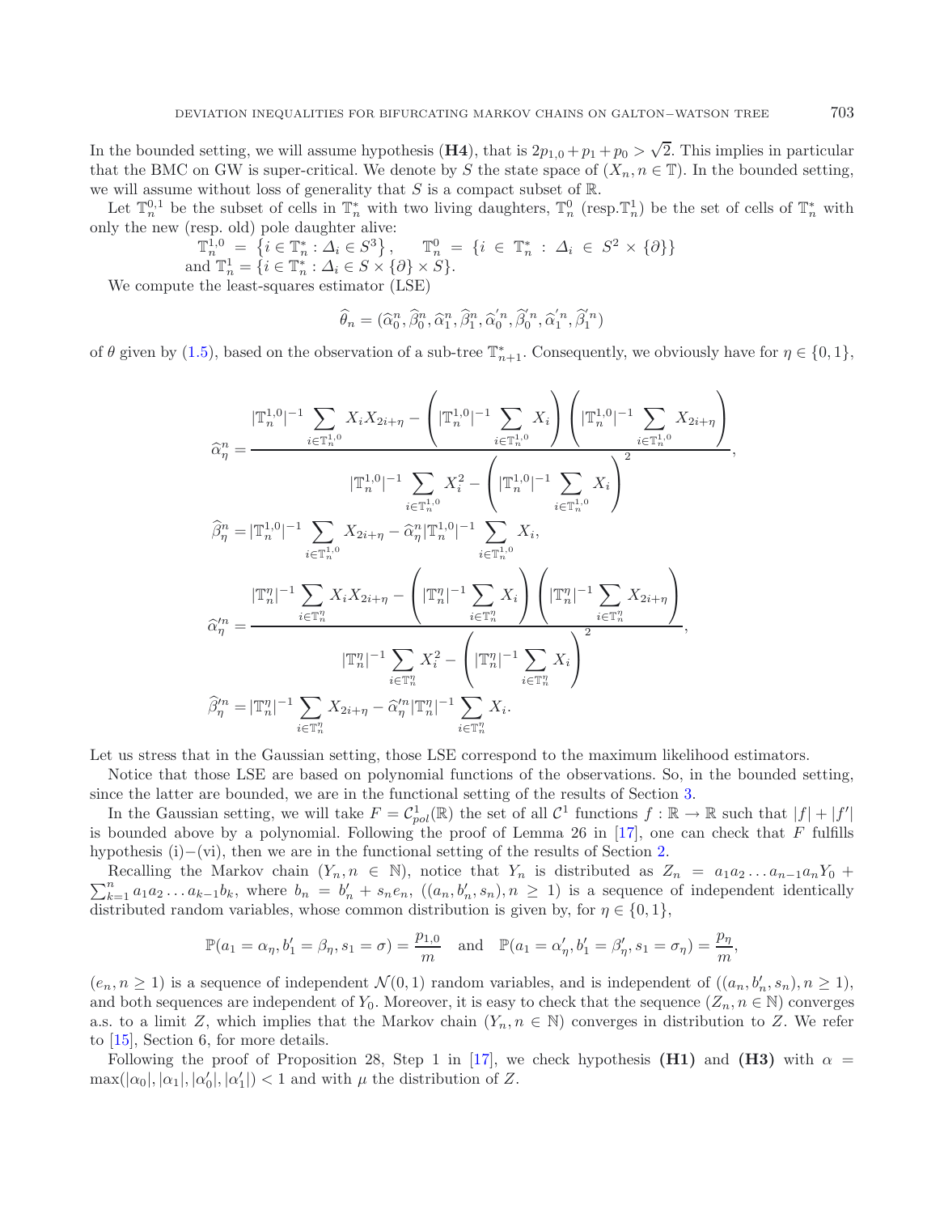In the bounded setting, we will assume hypothesis **(H4)**, that is $2p_{1,0} + p_1 + p_0 > \sqrt{2}$. This implies in particular that the BMC on GW is super-critical. We denote by $S$ the state space of $(X_n, n \in \mathbb{T})$. In the bounded setting, we will assume without loss of generality that $S$ is a compact subset of $\mathbb{R}$.

Let $\mathbb{T}_n^{0,1}$ be the subset of cells in $\mathbb{T}_n^*$ with two living daughters, $\mathbb{T}_n^0$ (resp. $\mathbb{T}_n^1$) be the set of cells of $\mathbb{T}_n^*$ with only the new (resp. old) pole daughter alive:

$$\mathbb{T}_n^{1,0} = \left\{ i \in \mathbb{T}_n^* : \Delta_i \in S^3 \right\}, \qquad \mathbb{T}_n^0 = \{ i \in \mathbb{T}_n^* : \Delta_i \in S^2 \times \{\partial\}\}$$
and $\mathbb{T}_n^1 = \{ i \in \mathbb{T}_n^* : \Delta_i \in S \times \{\partial\} \times S\}$.

We compute the least-squares estimator (LSE)

$$\widehat{\theta}_n = (\widehat{\alpha}_0^n, \widehat{\beta}_0^n, \widehat{\alpha}_1^n, \widehat{\beta}_1^n, \widehat{\alpha}_0'^n, \widehat{\beta}_0'^n, \widehat{\alpha}_1'^n, \widehat{\beta}_1'^n)$$

of $\theta$ given by (1.5), based on the observation of a sub-tree $\mathbb{T}_{n+1}^*$. Consequently, we obviously have for $\eta \in \{0, 1\}$,

$$\widehat{\alpha}_\eta^n = \frac{|\mathbb{T}_n^{1,0}|^{-1} \sum_{i \in \mathbb{T}_n^{1,0}} X_i X_{2i+\eta} - \left( |\mathbb{T}_n^{1,0}|^{-1} \sum_{i \in \mathbb{T}_n^{1,0}} X_i \right) \left( |\mathbb{T}_n^{1,0}|^{-1} \sum_{i \in \mathbb{T}_n^{1,0}} X_{2i+\eta} \right)}{|\mathbb{T}_n^{1,0}|^{-1} \sum_{i \in \mathbb{T}_n^{1,0}} X_i^2 - \left( |\mathbb{T}_n^{1,0}|^{-1} \sum_{i \in \mathbb{T}_n^{1,0}} X_i \right)^2},$$

$$\widehat{\beta}_\eta^n = |\mathbb{T}_n^{1,0}|^{-1} \sum_{i \in \mathbb{T}_n^{1,0}} X_{2i+\eta} - \widehat{\alpha}_\eta^n |\mathbb{T}_n^{1,0}|^{-1} \sum_{i \in \mathbb{T}_n^{1,0}} X_i,$$

$$\widehat{\alpha}_\eta'^n = \frac{|\mathbb{T}_n^\eta|^{-1} \sum_{i \in \mathbb{T}_n^\eta} X_i X_{2i+\eta} - \left( |\mathbb{T}_n^\eta|^{-1} \sum_{i \in \mathbb{T}_n^\eta} X_i \right) \left( |\mathbb{T}_n^\eta|^{-1} \sum_{i \in \mathbb{T}_n^\eta} X_{2i+\eta} \right)}{|\mathbb{T}_n^\eta|^{-1} \sum_{i \in \mathbb{T}_n^\eta} X_i^2 - \left( |\mathbb{T}_n^\eta|^{-1} \sum_{i \in \mathbb{T}_n^\eta} X_i \right)^2},$$

$$\widehat{\beta}_\eta'^n = |\mathbb{T}_n^\eta|^{-1} \sum_{i \in \mathbb{T}_n^\eta} X_{2i+\eta} - \widehat{\alpha}_\eta'^n |\mathbb{T}_n^\eta|^{-1} \sum_{i \in \mathbb{T}_n^\eta} X_i.$$

Let us stress that in the Gaussian setting, those LSE correspond to the maximum likelihood estimators.

Notice that those LSE are based on polynomial functions of the observations. So, in the bounded setting, since the latter are bounded, we are in the functional setting of the results of Section 3.

In the Gaussian setting, we will take $F = \mathcal{C}_{pol}^1(\mathbb{R})$ the set of all $\mathcal{C}^1$ functions $f : \mathbb{R} \to \mathbb{R}$ such that $|f| + |f'|$ is bounded above by a polynomial. Following the proof of Lemma 26 in [17], one can check that $F$ fulfills hypothesis (i)−(vi), then we are in the functional setting of the results of Section 2.

Recalling the Markov chain $(Y_n, n \in \mathbb{N})$, notice that $Y_n$ is distributed as $Z_n = a_1 a_2 \ldots a_{n-1} a_n Y_0 + \sum_{k=1}^n a_1 a_2 \ldots a_{k-1} b_k$, where $b_n = b_n' + s_n e_n$, $((a_n, b_n', s_n), n \geq 1)$ is a sequence of independent identically distributed random variables, whose common distribution is given by, for $\eta \in \{0, 1\}$,

$$\mathbb{P}(a_1 = \alpha_\eta, b_1' = \beta_\eta, s_1 = \sigma) = \frac{p_{1,0}}{m} \quad \text{and} \quad \mathbb{P}(a_1 = \alpha_\eta', b_1' = \beta_\eta', s_1 = \sigma_\eta) = \frac{p_\eta}{m},$$

$(e_n, n \geq 1)$ is a sequence of independent $\mathcal{N}(0, 1)$ random variables, and is independent of $((a_n, b_n', s_n), n \geq 1)$, and both sequences are independent of $Y_0$. Moreover, it is easy to check that the sequence $(Z_n, n \in \mathbb{N})$ converges a.s. to a limit $Z$, which implies that the Markov chain $(Y_n, n \in \mathbb{N})$ converges in distribution to $Z$. We refer to [15], Section 6, for more details.

Following the proof of Proposition 28, Step 1 in [17], we check hypothesis **(H1)** and **(H3)** with $\alpha = \max(|\alpha_0|, |\alpha_1|, |\alpha_0'|, |\alpha_1'|) < 1$ and with $\mu$ the distribution of $Z$.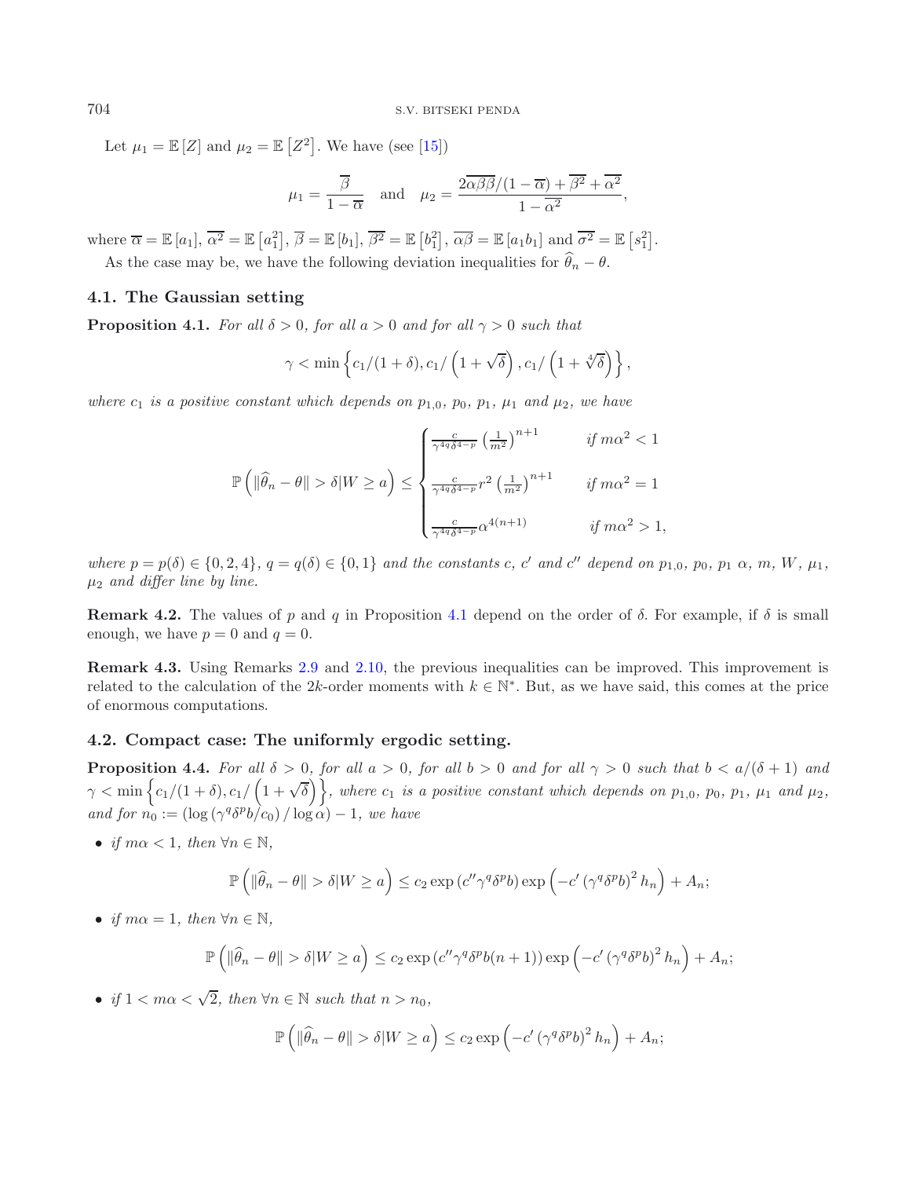Let $\mu_1 = \mathbb{E}[Z]$ and $\mu_2 = \mathbb{E}[Z^2]$. We have (see [15])

$$\mu_1 = \frac{\overline{\beta}}{1-\overline{\alpha}} \quad \text{and} \quad \mu_2 = \frac{2\overline{\alpha\beta}\overline{\beta}/(1-\overline{\alpha}) + \overline{\beta^2} + \overline{\alpha^2}}{1-\overline{\alpha^2}},$$

where $\overline{\alpha} = \mathbb{E}[a_1]$, $\overline{\alpha^2} = \mathbb{E}[a_1^2]$, $\overline{\beta} = \mathbb{E}[b_1]$, $\overline{\beta^2} = \mathbb{E}[b_1^2]$, $\overline{\alpha\beta} = \mathbb{E}[a_1 b_1]$ and $\overline{\sigma^2} = \mathbb{E}[s_1^2]$.

As the case may be, we have the following deviation inequalities for $\widehat{\theta}_n - \theta$.

### 4.1. The Gaussian setting

**Proposition 4.1.** *For all $\delta > 0$, for all $a > 0$ and for all $\gamma > 0$ such that*

$$\gamma < \min\left\{c_1/(1+\delta), c_1/\left(1+\sqrt{\delta}\right), c_1/\left(1+\sqrt[4]{\delta}\right)\right\},$$

*where $c_1$ is a positive constant which depends on $p_{1,0}$, $p_0$, $p_1$, $\mu_1$ and $\mu_2$, we have*

$$\mathbb{P}\left(\|\widehat{\theta}_n - \theta\| > \delta | W \geq a\right) \leq \begin{cases} \frac{c}{\gamma^{4q}\delta^{4-p}}\left(\frac{1}{m^2}\right)^{n+1} & \text{if } m\alpha^2 < 1 \\ \frac{c}{\gamma^{4q}\delta^{4-p}} r^2 \left(\frac{1}{m^2}\right)^{n+1} & \text{if } m\alpha^2 = 1 \\ \frac{c}{\gamma^{4q}\delta^{4-p}} \alpha^{4(n+1)} & \text{if } m\alpha^2 > 1, \end{cases}$$

*where $p = p(\delta) \in \{0, 2, 4\}$, $q = q(\delta) \in \{0, 1\}$ and the constants $c$, $c'$ and $c''$ depend on $p_{1,0}$, $p_0$, $p_1$ $\alpha$, $m$, $W$, $\mu_1$, $\mu_2$ and differ line by line.*

**Remark 4.2.** The values of $p$ and $q$ in Proposition 4.1 depend on the order of $\delta$. For example, if $\delta$ is small enough, we have $p = 0$ and $q = 0$.

**Remark 4.3.** Using Remarks 2.9 and 2.10, the previous inequalities can be improved. This improvement is related to the calculation of the $2k$-order moments with $k \in \mathbb{N}^*$. But, as we have said, this comes at the price of enormous computations.

### 4.2. Compact case: The uniformly ergodic setting.

**Proposition 4.4.** *For all $\delta > 0$, for all $a > 0$, for all $b > 0$ and for all $\gamma > 0$ such that $b < a/(\delta+1)$ and $\gamma < \min\left\{c_1/(1+\delta), c_1/\left(1+\sqrt{\delta}\right)\right\}$, where $c_1$ is a positive constant which depends on $p_{1,0}$, $p_0$, $p_1$, $\mu_1$ and $\mu_2$, and for $n_0 := (\log(\gamma^q\delta^p b/c_0)/\log\alpha) - 1$, we have*

- *if $m\alpha < 1$, then $\forall n \in \mathbb{N}$,*

$$\mathbb{P}\left(\|\widehat{\theta}_n - \theta\| > \delta | W \geq a\right) \leq c_2 \exp\left(c''\gamma^q\delta^p b\right) \exp\left(-c'\left(\gamma^q\delta^p b\right)^2 h_n\right) + A_n;$$

- *if $m\alpha = 1$, then $\forall n \in \mathbb{N}$,*

$$\mathbb{P}\left(\|\widehat{\theta}_n - \theta\| > \delta | W \geq a\right) \leq c_2 \exp\left(c''\gamma^q\delta^p b(n+1)\right) \exp\left(-c'\left(\gamma^q\delta^p b\right)^2 h_n\right) + A_n;$$

- *if $1 < m\alpha < \sqrt{2}$, then $\forall n \in \mathbb{N}$ such that $n > n_0$,*

$$\mathbb{P}\left(\|\widehat{\theta}_n - \theta\| > \delta | W \geq a\right) \leq c_2 \exp\left(-c'\left(\gamma^q\delta^p b\right)^2 h_n\right) + A_n;$$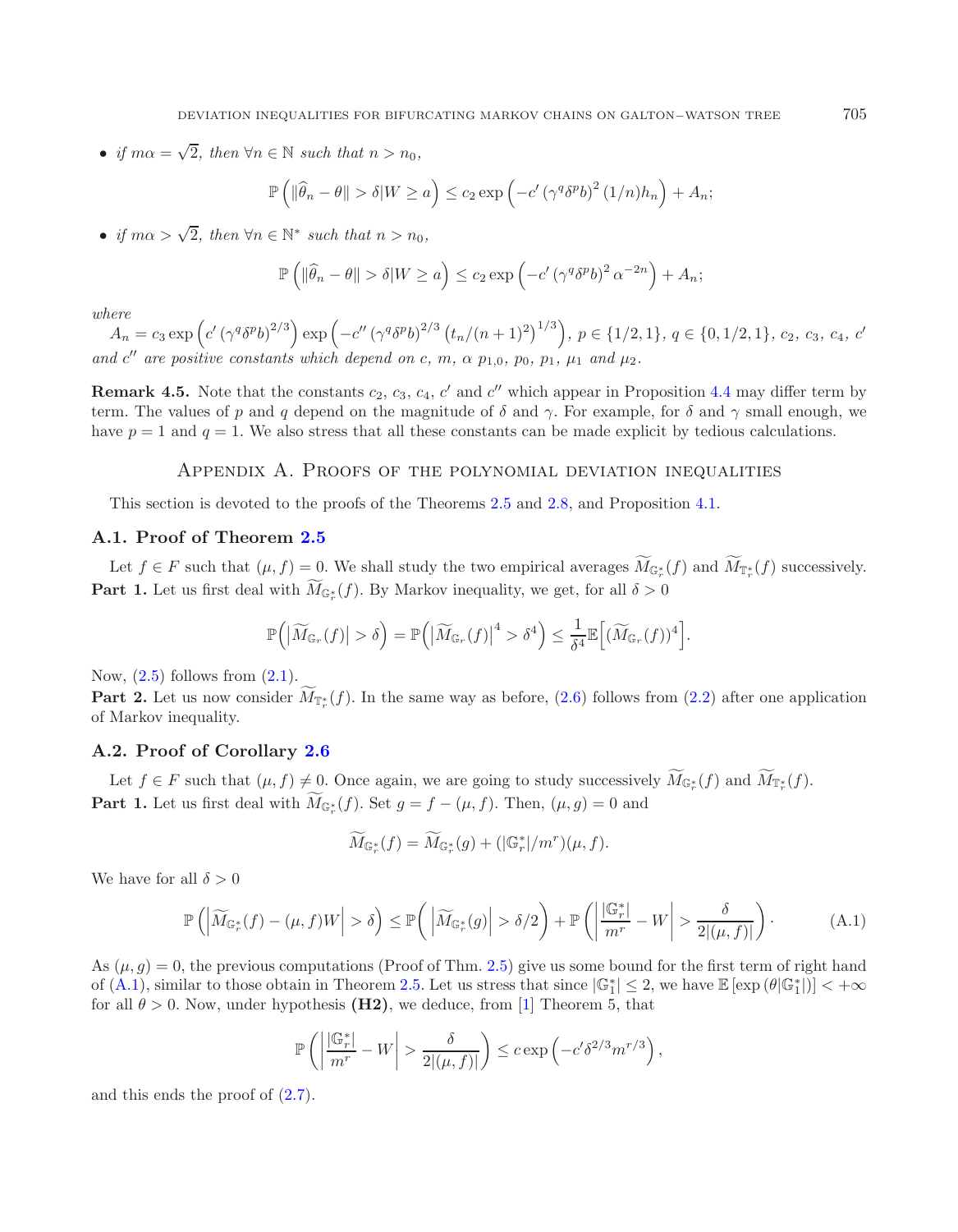- *if* $m\alpha = \sqrt{2}$, *then* $\forall n \in \mathbb{N}$ *such that* $n > n_0$,

$$\mathbb{P}\left(\|\widehat{\theta}_n - \theta\| > \delta | W \geq a\right) \leq c_2 \exp\left(-c' \left(\gamma^q \delta^p b\right)^2 (1/n) h_n\right) + A_n;$$

- *if* $m\alpha > \sqrt{2}$, *then* $\forall n \in \mathbb{N}^*$ *such that* $n > n_0$,

$$\mathbb{P}\left(\|\widehat{\theta}_n - \theta\| > \delta | W \geq a\right) \leq c_2 \exp\left(-c' \left(\gamma^q \delta^p b\right)^2 \alpha^{-2n}\right) + A_n;$$

*where*

$A_n = c_3 \exp\left(c' \left(\gamma^q \delta^p b\right)^{2/3}\right) \exp\left(-c'' \left(\gamma^q \delta^p b\right)^{2/3} \left(t_n/(n+1)^2\right)^{1/3}\right)$, $p \in \{1/2, 1\}$, $q \in \{0, 1/2, 1\}$, $c_2$, $c_3$, $c_4$, $c'$ *and* $c''$ *are positive constants which depend on* $c$, $m$, $\alpha$ $p_{1,0}$, $p_0$, $p_1$, $\mu_1$ *and* $\mu_2$.

**Remark 4.5.** Note that the constants $c_2$, $c_3$, $c_4$, $c'$ and $c''$ which appear in Proposition 4.4 may differ term by term. The values of $p$ and $q$ depend on the magnitude of $\delta$ and $\gamma$. For example, for $\delta$ and $\gamma$ small enough, we have $p = 1$ and $q = 1$. We also stress that all these constants can be made explicit by tedious calculations.

# Appendix A. Proofs of the polynomial deviation inequalities

This section is devoted to the proofs of the Theorems 2.5 and 2.8, and Proposition 4.1.

## A.1. Proof of Theorem 2.5

Let $f \in F$ such that $(\mu, f) = 0$. We shall study the two empirical averages $\widetilde{M}_{\mathbb{G}_r^*}(f)$ and $\widetilde{M}_{\mathbb{T}_r^*}(f)$ successively.

**Part 1.** Let us first deal with $\widetilde{M}_{\mathbb{G}_r^*}(f)$. By Markov inequality, we get, for all $\delta > 0$

$$\mathbb{P}\left(\left|\widetilde{M}_{\mathbb{G}_r}(f)\right| > \delta\right) = \mathbb{P}\left(\left|\widetilde{M}_{\mathbb{G}_r}(f)\right|^4 > \delta^4\right) \leq \frac{1}{\delta^4}\mathbb{E}\left[(\widetilde{M}_{\mathbb{G}_r}(f))^4\right].$$

Now, (2.5) follows from (2.1).

**Part 2.** Let us now consider $\widetilde{M}_{\mathbb{T}_r^*}(f)$. In the same way as before, (2.6) follows from (2.2) after one application of Markov inequality.

## A.2. Proof of Corollary 2.6

Let $f \in F$ such that $(\mu, f) \neq 0$. Once again, we are going to study successively $\widetilde{M}_{\mathbb{G}_r^*}(f)$ and $\widetilde{M}_{\mathbb{T}_r^*}(f)$.

**Part 1.** Let us first deal with $\widetilde{M}_{\mathbb{G}_r^*}(f)$. Set $g = f - (\mu, f)$. Then, $(\mu, g) = 0$ and

$$\widetilde{M}_{\mathbb{G}_r^*}(f) = \widetilde{M}_{\mathbb{G}_r^*}(g) + (|\mathbb{G}_r^*|/m^r)(\mu, f).$$

We have for all $\delta > 0$

$$\mathbb{P}\left(\left|\widetilde{M}_{\mathbb{G}_r^*}(f) - (\mu, f)W\right| > \delta\right) \leq \mathbb{P}\left(\left|\widetilde{M}_{\mathbb{G}_r^*}(g)\right| > \delta/2\right) + \mathbb{P}\left(\left|\frac{|\mathbb{G}_r^*|}{m^r} - W\right| > \frac{\delta}{2|(\mu, f)|}\right)\cdot \tag{A.1}$$

As $(\mu, g) = 0$, the previous computations (Proof of Thm. 2.5) give us some bound for the first term of right hand of (A.1), similar to those obtain in Theorem 2.5. Let us stress that since $|\mathbb{G}_1^*| \leq 2$, we have $\mathbb{E}\left[\exp\left(\theta|\mathbb{G}_1^*|\right)\right] < +\infty$ for all $\theta > 0$. Now, under hypothesis **(H2)**, we deduce, from [1] Theorem 5, that

$$\mathbb{P}\left(\left|\frac{|\mathbb{G}_r^*|}{m^r} - W\right| > \frac{\delta}{2|(\mu, f)|}\right) \leq c \exp\left(-c'\delta^{2/3}m^{r/3}\right),$$

and this ends the proof of (2.7).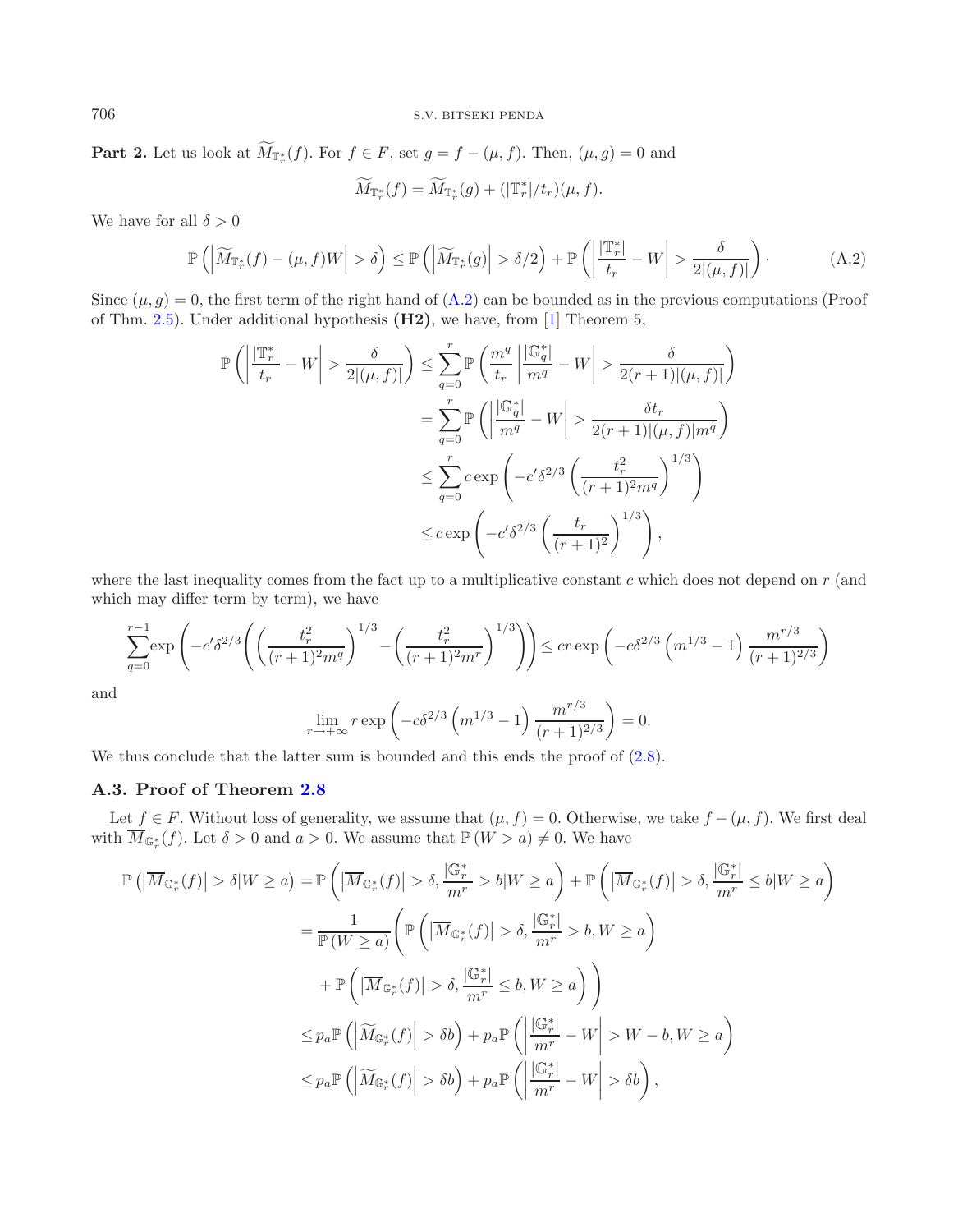**Part 2.** Let us look at $\widetilde{M}_{\mathbb{T}_r^*}(f)$. For $f \in F$, set $g = f - (\mu, f)$. Then, $(\mu, g) = 0$ and

$$\widetilde{M}_{\mathbb{T}_r^*}(f) = \widetilde{M}_{\mathbb{T}_r^*}(g) + (|\mathbb{T}_r^*|/t_r)(\mu, f).$$

We have for all $\delta > 0$

$$\mathbb{P}\left(\left|\widetilde{M}_{\mathbb{T}_r^*}(f) - (\mu, f)W\right| > \delta\right) \leq \mathbb{P}\left(\left|\widetilde{M}_{\mathbb{T}_r^*}(g)\right| > \delta/2\right) + \mathbb{P}\left(\left|\frac{|\mathbb{T}_r^*|}{t_r} - W\right| > \frac{\delta}{2|(\mu, f)|}\right). \tag{A.2}$$

Since $(\mu, g) = 0$, the first term of the right hand of (A.2) can be bounded as in the previous computations (Proof of Thm. 2.5). Under additional hypothesis **(H2)**, we have, from [1] Theorem 5,

$$\begin{aligned}
\mathbb{P}\left(\left|\frac{|\mathbb{T}_r^*|}{t_r} - W\right| > \frac{\delta}{2|(\mu, f)|}\right) &\leq \sum_{q=0}^{r} \mathbb{P}\left(\frac{m^q}{t_r}\left|\frac{|\mathbb{G}_q^*|}{m^q} - W\right| > \frac{\delta}{2(r+1)|(\mu, f)|}\right) \\
&= \sum_{q=0}^{r} \mathbb{P}\left(\left|\frac{|\mathbb{G}_q^*|}{m^q} - W\right| > \frac{\delta t_r}{2(r+1)|(\mu, f)|m^q}\right) \\
&\leq \sum_{q=0}^{r} c \exp\left(-c'\delta^{2/3}\left(\frac{t_r^2}{(r+1)^2 m^q}\right)^{1/3}\right) \\
&\leq c \exp\left(-c'\delta^{2/3}\left(\frac{t_r}{(r+1)^2}\right)^{1/3}\right),
\end{aligned}$$

where the last inequality comes from the fact up to a multiplicative constant $c$ which does not depend on $r$ (and which may differ term by term), we have

$$\sum_{q=0}^{r-1} \exp\left(-c'\delta^{2/3}\left(\left(\frac{t_r^2}{(r+1)^2 m^q}\right)^{1/3} - \left(\frac{t_r^2}{(r+1)^2 m^r}\right)^{1/3}\right)\right) \leq cr \exp\left(-c\delta^{2/3}\left(m^{1/3} - 1\right)\frac{m^{r/3}}{(r+1)^{2/3}}\right)$$

and

$$\lim_{r \to +\infty} r \exp\left(-c\delta^{2/3}\left(m^{1/3} - 1\right)\frac{m^{r/3}}{(r+1)^{2/3}}\right) = 0.$$

We thus conclude that the latter sum is bounded and this ends the proof of (2.8).

### A.3. Proof of Theorem 2.8

Let $f \in F$. Without loss of generality, we assume that $(\mu, f) = 0$. Otherwise, we take $f - (\mu, f)$. We first deal with $\overline{M}_{\mathbb{G}_r^*}(f)$. Let $\delta > 0$ and $a > 0$. We assume that $\mathbb{P}(W > a) \neq 0$. We have

$$\begin{aligned}
\mathbb{P}\left(\left|\overline{M}_{\mathbb{G}_r^*}(f)\right| > \delta | W \geq a\right) &= \mathbb{P}\left(\left|\overline{M}_{\mathbb{G}_r^*}(f)\right| > \delta, \frac{|\mathbb{G}_r^*|}{m^r} > b | W \geq a\right) + \mathbb{P}\left(\left|\overline{M}_{\mathbb{G}_r^*}(f)\right| > \delta, \frac{|\mathbb{G}_r^*|}{m^r} \leq b | W \geq a\right) \\
&= \frac{1}{\mathbb{P}(W \geq a)}\Bigg(\mathbb{P}\left(\left|\overline{M}_{\mathbb{G}_r^*}(f)\right| > \delta, \frac{|\mathbb{G}_r^*|}{m^r} > b, W \geq a\right) \\
&\quad + \mathbb{P}\left(\left|\overline{M}_{\mathbb{G}_r^*}(f)\right| > \delta, \frac{|\mathbb{G}_r^*|}{m^r} \leq b, W \geq a\right)\Bigg) \\
&\leq p_a \mathbb{P}\left(\left|\widetilde{M}_{\mathbb{G}_r^*}(f)\right| > \delta b\right) + p_a \mathbb{P}\left(\left|\frac{|\mathbb{G}_r^*|}{m^r} - W\right| > W - b, W \geq a\right) \\
&\leq p_a \mathbb{P}\left(\left|\widetilde{M}_{\mathbb{G}_r^*}(f)\right| > \delta b\right) + p_a \mathbb{P}\left(\left|\frac{|\mathbb{G}_r^*|}{m^r} - W\right| > \delta b\right),
\end{aligned}$$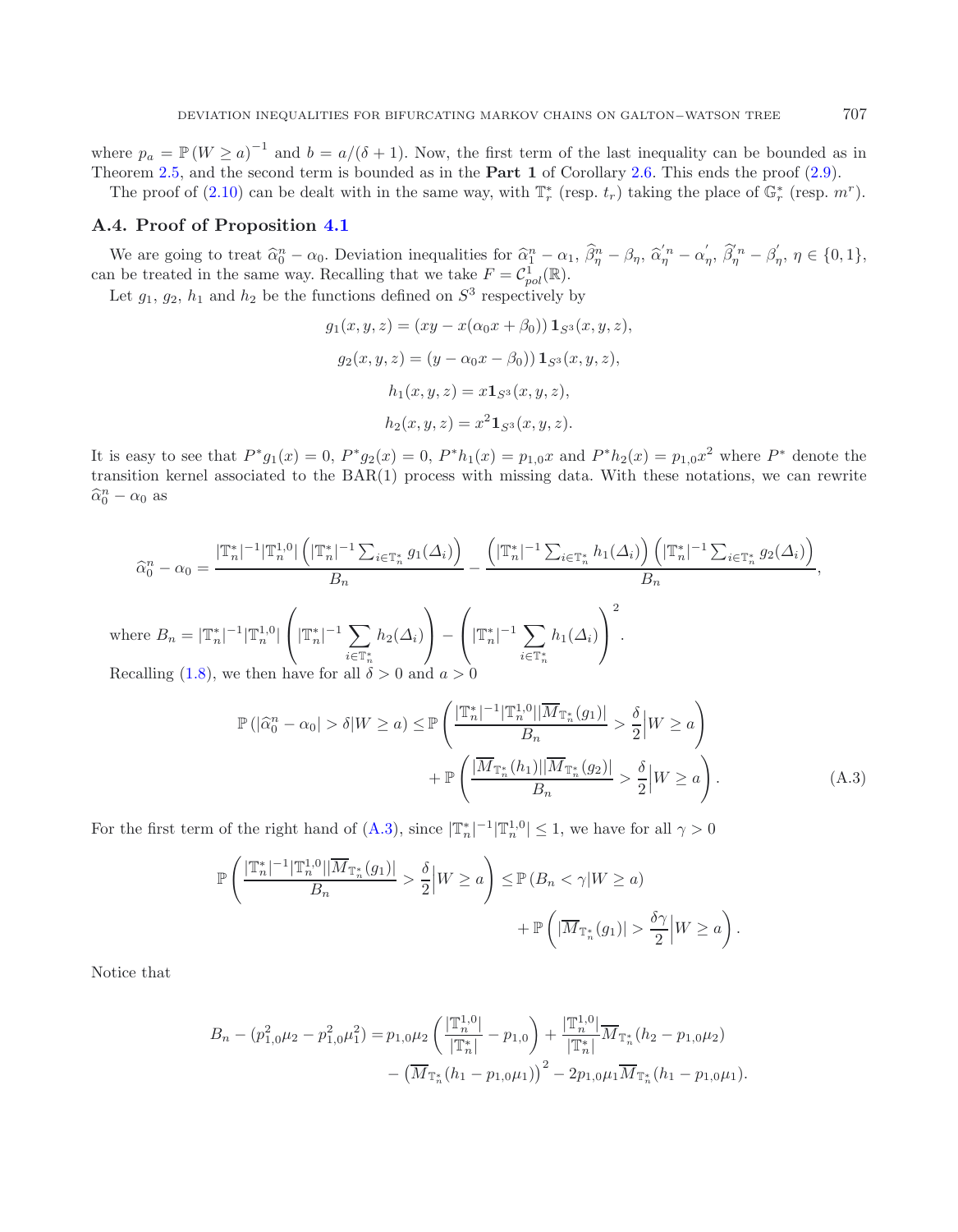where $p_a = \mathbb{P}(W \geq a)^{-1}$ and $b = a/(\delta+1)$. Now, the first term of the last inequality can be bounded as in Theorem 2.5, and the second term is bounded as in the **Part 1** of Corollary 2.6. This ends the proof (2.9).

The proof of (2.10) can be dealt with in the same way, with $\mathbb{T}_r^*$ (resp. $t_r$) taking the place of $\mathbb{G}_r^*$ (resp. $m^r$).

### A.4. Proof of Proposition 4.1

We are going to treat $\widehat{\alpha}_0^n - \alpha_0$. Deviation inequalities for $\widehat{\alpha}_1^n - \alpha_1$, $\widehat{\beta}_\eta^n - \beta_\eta$, $\widehat{\alpha}_\eta^{'n} - \alpha_\eta^{'}$, $\widehat{\beta}_\eta^{'n} - \beta_\eta^{'}$, $\eta \in \{0,1\}$, can be treated in the same way. Recalling that we take $F = \mathcal{C}^1_{pol}(\mathbb{R})$.

Let $g_1$, $g_2$, $h_1$ and $h_2$ be the functions defined on $S^3$ respectively by

$$g_1(x,y,z) = (xy - x(\alpha_0 x + \beta_0))\,\mathbf{1}_{S^3}(x,y,z),$$

$$g_2(x,y,z) = (y - \alpha_0 x - \beta_0)\,\mathbf{1}_{S^3}(x,y,z),$$

$$h_1(x,y,z) = x\mathbf{1}_{S^3}(x,y,z),$$

$$h_2(x,y,z) = x^2\mathbf{1}_{S^3}(x,y,z).$$

It is easy to see that $P^*g_1(x) = 0$, $P^*g_2(x) = 0$, $P^*h_1(x) = p_{1,0}x$ and $P^*h_2(x) = p_{1,0}x^2$ where $P^*$ denote the transition kernel associated to the BAR(1) process with missing data. With these notations, we can rewrite $\widehat{\alpha}_0^n - \alpha_0$ as

$$\widehat{\alpha}_0^n - \alpha_0 = \frac{|\mathbb{T}_n^*|^{-1}|\mathbb{T}_n^{1,0}|\left(|\mathbb{T}_n^*|^{-1}\sum_{i\in\mathbb{T}_n^*} g_1(\Delta_i)\right)}{B_n} - \frac{\left(|\mathbb{T}_n^*|^{-1}\sum_{i\in\mathbb{T}_n^*} h_1(\Delta_i)\right)\left(|\mathbb{T}_n^*|^{-1}\sum_{i\in\mathbb{T}_n^*} g_2(\Delta_i)\right)}{B_n},$$

where $B_n = |\mathbb{T}_n^*|^{-1}|\mathbb{T}_n^{1,0}|\left(|\mathbb{T}_n^*|^{-1}\displaystyle\sum_{i\in\mathbb{T}_n^*} h_2(\Delta_i)\right) - \left(|\mathbb{T}_n^*|^{-1}\displaystyle\sum_{i\in\mathbb{T}_n^*} h_1(\Delta_i)\right)^2$.

Recalling (1.8), we then have for all $\delta > 0$ and $a > 0$

$$\mathbb{P}\left(|\widehat{\alpha}_0^n - \alpha_0| > \delta | W \geq a\right) \leq \mathbb{P}\left(\frac{|\mathbb{T}_n^*|^{-1}|\mathbb{T}_n^{1,0}||\overline{M}_{\mathbb{T}_n^*}(g_1)|}{B_n} > \frac{\delta}{2}\Big| W \geq a\right) + \mathbb{P}\left(\frac{|\overline{M}_{\mathbb{T}_n^*}(h_1)||\overline{M}_{\mathbb{T}_n^*}(g_2)|}{B_n} > \frac{\delta}{2}\Big| W \geq a\right). \tag{A.3}$$

For the first term of the right hand of (A.3), since $|\mathbb{T}_n^*|^{-1}|\mathbb{T}_n^{1,0}| \leq 1$, we have for all $\gamma > 0$

$$\mathbb{P}\left(\frac{|\mathbb{T}_n^*|^{-1}|\mathbb{T}_n^{1,0}||\overline{M}_{\mathbb{T}_n^*}(g_1)|}{B_n} > \frac{\delta}{2}\Big| W \geq a\right) \leq \mathbb{P}\left(B_n < \gamma | W \geq a\right) + \mathbb{P}\left(|\overline{M}_{\mathbb{T}_n^*}(g_1)| > \frac{\delta\gamma}{2}\Big| W \geq a\right).$$

Notice that

$$B_n - (p_{1,0}^2\mu_2 - p_{1,0}^2\mu_1^2) = p_{1,0}\mu_2\left(\frac{|\mathbb{T}_n^{1,0}|}{|\mathbb{T}_n^*|} - p_{1,0}\right) + \frac{|\mathbb{T}_n^{1,0}|}{|\mathbb{T}_n^*|}\overline{M}_{\mathbb{T}_n^*}(h_2 - p_{1,0}\mu_2) - \left(\overline{M}_{\mathbb{T}_n^*}(h_1 - p_{1,0}\mu_1)\right)^2 - 2p_{1,0}\mu_1\overline{M}_{\mathbb{T}_n^*}(h_1 - p_{1,0}\mu_1).$$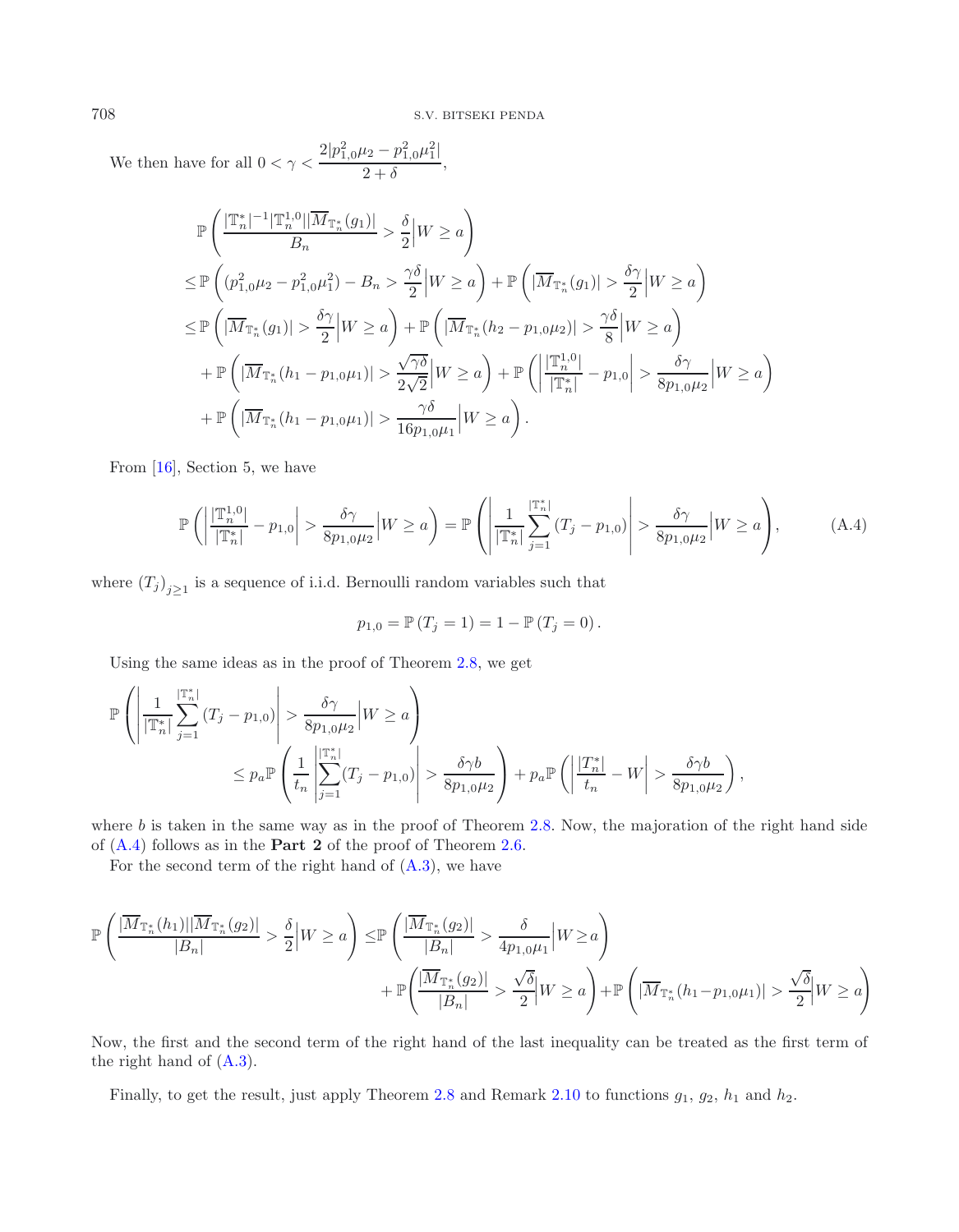We then have for all $0 < \gamma < \dfrac{2|p_{1,0}^2\mu_2 - p_{1,0}^2\mu_1^2|}{2+\delta}$,

$$
\begin{aligned}
&\mathbb{P}\left(\frac{|\mathbb{T}_n^*|^{-1}|\mathbb{T}_n^{1,0}||\overline{M}_{\mathbb{T}_n^*}(g_1)|}{B_n} > \frac{\delta}{2}\Big|W \geq a\right) \\
&\leq \mathbb{P}\left((p_{1,0}^2\mu_2 - p_{1,0}^2\mu_1^2) - B_n > \frac{\gamma\delta}{2}\Big|W \geq a\right) + \mathbb{P}\left(|\overline{M}_{\mathbb{T}_n^*}(g_1)| > \frac{\delta\gamma}{2}\Big|W \geq a\right) \\
&\leq \mathbb{P}\left(|\overline{M}_{\mathbb{T}_n^*}(g_1)| > \frac{\delta\gamma}{2}\Big|W \geq a\right) + \mathbb{P}\left(|\overline{M}_{\mathbb{T}_n^*}(h_2 - p_{1,0}\mu_2)| > \frac{\gamma\delta}{8}\Big|W \geq a\right) \\
&\quad + \mathbb{P}\left(|\overline{M}_{\mathbb{T}_n^*}(h_1 - p_{1,0}\mu_1)| > \frac{\sqrt{\gamma\delta}}{2\sqrt{2}}\Big|W \geq a\right) + \mathbb{P}\left(\left|\frac{|\mathbb{T}_n^{1,0}|}{|\mathbb{T}_n^*|} - p_{1,0}\right| > \frac{\delta\gamma}{8p_{1,0}\mu_2}\Big|W \geq a\right) \\
&\quad + \mathbb{P}\left(|\overline{M}_{\mathbb{T}_n^*}(h_1 - p_{1,0}\mu_1)| > \frac{\gamma\delta}{16p_{1,0}\mu_1}\Big|W \geq a\right).
\end{aligned}
$$

From [16], Section 5, we have

$$
\mathbb{P}\left(\left|\frac{|\mathbb{T}_n^{1,0}|}{|\mathbb{T}_n^*|} - p_{1,0}\right| > \frac{\delta\gamma}{8p_{1,0}\mu_2}\Big|W \geq a\right) = \mathbb{P}\left(\left|\frac{1}{|\mathbb{T}_n^*|}\sum_{j=1}^{|\mathbb{T}_n^*|}(T_j - p_{1,0})\right| > \frac{\delta\gamma}{8p_{1,0}\mu_2}\Big|W \geq a\right), \tag{A.4}
$$

where $(T_j)_{j\geq 1}$ is a sequence of i.i.d. Bernoulli random variables such that

$$
p_{1,0} = \mathbb{P}(T_j = 1) = 1 - \mathbb{P}(T_j = 0).
$$

Using the same ideas as in the proof of Theorem 2.8, we get

$$
\begin{aligned}
&\mathbb{P}\left(\left|\frac{1}{|\mathbb{T}_n^*|}\sum_{j=1}^{|\mathbb{T}_n^*|}(T_j - p_{1,0})\right| > \frac{\delta\gamma}{8p_{1,0}\mu_2}\Big|W \geq a\right) \\
&\qquad \leq p_a\mathbb{P}\left(\frac{1}{t_n}\left|\sum_{j=1}^{|\mathbb{T}_n^*|}(T_j - p_{1,0})\right| > \frac{\delta\gamma b}{8p_{1,0}\mu_2}\right) + p_a\mathbb{P}\left(\left|\frac{|T_n^*|}{t_n} - W\right| > \frac{\delta\gamma b}{8p_{1,0}\mu_2}\right),
\end{aligned}
$$

where $b$ is taken in the same way as in the proof of Theorem 2.8. Now, the majoration of the right hand side of (A.4) follows as in the **Part 2** of the proof of Theorem 2.6.

For the second term of the right hand of (A.3), we have

$$
\begin{aligned}
\mathbb{P}\left(\frac{|\overline{M}_{\mathbb{T}_n^*}(h_1)||\overline{M}_{\mathbb{T}_n^*}(g_2)|}{|B_n|} > \frac{\delta}{2}\Big|W \geq a\right) &\leq \mathbb{P}\left(\frac{|\overline{M}_{\mathbb{T}_n^*}(g_2)|}{|B_n|} > \frac{\delta}{4p_{1,0}\mu_1}\Big|W \geq a\right) \\
&\quad + \mathbb{P}\left(\frac{|\overline{M}_{\mathbb{T}_n^*}(g_2)|}{|B_n|} > \frac{\sqrt{\delta}}{2}\Big|W \geq a\right) + \mathbb{P}\left(|\overline{M}_{\mathbb{T}_n^*}(h_1 - p_{1,0}\mu_1)| > \frac{\sqrt{\delta}}{2}\Big|W \geq a\right)
\end{aligned}
$$

Now, the first and the second term of the right hand of the last inequality can be treated as the first term of the right hand of (A.3).

Finally, to get the result, just apply Theorem 2.8 and Remark 2.10 to functions $g_1$, $g_2$, $h_1$ and $h_2$.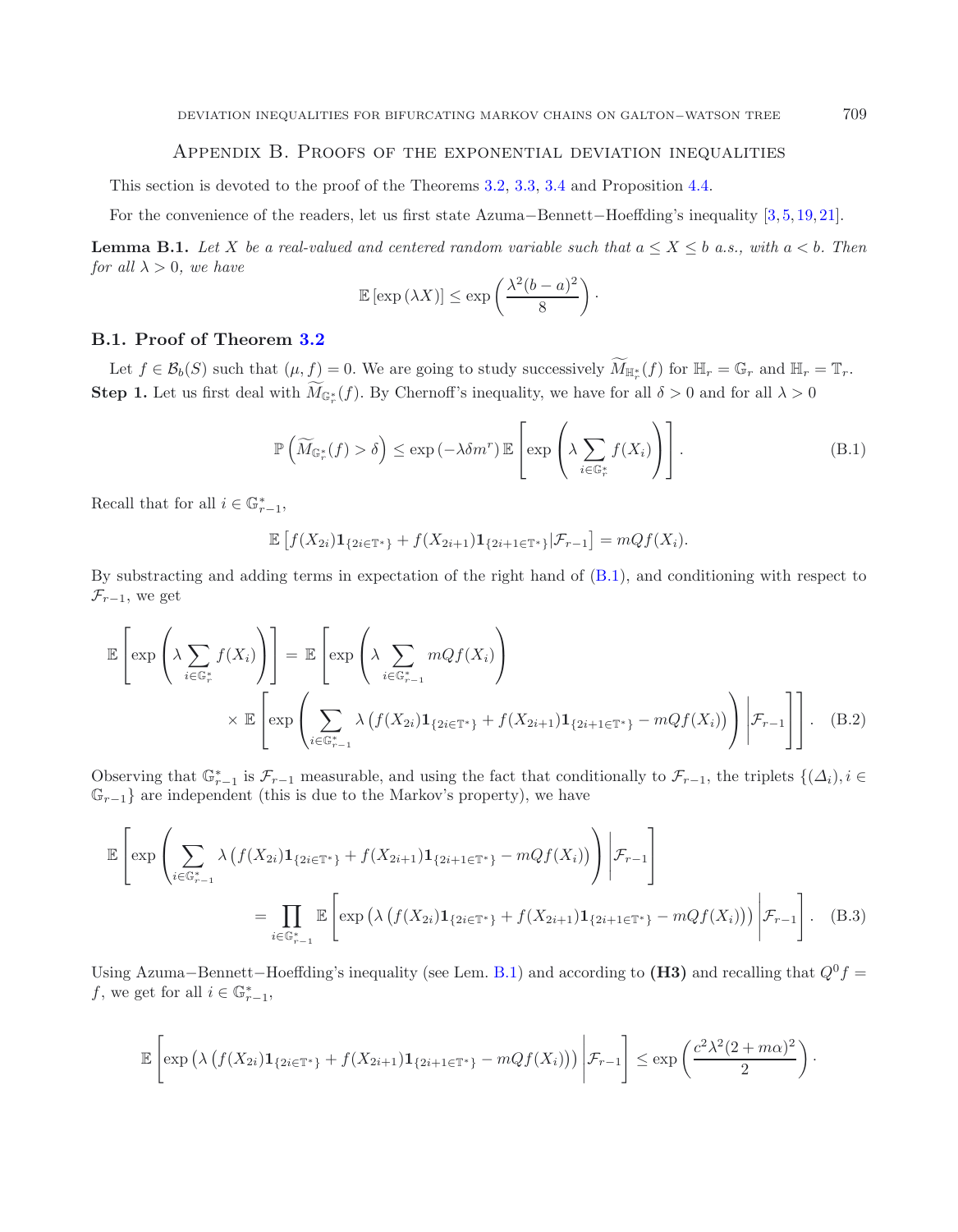## Appendix B. Proofs of the exponential deviation inequalities

This section is devoted to the proof of the Theorems 3.2, 3.3, 3.4 and Proposition 4.4.

For the convenience of the readers, let us first state Azuma−Bennett−Hoeffding's inequality [3,5,19,21].

**Lemma B.1.** *Let $X$ be a real-valued and centered random variable such that $a \leq X \leq b$ a.s., with $a < b$. Then for all $\lambda > 0$, we have*

$$\mathbb{E}\left[\exp\left(\lambda X\right)\right] \leq \exp\left(\frac{\lambda^2(b-a)^2}{8}\right).$$

### B.1. Proof of Theorem 3.2

Let $f \in \mathcal{B}_b(S)$ such that $(\mu, f) = 0$. We are going to study successively $\widetilde{M}_{\mathbb{H}_r^*}(f)$ for $\mathbb{H}_r = \mathbb{G}_r$ and $\mathbb{H}_r = \mathbb{T}_r$.

**Step 1.** Let us first deal with $\widetilde{M}_{\mathbb{G}_r^*}(f)$. By Chernoff's inequality, we have for all $\delta > 0$ and for all $\lambda > 0$

$$\mathbb{P}\left(\widetilde{M}_{\mathbb{G}_r^*}(f) > \delta\right) \leq \exp\left(-\lambda\delta m^r\right)\mathbb{E}\left[\exp\left(\lambda\sum_{i\in\mathbb{G}_r^*} f(X_i)\right)\right]. \tag{B.1}$$

Recall that for all $i \in \mathbb{G}_{r-1}^*$,

$$\mathbb{E}\left[f(X_{2i})\mathbf{1}_{\{2i\in\mathbb{T}^*\}} + f(X_{2i+1})\mathbf{1}_{\{2i+1\in\mathbb{T}^*\}}|\mathcal{F}_{r-1}\right] = mQf(X_i).$$

By substracting and adding terms in expectation of the right hand of (B.1), and conditioning with respect to $\mathcal{F}_{r-1}$, we get

$$\begin{aligned}\mathbb{E}\left[\exp\left(\lambda\sum_{i\in\mathbb{G}_r^*} f(X_i)\right)\right] = \mathbb{E}\Bigg[\exp\left(\lambda\sum_{i\in\mathbb{G}_{r-1}^*} mQf(X_i)\right) \\ \times \mathbb{E}\left[\exp\left(\sum_{i\in\mathbb{G}_{r-1}^*}\lambda\left(f(X_{2i})\mathbf{1}_{\{2i\in\mathbb{T}^*\}} + f(X_{2i+1})\mathbf{1}_{\{2i+1\in\mathbb{T}^*\}} - mQf(X_i)\right)\right)\middle|\mathcal{F}_{r-1}\right]\Bigg].\end{aligned} \tag{B.2}$$

Observing that $\mathbb{G}_{r-1}^*$ is $\mathcal{F}_{r-1}$ measurable, and using the fact that conditionally to $\mathcal{F}_{r-1}$, the triplets $\{(\Delta_i), i \in \mathbb{G}_{r-1}\}$ are independent (this is due to the Markov's property), we have

$$\begin{aligned}\mathbb{E}\left[\exp\left(\sum_{i\in\mathbb{G}_{r-1}^*}\lambda\left(f(X_{2i})\mathbf{1}_{\{2i\in\mathbb{T}^*\}} + f(X_{2i+1})\mathbf{1}_{\{2i+1\in\mathbb{T}^*\}} - mQf(X_i)\right)\right)\middle|\mathcal{F}_{r-1}\right] \\ = \prod_{i\in\mathbb{G}_{r-1}^*}\mathbb{E}\left[\exp\left(\lambda\left(f(X_{2i})\mathbf{1}_{\{2i\in\mathbb{T}^*\}} + f(X_{2i+1})\mathbf{1}_{\{2i+1\in\mathbb{T}^*\}} - mQf(X_i)\right)\right)\middle|\mathcal{F}_{r-1}\right].\end{aligned} \tag{B.3}$$

Using Azuma−Bennett−Hoeffding's inequality (see Lem. B.1) and according to **(H3)** and recalling that $Q^0 f = f$, we get for all $i \in \mathbb{G}_{r-1}^*$,

$$\mathbb{E}\left[\exp\left(\lambda\left(f(X_{2i})\mathbf{1}_{\{2i\in\mathbb{T}^*\}} + f(X_{2i+1})\mathbf{1}_{\{2i+1\in\mathbb{T}^*\}} - mQf(X_i)\right)\right)\middle|\mathcal{F}_{r-1}\right] \leq \exp\left(\frac{c^2\lambda^2(2+m\alpha)^2}{2}\right).$$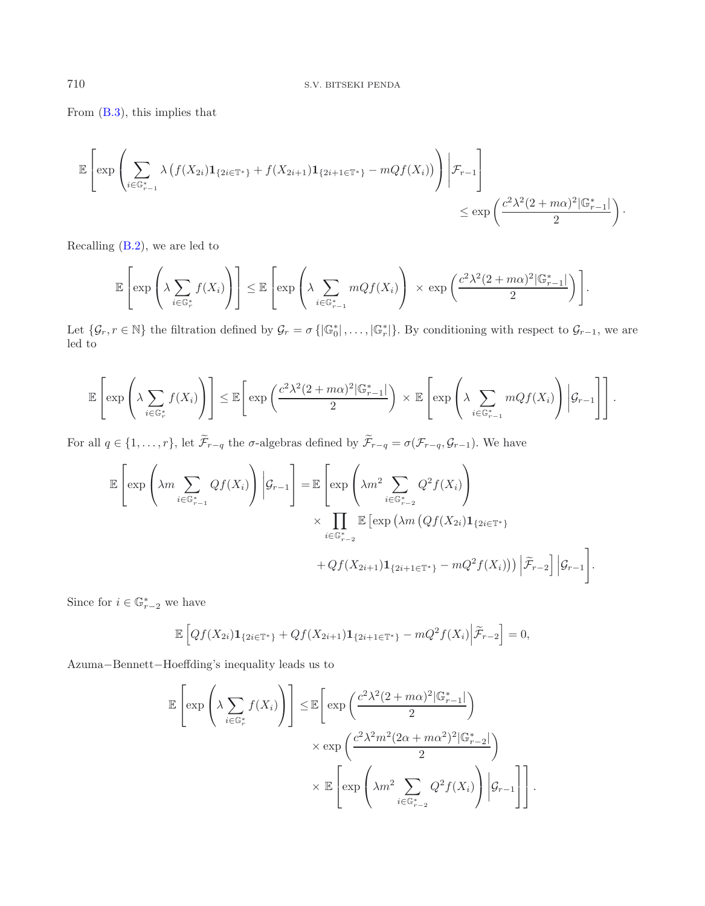From (B.3), this implies that

$$\mathbb{E}\left[\exp\left(\sum_{i\in\mathbb{G}_{r-1}^*}\lambda\left(f(X_{2i})\mathbf{1}_{\{2i\in\mathbb{T}^*\}}+f(X_{2i+1})\mathbf{1}_{\{2i+1\in\mathbb{T}^*\}}-mQf(X_i)\right)\right)\middle|\mathcal{F}_{r-1}\right]\leq\exp\left(\frac{c^2\lambda^2(2+m\alpha)^2|\mathbb{G}_{r-1}^*|}{2}\right).$$

Recalling (B.2), we are led to

$$\mathbb{E}\left[\exp\left(\lambda\sum_{i\in\mathbb{G}_r^*}f(X_i)\right)\right]\leq\mathbb{E}\left[\exp\left(\lambda\sum_{i\in\mathbb{G}_{r-1}^*}mQf(X_i)\right)\times\exp\left(\frac{c^2\lambda^2(2+m\alpha)^2|\mathbb{G}_{r-1}^*|}{2}\right)\right].$$

Let $\{\mathcal{G}_r, r\in\mathbb{N}\}$ the filtration defined by $\mathcal{G}_r=\sigma\left\{|\mathbb{G}_0^*|,\ldots,|\mathbb{G}_r^*|\right\}$. By conditioning with respect to $\mathcal{G}_{r-1}$, we are led to

$$\mathbb{E}\left[\exp\left(\lambda\sum_{i\in\mathbb{G}_r^*}f(X_i)\right)\right]\leq\mathbb{E}\left[\exp\left(\frac{c^2\lambda^2(2+m\alpha)^2|\mathbb{G}_{r-1}^*|}{2}\right)\times\mathbb{E}\left[\exp\left(\lambda\sum_{i\in\mathbb{G}_{r-1}^*}mQf(X_i)\right)\middle|\mathcal{G}_{r-1}\right]\right].$$

For all $q\in\{1,\ldots,r\}$, let $\widetilde{\mathcal{F}}_{r-q}$ the $\sigma$-algebras defined by $\widetilde{\mathcal{F}}_{r-q}=\sigma(\mathcal{F}_{r-q},\mathcal{G}_{r-1})$. We have

$$\begin{aligned}\mathbb{E}\left[\exp\left(\lambda m\sum_{i\in\mathbb{G}_{r-1}^*}Qf(X_i)\right)\middle|\mathcal{G}_{r-1}\right]=\mathbb{E}\Bigg[&\exp\left(\lambda m^2\sum_{i\in\mathbb{G}_{r-2}^*}Q^2f(X_i)\right)\\&\times\prod_{i\in\mathbb{G}_{r-2}^*}\mathbb{E}\Big[\exp\big(\lambda m\big(Qf(X_{2i})\mathbf{1}_{\{2i\in\mathbb{T}^*\}}\\&+Qf(X_{2i+1})\mathbf{1}_{\{2i+1\in\mathbb{T}^*\}}-mQ^2f(X_i)\big)\big)\Big|\widetilde{\mathcal{F}}_{r-2}\Big]\Bigg|\mathcal{G}_{r-1}\Bigg].\end{aligned}$$

Since for $i\in\mathbb{G}_{r-2}^*$ we have

$$\mathbb{E}\left[Qf(X_{2i})\mathbf{1}_{\{2i\in\mathbb{T}^*\}}+Qf(X_{2i+1})\mathbf{1}_{\{2i+1\in\mathbb{T}^*\}}-mQ^2f(X_i)\middle|\widetilde{\mathcal{F}}_{r-2}\right]=0,$$

Azuma−Bennett−Hoeffding's inequality leads us to

$$\begin{aligned}\mathbb{E}\left[\exp\left(\lambda\sum_{i\in\mathbb{G}_r^*}f(X_i)\right)\right]\leq\mathbb{E}\Bigg[&\exp\left(\frac{c^2\lambda^2(2+m\alpha)^2|\mathbb{G}_{r-1}^*|}{2}\right)\\&\times\exp\left(\frac{c^2\lambda^2m^2(2\alpha+m\alpha^2)^2|\mathbb{G}_{r-2}^*|}{2}\right)\\&\times\mathbb{E}\left[\exp\left(\lambda m^2\sum_{i\in\mathbb{G}_{r-2}^*}Q^2f(X_i)\right)\middle|\mathcal{G}_{r-1}\right]\Bigg].\end{aligned}$$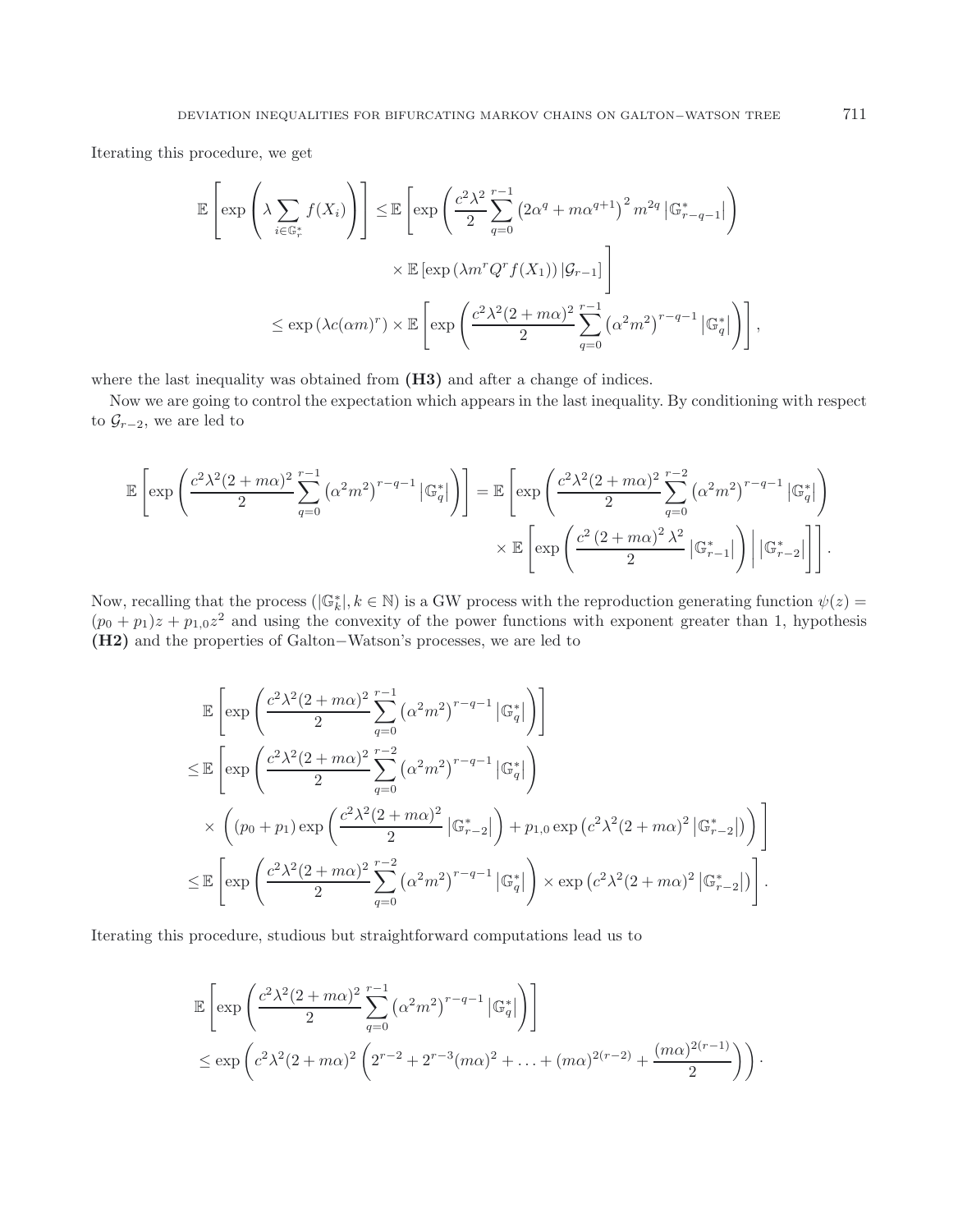Iterating this procedure, we get

$$\mathbb{E}\left[\exp\left(\lambda \sum_{i\in\mathbb{G}_r^*} f(X_i)\right)\right] \leq \mathbb{E}\left[\exp\left(\frac{c^2\lambda^2}{2}\sum_{q=0}^{r-1}\left(2\alpha^q + m\alpha^{q+1}\right)^2 m^{2q}\left|\mathbb{G}_{r-q-1}^*\right|\right)\right.$$
$$\left.\times\, \mathbb{E}\left[\exp\left(\lambda m^r Q^r f(X_1)\right)|\mathcal{G}_{r-1}\right]\right]$$
$$\leq \exp\left(\lambda c(\alpha m)^r\right) \times \mathbb{E}\left[\exp\left(\frac{c^2\lambda^2(2+m\alpha)^2}{2}\sum_{q=0}^{r-1}\left(\alpha^2 m^2\right)^{r-q-1}\left|\mathbb{G}_q^*\right|\right)\right],$$

where the last inequality was obtained from **(H3)** and after a change of indices.

Now we are going to control the expectation which appears in the last inequality. By conditioning with respect to $\mathcal{G}_{r-2}$, we are led to

$$\mathbb{E}\left[\exp\left(\frac{c^2\lambda^2(2+m\alpha)^2}{2}\sum_{q=0}^{r-1}\left(\alpha^2 m^2\right)^{r-q-1}\left|\mathbb{G}_q^*\right|\right)\right] = \mathbb{E}\left[\exp\left(\frac{c^2\lambda^2(2+m\alpha)^2}{2}\sum_{q=0}^{r-2}\left(\alpha^2 m^2\right)^{r-q-1}\left|\mathbb{G}_q^*\right|\right)\right.$$
$$\left.\times\, \mathbb{E}\left[\exp\left(\frac{c^2\left(2+m\alpha\right)^2\lambda^2}{2}\left|\mathbb{G}_{r-1}^*\right|\right)\Big|\left|\mathbb{G}_{r-2}^*\right|\right]\right].$$

Now, recalling that the process $(|\mathbb{G}_k^*|, k\in\mathbb{N})$ is a GW process with the reproduction generating function $\psi(z) = (p_0+p_1)z + p_{1,0}z^2$ and using the convexity of the power functions with exponent greater than 1, hypothesis **(H2)** and the properties of Galton−Watson's processes, we are led to

$$\mathbb{E}\left[\exp\left(\frac{c^2\lambda^2(2+m\alpha)^2}{2}\sum_{q=0}^{r-1}\left(\alpha^2 m^2\right)^{r-q-1}\left|\mathbb{G}_q^*\right|\right)\right]$$
$$\leq \mathbb{E}\left[\exp\left(\frac{c^2\lambda^2(2+m\alpha)^2}{2}\sum_{q=0}^{r-2}\left(\alpha^2 m^2\right)^{r-q-1}\left|\mathbb{G}_q^*\right|\right)\right.$$
$$\left.\times\left((p_0+p_1)\exp\left(\frac{c^2\lambda^2(2+m\alpha)^2}{2}\left|\mathbb{G}_{r-2}^*\right|\right) + p_{1,0}\exp\left(c^2\lambda^2(2+m\alpha)^2\left|\mathbb{G}_{r-2}^*\right|\right)\right)\right]$$
$$\leq \mathbb{E}\left[\exp\left(\frac{c^2\lambda^2(2+m\alpha)^2}{2}\sum_{q=0}^{r-2}\left(\alpha^2 m^2\right)^{r-q-1}\left|\mathbb{G}_q^*\right|\right)\times\exp\left(c^2\lambda^2(2+m\alpha)^2\left|\mathbb{G}_{r-2}^*\right|\right)\right].$$

Iterating this procedure, studious but straightforward computations lead us to

$$\mathbb{E}\left[\exp\left(\frac{c^2\lambda^2(2+m\alpha)^2}{2}\sum_{q=0}^{r-1}\left(\alpha^2 m^2\right)^{r-q-1}\left|\mathbb{G}_q^*\right|\right)\right]$$
$$\leq \exp\left(c^2\lambda^2(2+m\alpha)^2\left(2^{r-2} + 2^{r-3}(m\alpha)^2 + \ldots + (m\alpha)^{2(r-2)} + \frac{(m\alpha)^{2(r-1)}}{2}\right)\right).$$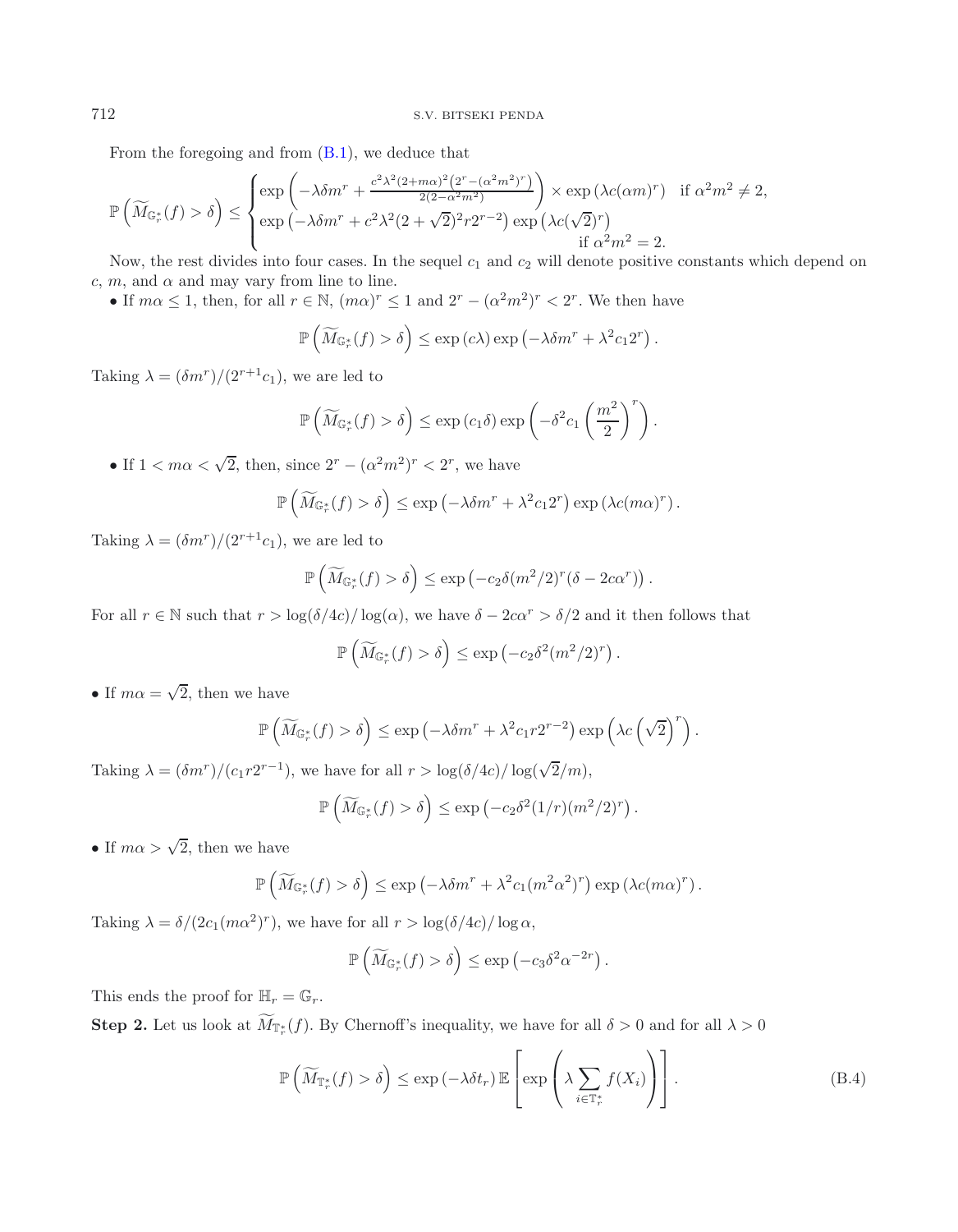From the foregoing and from (B.1), we deduce that

$$\mathbb{P}\left(\widetilde{M}_{\mathbb{G}_r^*}(f) > \delta\right) \leq \begin{cases} \exp\left(-\lambda\delta m^r + \frac{c^2\lambda^2(2+m\alpha)^2\left(2^r-(\alpha^2m^2)^r\right)}{2(2-\alpha^2m^2)}\right) \times \exp\left(\lambda c(\alpha m)^r\right) & \text{if } \alpha^2m^2 \neq 2, \\ \exp\left(-\lambda\delta m^r + c^2\lambda^2(2+\sqrt{2})^2 r 2^{r-2}\right)\exp\left(\lambda c(\sqrt{2})^r\right) & \text{if } \alpha^2m^2 = 2. \end{cases}$$

Now, the rest divides into four cases. In the sequel $c_1$ and $c_2$ will denote positive constants which depend on $c$, $m$, and $\alpha$ and may vary from line to line.

• If $m\alpha \leq 1$, then, for all $r \in \mathbb{N}$, $(m\alpha)^r \leq 1$ and $2^r - (\alpha^2m^2)^r < 2^r$. We then have

$$\mathbb{P}\left(\widetilde{M}_{\mathbb{G}_r^*}(f) > \delta\right) \leq \exp\left(c\lambda\right)\exp\left(-\lambda\delta m^r + \lambda^2 c_1 2^r\right).$$

Taking $\lambda = (\delta m^r)/(2^{r+1}c_1)$, we are led to

$$\mathbb{P}\left(\widetilde{M}_{\mathbb{G}_r^*}(f) > \delta\right) \leq \exp\left(c_1\delta\right)\exp\left(-\delta^2 c_1\left(\frac{m^2}{2}\right)^r\right).$$

• If $1 < m\alpha < \sqrt{2}$, then, since $2^r - (\alpha^2m^2)^r < 2^r$, we have

$$\mathbb{P}\left(\widetilde{M}_{\mathbb{G}_r^*}(f) > \delta\right) \leq \exp\left(-\lambda\delta m^r + \lambda^2 c_1 2^r\right)\exp\left(\lambda c(m\alpha)^r\right).$$

Taking $\lambda = (\delta m^r)/(2^{r+1}c_1)$, we are led to

$$\mathbb{P}\left(\widetilde{M}_{\mathbb{G}_r^*}(f) > \delta\right) \leq \exp\left(-c_2\delta(m^2/2)^r(\delta - 2c\alpha^r)\right).$$

For all $r \in \mathbb{N}$ such that $r > \log(\delta/4c)/\log(\alpha)$, we have $\delta - 2c\alpha^r > \delta/2$ and it then follows that

$$\mathbb{P}\left(\widetilde{M}_{\mathbb{G}_r^*}(f) > \delta\right) \leq \exp\left(-c_2\delta^2(m^2/2)^r\right).$$

• If $m\alpha = \sqrt{2}$, then we have

$$\mathbb{P}\left(\widetilde{M}_{\mathbb{G}_r^*}(f) > \delta\right) \leq \exp\left(-\lambda\delta m^r + \lambda^2 c_1 r 2^{r-2}\right)\exp\left(\lambda c\left(\sqrt{2}\right)^r\right).$$

Taking $\lambda = (\delta m^r)/(c_1 r 2^{r-1})$, we have for all $r > \log(\delta/4c)/\log(\sqrt{2}/m)$,

$$\mathbb{P}\left(\widetilde{M}_{\mathbb{G}_r^*}(f) > \delta\right) \leq \exp\left(-c_2\delta^2(1/r)(m^2/2)^r\right).$$

• If $m\alpha > \sqrt{2}$, then we have

$$\mathbb{P}\left(\widetilde{M}_{\mathbb{G}_r^*}(f) > \delta\right) \leq \exp\left(-\lambda\delta m^r + \lambda^2 c_1(m^2\alpha^2)^r\right)\exp\left(\lambda c(m\alpha)^r\right).$$

Taking $\lambda = \delta/(2c_1(m\alpha^2)^r)$, we have for all $r > \log(\delta/4c)/\log\alpha$,

$$\mathbb{P}\left(\widetilde{M}_{\mathbb{G}_r^*}(f) > \delta\right) \leq \exp\left(-c_3\delta^2\alpha^{-2r}\right).$$

This ends the proof for $\mathbb{H}_r = \mathbb{G}_r$.

**Step 2.** Let us look at $\widetilde{M}_{\mathbb{T}_r^*}(f)$. By Chernoff's inequality, we have for all $\delta > 0$ and for all $\lambda > 0$

$$\mathbb{P}\left(\widetilde{M}_{\mathbb{T}_r^*}(f) > \delta\right) \leq \exp\left(-\lambda\delta t_r\right)\mathbb{E}\left[\exp\left(\lambda\sum_{i\in\mathbb{T}_r^*} f(X_i)\right)\right]. \tag{B.4}$$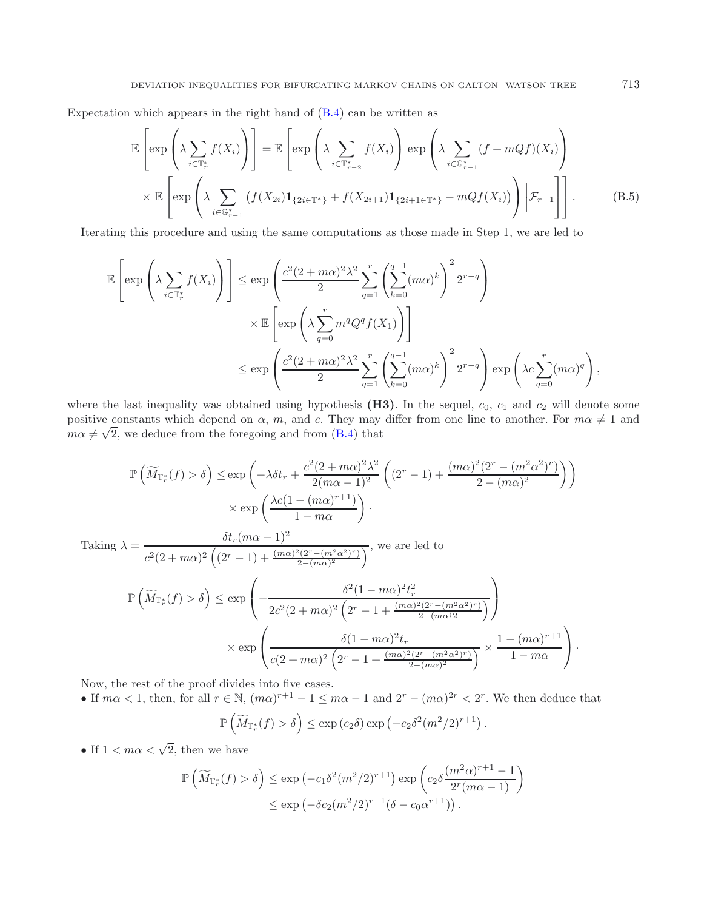Expectation which appears in the right hand of (B.4) can be written as

$$
\begin{aligned}
\mathbb{E}\left[\exp\left(\lambda \sum_{i\in\mathbb{T}_r^*} f(X_i)\right)\right] &= \mathbb{E}\left[\exp\left(\lambda \sum_{i\in\mathbb{T}_{r-2}^*} f(X_i)\right)\exp\left(\lambda \sum_{i\in\mathbb{G}_{r-1}^*} (f+mQf)(X_i)\right)\right.\\
&\quad \times \left.\mathbb{E}\left[\exp\left(\lambda \sum_{i\in\mathbb{G}_{r-1}^*}\left(f(X_{2i})\mathbf{1}_{\{2i\in\mathbb{T}^*\}} + f(X_{2i+1})\mathbf{1}_{\{2i+1\in\mathbb{T}^*\}} - mQf(X_i)\right)\right)\middle|\mathcal{F}_{r-1}\right]\right]. \qquad \text{(B.5)}
\end{aligned}
$$

Iterating this procedure and using the same computations as those made in Step 1, we are led to

$$
\begin{aligned}
\mathbb{E}\left[\exp\left(\lambda \sum_{i\in\mathbb{T}_r^*} f(X_i)\right)\right] &\le \exp\left(\frac{c^2(2+m\alpha)^2\lambda^2}{2}\sum_{q=1}^{r}\left(\sum_{k=0}^{q-1}(m\alpha)^k\right)^2 2^{r-q}\right)\\
&\quad \times \mathbb{E}\left[\exp\left(\lambda\sum_{q=0}^{r} m^q Q^q f(X_1)\right)\right]\\
&\le \exp\left(\frac{c^2(2+m\alpha)^2\lambda^2}{2}\sum_{q=1}^{r}\left(\sum_{k=0}^{q-1}(m\alpha)^k\right)^2 2^{r-q}\right)\exp\left(\lambda c\sum_{q=0}^{r}(m\alpha)^q\right),
\end{aligned}
$$

where the last inequality was obtained using hypothesis **(H3)**. In the sequel, $c_0$, $c_1$ and $c_2$ will denote some positive constants which depend on $\alpha$, $m$, and $c$. They may differ from one line to another. For $m\alpha \neq 1$ and $m\alpha \neq \sqrt{2}$, we deduce from the foregoing and from (B.4) that

$$
\begin{aligned}
\mathbb{P}\left(\widetilde{M}_{\mathbb{T}_r^*}(f) > \delta\right) &\le \exp\left(-\lambda\delta t_r + \frac{c^2(2+m\alpha)^2\lambda^2}{2(m\alpha-1)^2}\left((2^r-1) + \frac{(m\alpha)^2(2^r-(m^2\alpha^2)^r)}{2-(m\alpha)^2}\right)\right)\\
&\quad \times \exp\left(\frac{\lambda c(1-(m\alpha)^{r+1})}{1-m\alpha}\right).
\end{aligned}
$$

Taking $\lambda = \dfrac{\delta t_r(m\alpha-1)^2}{c^2(2+m\alpha)^2\left((2^r-1)+\frac{(m\alpha)^2(2^r-(m^2\alpha^2)^r)}{2-(m\alpha)^2}\right)}$, we are led to

$$
\begin{aligned}
\mathbb{P}\left(\widetilde{M}_{\mathbb{T}_r^*}(f) > \delta\right) &\le \exp\left(-\frac{\delta^2(1-m\alpha)^2 t_r^2}{2c^2(2+m\alpha)^2\left(2^r-1+\frac{(m\alpha)^2(2^r-(m^2\alpha^2)^r)}{2-(m\alpha)2}\right)}\right)\\
&\quad \times \exp\left(\frac{\delta(1-m\alpha)^2 t_r}{c(2+m\alpha)^2\left(2^r-1+\frac{(m\alpha)^2(2^r-(m^2\alpha^2)^r)}{2-(m\alpha)^2}\right)} \times \frac{1-(m\alpha)^{r+1}}{1-m\alpha}\right).
\end{aligned}
$$

Now, the rest of the proof divides into five cases.

- If $m\alpha < 1$, then, for all $r\in\mathbb{N}$, $(m\alpha)^{r+1}-1 \le m\alpha - 1$ and $2^r - (m\alpha)^{2r} < 2^r$. We then deduce that

$$
\mathbb{P}\left(\widetilde{M}_{\mathbb{T}_r^*}(f) > \delta\right) \le \exp\left(c_2\delta\right)\exp\left(-c_2\delta^2(m^2/2)^{r+1}\right).
$$

- If $1 < m\alpha < \sqrt{2}$, then we have

$$
\begin{aligned}
\mathbb{P}\left(\widetilde{M}_{\mathbb{T}_r^*}(f) > \delta\right) &\le \exp\left(-c_1\delta^2(m^2/2)^{r+1}\right)\exp\left(c_2\delta\frac{(m^2\alpha)^{r+1}-1}{2^r(m\alpha-1)}\right)\\
&\le \exp\left(-\delta c_2(m^2/2)^{r+1}(\delta - c_0\alpha^{r+1})\right).
\end{aligned}
$$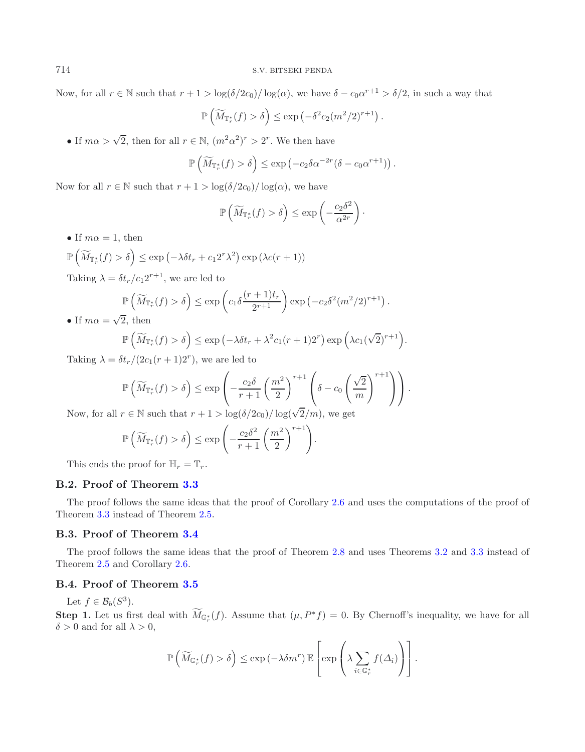Now, for all $r \in \mathbb{N}$ such that $r+1 > \log(\delta/2c_0)/\log(\alpha)$, we have $\delta - c_0\alpha^{r+1} > \delta/2$, in such a way that

$$\mathbb{P}\left(\widetilde{M}_{\mathbb{T}_r^*}(f) > \delta\right) \leq \exp\left(-\delta^2 c_2 (m^2/2)^{r+1}\right).$$

- If $m\alpha > \sqrt{2}$, then for all $r \in \mathbb{N}$, $(m^2\alpha^2)^r > 2^r$. We then have

$$\mathbb{P}\left(\widetilde{M}_{\mathbb{T}_r^*}(f) > \delta\right) \leq \exp\left(-c_2\delta\alpha^{-2r}(\delta - c_0\alpha^{r+1})\right).$$

Now for all $r \in \mathbb{N}$ such that $r+1 > \log(\delta/2c_0)/\log(\alpha)$, we have

$$\mathbb{P}\left(\widetilde{M}_{\mathbb{T}_r^*}(f) > \delta\right) \leq \exp\left(-\frac{c_2\delta^2}{\alpha^{2r}}\right).$$

- If $m\alpha = 1$, then

$\mathbb{P}\left(\widetilde{M}_{\mathbb{T}_r^*}(f) > \delta\right) \leq \exp\left(-\lambda\delta t_r + c_1 2^r \lambda^2\right)\exp\left(\lambda c(r+1)\right)$

Taking $\lambda = \delta t_r / c_1 2^{r+1}$, we are led to

$$\mathbb{P}\left(\widetilde{M}_{\mathbb{T}_r^*}(f) > \delta\right) \leq \exp\left(c_1\delta\frac{(r+1)t_r}{2^{r+1}}\right)\exp\left(-c_2\delta^2(m^2/2)^{r+1}\right).$$

- If $m\alpha = \sqrt{2}$, then

$$\mathbb{P}\left(\widetilde{M}_{\mathbb{T}_r^*}(f) > \delta\right) \leq \exp\left(-\lambda\delta t_r + \lambda^2 c_1(r+1)2^r\right)\exp\left(\lambda c_1(\sqrt{2})^{r+1}\right).$$

Taking $\lambda = \delta t_r/(2c_1(r+1)2^r)$, we are led to

$$\mathbb{P}\left(\widetilde{M}_{\mathbb{T}_r^*}(f) > \delta\right) \leq \exp\left(-\frac{c_2\delta}{r+1}\left(\frac{m^2}{2}\right)^{r+1}\left(\delta - c_0\left(\frac{\sqrt{2}}{m}\right)^{r+1}\right)\right).$$

Now, for all $r \in \mathbb{N}$ such that $r+1 > \log(\delta/2c_0)/\log(\sqrt{2}/m)$, we get

$$\mathbb{P}\left(\widetilde{M}_{\mathbb{T}_r^*}(f) > \delta\right) \leq \exp\left(-\frac{c_2\delta^2}{r+1}\left(\frac{m^2}{2}\right)^{r+1}\right).$$

This ends the proof for $\mathbb{H}_r = \mathbb{T}_r$.

### B.2. Proof of Theorem 3.3

The proof follows the same ideas that the proof of Corollary 2.6 and uses the computations of the proof of Theorem 3.3 instead of Theorem 2.5.

### B.3. Proof of Theorem 3.4

The proof follows the same ideas that the proof of Theorem 2.8 and uses Theorems 3.2 and 3.3 instead of Theorem 2.5 and Corollary 2.6.

### B.4. Proof of Theorem 3.5

Let $f \in \mathcal{B}_b(S^3)$.

**Step 1.** Let us first deal with $\widetilde{M}_{\mathbb{G}_r^*}(f)$. Assume that $(\mu, P^*f) = 0$. By Chernoff's inequality, we have for all $\delta > 0$ and for all $\lambda > 0$,

$$\mathbb{P}\left(\widetilde{M}_{\mathbb{G}_r^*}(f) > \delta\right) \leq \exp\left(-\lambda\delta m^r\right)\mathbb{E}\left[\exp\left(\lambda\sum_{i\in\mathbb{G}_r^*} f(\Delta_i)\right)\right].$$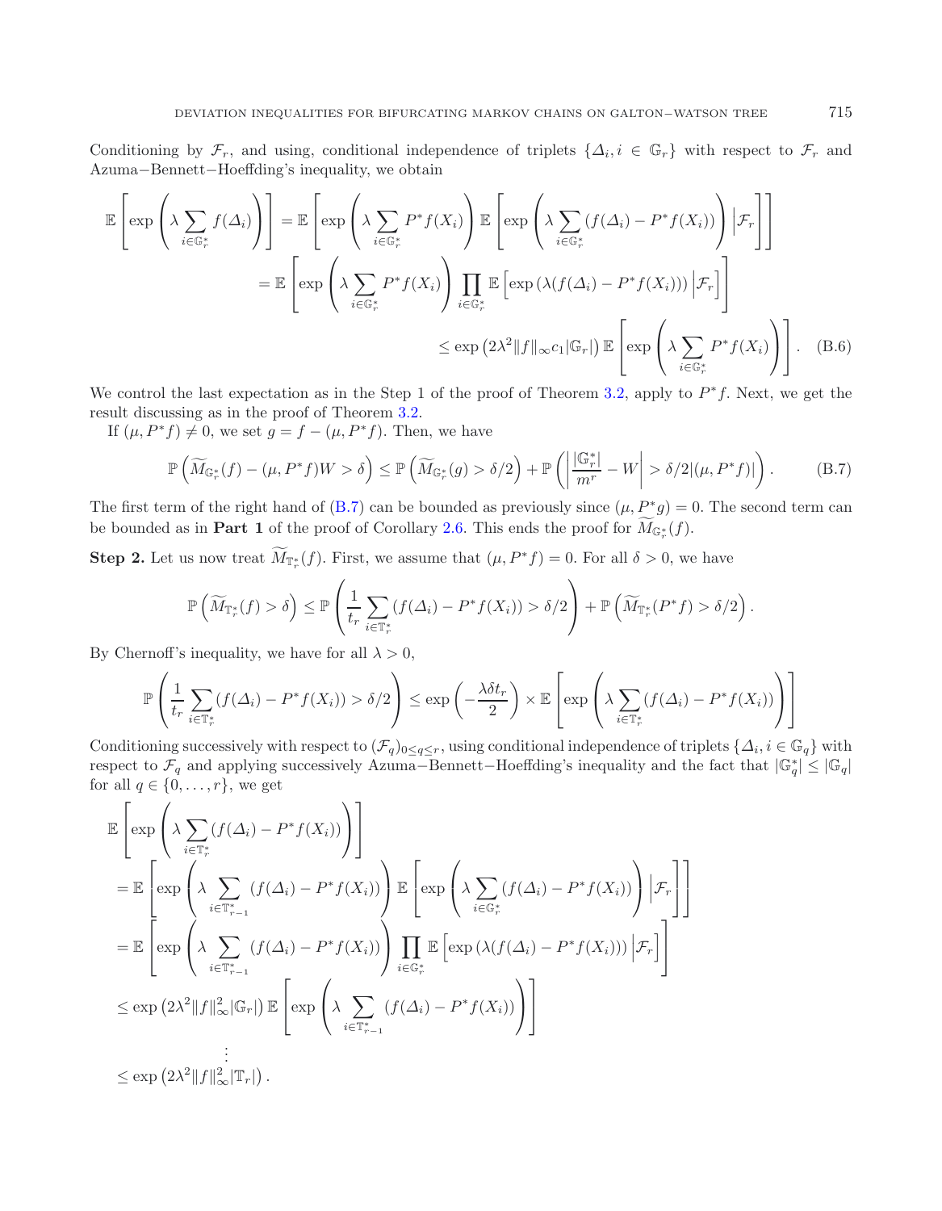Conditioning by $\mathcal{F}_r$, and using, conditional independence of triplets $\{\Delta_i, i \in \mathbb{G}_r\}$ with respect to $\mathcal{F}_r$ and Azuma−Bennett−Hoeffding's inequality, we obtain

$$
\begin{aligned}
\mathbb{E}\left[\exp\left(\lambda \sum_{i\in\mathbb{G}_r^*} f(\Delta_i)\right)\right] &= \mathbb{E}\left[\exp\left(\lambda \sum_{i\in\mathbb{G}_r^*} P^*f(X_i)\right)\mathbb{E}\left[\exp\left(\lambda \sum_{i\in\mathbb{G}_r^*}(f(\Delta_i) - P^*f(X_i))\right)\Big|\mathcal{F}_r\right]\right] \\
&= \mathbb{E}\left[\exp\left(\lambda \sum_{i\in\mathbb{G}_r^*} P^*f(X_i)\right)\prod_{i\in\mathbb{G}_r^*}\mathbb{E}\left[\exp\left(\lambda(f(\Delta_i) - P^*f(X_i))\right)\Big|\mathcal{F}_r\right]\right] \\
&\leq \exp\left(2\lambda^2\|f\|_\infty c_1|\mathbb{G}_r|\right)\mathbb{E}\left[\exp\left(\lambda \sum_{i\in\mathbb{G}_r^*} P^*f(X_i)\right)\right]. \quad \text{(B.6)}
\end{aligned}
$$

We control the last expectation as in the Step 1 of the proof of Theorem 3.2, apply to $P^*f$. Next, we get the result discussing as in the proof of Theorem 3.2.

If $(\mu, P^*f) \neq 0$, we set $g = f - (\mu, P^*f)$. Then, we have

$$
\mathbb{P}\left(\widetilde{M}_{\mathbb{G}_r^*}(f) - (\mu, P^*f)W > \delta\right) \leq \mathbb{P}\left(\widetilde{M}_{\mathbb{G}_r^*}(g) > \delta/2\right) + \mathbb{P}\left(\left|\frac{|\mathbb{G}_r^*|}{m^r} - W\right| > \delta/2|(\mu, P^*f)|\right). \quad \text{(B.7)}
$$

The first term of the right hand of (B.7) can be bounded as previously since $(\mu, P^*g) = 0$. The second term can be bounded as in **Part 1** of the proof of Corollary 2.6. This ends the proof for $\widetilde{M}_{\mathbb{G}_r^*}(f)$.

**Step 2.** Let us now treat $\widetilde{M}_{\mathbb{T}_r^*}(f)$. First, we assume that $(\mu, P^*f) = 0$. For all $\delta > 0$, we have

$$
\mathbb{P}\left(\widetilde{M}_{\mathbb{T}_r^*}(f) > \delta\right) \leq \mathbb{P}\left(\frac{1}{t_r}\sum_{i\in\mathbb{T}_r^*}(f(\Delta_i) - P^*f(X_i)) > \delta/2\right) + \mathbb{P}\left(\widetilde{M}_{\mathbb{T}_r^*}(P^*f) > \delta/2\right).
$$

By Chernoff's inequality, we have for all $\lambda > 0$,

$$
\mathbb{P}\left(\frac{1}{t_r}\sum_{i\in\mathbb{T}_r^*}(f(\Delta_i) - P^*f(X_i)) > \delta/2\right) \leq \exp\left(-\frac{\lambda\delta t_r}{2}\right) \times \mathbb{E}\left[\exp\left(\lambda \sum_{i\in\mathbb{T}_r^*}(f(\Delta_i) - P^*f(X_i))\right)\right]
$$

Conditioning successively with respect to $(\mathcal{F}_q)_{0\leq q\leq r}$, using conditional independence of triplets $\{\Delta_i, i \in \mathbb{G}_q\}$ with respect to $\mathcal{F}_q$ and applying successively Azuma−Bennett−Hoeffding's inequality and the fact that $|\mathbb{G}_q^*| \leq |\mathbb{G}_q|$ for all $q \in \{0, \ldots, r\}$, we get

$$
\begin{aligned}
&\mathbb{E}\left[\exp\left(\lambda \sum_{i\in\mathbb{T}_r^*}(f(\Delta_i) - P^*f(X_i))\right)\right] \\
&= \mathbb{E}\left[\exp\left(\lambda \sum_{i\in\mathbb{T}_{r-1}^*}(f(\Delta_i) - P^*f(X_i))\right)\mathbb{E}\left[\exp\left(\lambda \sum_{i\in\mathbb{G}_r^*}(f(\Delta_i) - P^*f(X_i))\right)\Big|\mathcal{F}_r\right]\right] \\
&= \mathbb{E}\left[\exp\left(\lambda \sum_{i\in\mathbb{T}_{r-1}^*}(f(\Delta_i) - P^*f(X_i))\right)\prod_{i\in\mathbb{G}_r^*}\mathbb{E}\left[\exp\left(\lambda(f(\Delta_i) - P^*f(X_i))\right)\Big|\mathcal{F}_r\right]\right] \\
&\leq \exp\left(2\lambda^2\|f\|_\infty^2|\mathbb{G}_r|\right)\mathbb{E}\left[\exp\left(\lambda \sum_{i\in\mathbb{T}_{r-1}^*}(f(\Delta_i) - P^*f(X_i))\right)\right] \\
&\qquad \vdots \\
&\leq \exp\left(2\lambda^2\|f\|_\infty^2|\mathbb{T}_r|\right).
\end{aligned}
$$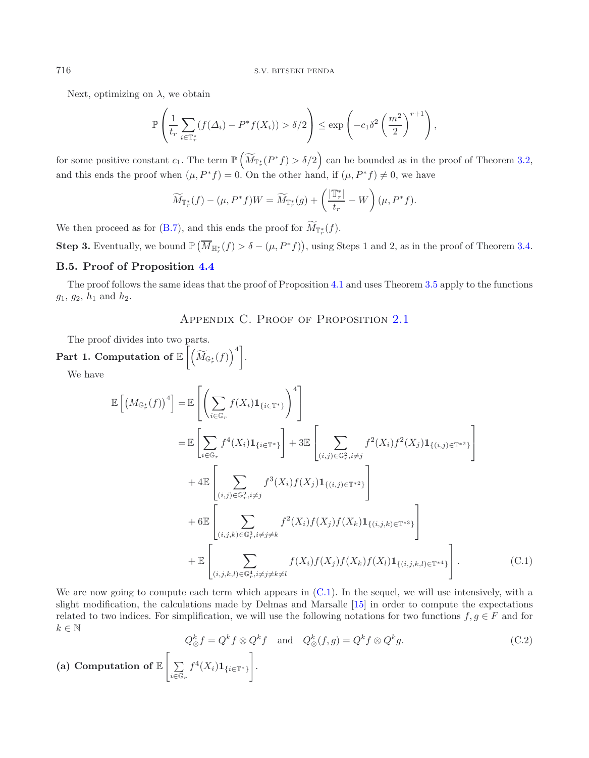Next, optimizing on $\lambda$, we obtain

$$\mathbb{P}\left(\frac{1}{t_r}\sum_{i\in\mathbb{T}_r^*}(f(\Delta_i)-P^*f(X_i))>\delta/2\right)\leq \exp\left(-c_1\delta^2\left(\frac{m^2}{2}\right)^{r+1}\right),$$

for some positive constant $c_1$. The term $\mathbb{P}\left(\widetilde{M}_{\mathbb{T}_r^*}(P^*f)>\delta/2\right)$ can be bounded as in the proof of Theorem 3.2, and this ends the proof when $(\mu,P^*f)=0$. On the other hand, if $(\mu,P^*f)\neq 0$, we have

$$\widetilde{M}_{\mathbb{T}_r^*}(f)-(\mu,P^*f)W=\widetilde{M}_{\mathbb{T}_r^*}(g)+\left(\frac{|\mathbb{T}_r^*|}{t_r}-W\right)(\mu,P^*f).$$

We then proceed as for (B.7), and this ends the proof for $\widetilde{M}_{\mathbb{T}_r^*}(f)$.

**Step 3.** Eventually, we bound $\mathbb{P}\left(\overline{M}_{\mathbb{H}_r^*}(f)>\delta-(\mu,P^*f)\right)$, using Steps 1 and 2, as in the proof of Theorem 3.4.

### B.5. Proof of Proposition 4.4

The proof follows the same ideas that the proof of Proposition 4.1 and uses Theorem 3.5 apply to the functions $g_1$, $g_2$, $h_1$ and $h_2$.

## Appendix C. Proof of Proposition 2.1

The proof divides into two parts.

**Part 1. Computation of** $\mathbb{E}\left[\left(\widetilde{M}_{\mathbb{G}_r^*}(f)\right)^4\right]$.

We have

$$\begin{aligned}
\mathbb{E}\left[\left(M_{\mathbb{G}_r^*}(f)\right)^4\right] &= \mathbb{E}\left[\left(\sum_{i\in\mathbb{G}_r} f(X_i)\mathbf{1}_{\{i\in\mathbb{T}^*\}}\right)^4\right]\\
&= \mathbb{E}\left[\sum_{i\in\mathbb{G}_r} f^4(X_i)\mathbf{1}_{\{i\in\mathbb{T}^*\}}\right] + 3\mathbb{E}\left[\sum_{(i,j)\in\mathbb{G}_r^2, i\neq j} f^2(X_i)f^2(X_j)\mathbf{1}_{\{(i,j)\in\mathbb{T}^{*2}\}}\right]\\
&\quad + 4\mathbb{E}\left[\sum_{(i,j)\in\mathbb{G}_r^2, i\neq j} f^3(X_i)f(X_j)\mathbf{1}_{\{(i,j)\in\mathbb{T}^{*2}\}}\right]\\
&\quad + 6\mathbb{E}\left[\sum_{(i,j,k)\in\mathbb{G}_r^3, i\neq j\neq k} f^2(X_i)f(X_j)f(X_k)\mathbf{1}_{\{(i,j,k)\in\mathbb{T}^{*3}\}}\right]\\
&\quad + \mathbb{E}\left[\sum_{(i,j,k,l)\in\mathbb{G}_r^4, i\neq j\neq k\neq l} f(X_i)f(X_j)f(X_k)f(X_l)\mathbf{1}_{\{(i,j,k,l)\in\mathbb{T}^{*4}\}}\right].
\end{aligned} \tag{C.1}$$

We are now going to compute each term which appears in (C.1). In the sequel, we will use intensively, with a slight modification, the calculations made by Delmas and Marsalle [15] in order to compute the expectations related to two indices. For simplification, we will use the following notations for two functions $f,g\in F$ and for $k\in\mathbb{N}$

$$Q_{\otimes}^k f = Q^k f\otimes Q^k f \quad \text{and} \quad Q_{\otimes}^k(f,g)=Q^k f\otimes Q^k g. \tag{C.2}$$

**(a) Computation of** $\mathbb{E}\left[\sum_{i\in\mathbb{G}_r} f^4(X_i)\mathbf{1}_{\{i\in\mathbb{T}^*\}}\right]$.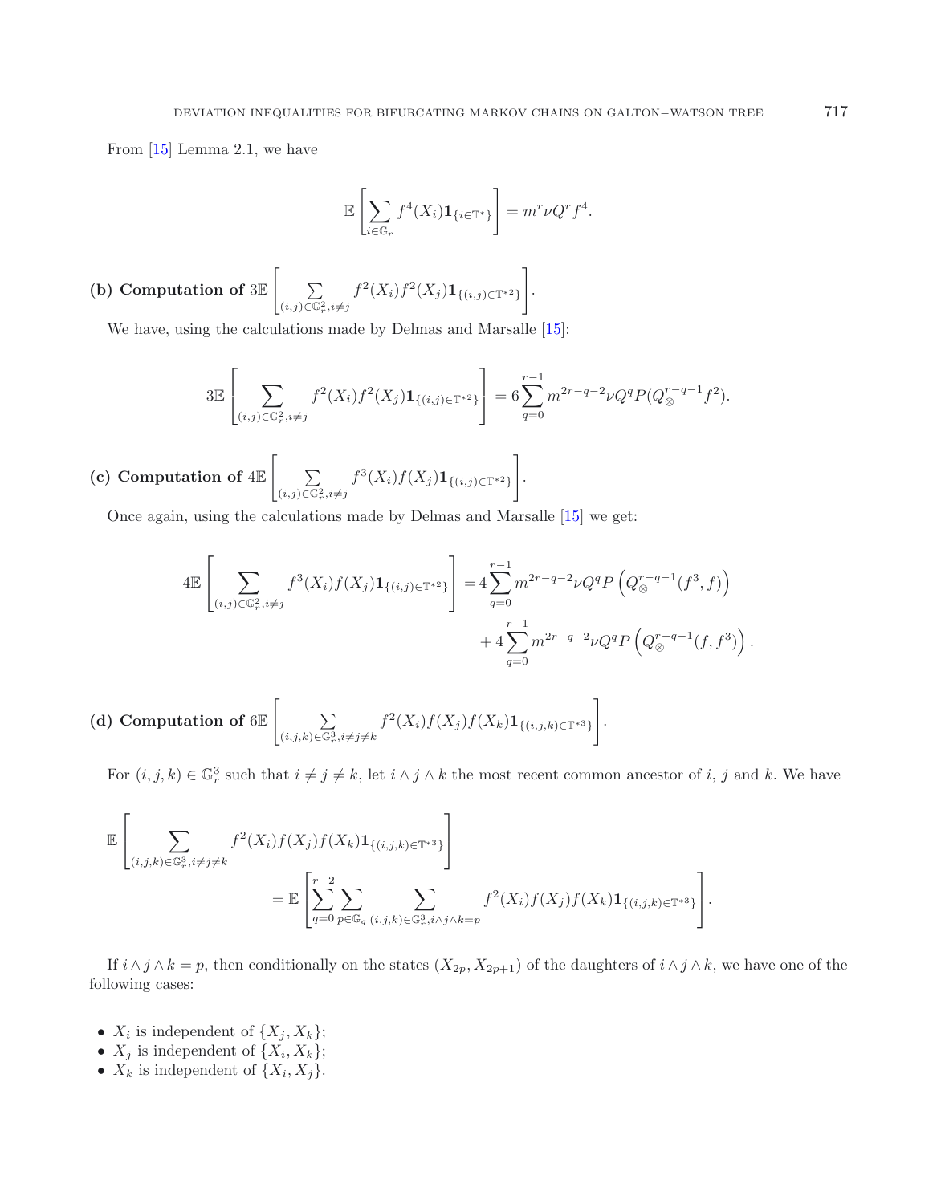From [15] Lemma 2.1, we have

$$\mathbb{E}\left[\sum_{i\in\mathbb{G}_r} f^4(X_i)\mathbf{1}_{\{i\in\mathbb{T}^*\}}\right] = m^r\nu Q^r f^4.$$

**(b) Computation of** $3\mathbb{E}\left[\sum_{(i,j)\in\mathbb{G}_r^2, i\neq j} f^2(X_i)f^2(X_j)\mathbf{1}_{\{(i,j)\in\mathbb{T}^{*2}\}}\right]$.

We have, using the calculations made by Delmas and Marsalle [15]:

$$3\mathbb{E}\left[\sum_{(i,j)\in\mathbb{G}_r^2, i\neq j} f^2(X_i)f^2(X_j)\mathbf{1}_{\{(i,j)\in\mathbb{T}^{*2}\}}\right] = 6\sum_{q=0}^{r-1} m^{2r-q-2}\nu Q^q P(Q_{\otimes}^{r-q-1}f^2).$$

**(c) Computation of** $4\mathbb{E}\left[\sum_{(i,j)\in\mathbb{G}_r^2, i\neq j} f^3(X_i)f(X_j)\mathbf{1}_{\{(i,j)\in\mathbb{T}^{*2}\}}\right]$.

Once again, using the calculations made by Delmas and Marsalle [15] we get:

$$4\mathbb{E}\left[\sum_{(i,j)\in\mathbb{G}_r^2, i\neq j} f^3(X_i)f(X_j)\mathbf{1}_{\{(i,j)\in\mathbb{T}^{*2}\}}\right] = 4\sum_{q=0}^{r-1} m^{2r-q-2}\nu Q^q P\left(Q_{\otimes}^{r-q-1}(f^3,f)\right) + 4\sum_{q=0}^{r-1} m^{2r-q-2}\nu Q^q P\left(Q_{\otimes}^{r-q-1}(f,f^3)\right).$$

**(d) Computation of** $6\mathbb{E}\left[\sum_{(i,j,k)\in\mathbb{G}_r^3, i\neq j\neq k} f^2(X_i)f(X_j)f(X_k)\mathbf{1}_{\{(i,j,k)\in\mathbb{T}^{*3}\}}\right]$.

For $(i,j,k)\in\mathbb{G}_r^3$ such that $i\neq j\neq k$, let $i\wedge j\wedge k$ the most recent common ancestor of $i$, $j$ and $k$. We have

$$\mathbb{E}\left[\sum_{(i,j,k)\in\mathbb{G}_r^3, i\neq j\neq k} f^2(X_i)f(X_j)f(X_k)\mathbf{1}_{\{(i,j,k)\in\mathbb{T}^{*3}\}}\right] = \mathbb{E}\left[\sum_{q=0}^{r-2}\sum_{p\in\mathbb{G}_q}\sum_{(i,j,k)\in\mathbb{G}_r^3, i\wedge j\wedge k=p} f^2(X_i)f(X_j)f(X_k)\mathbf{1}_{\{(i,j,k)\in\mathbb{T}^{*3}\}}\right].$$

If $i\wedge j\wedge k = p$, then conditionally on the states $(X_{2p}, X_{2p+1})$ of the daughters of $i\wedge j\wedge k$, we have one of the following cases:

- $X_i$ is independent of $\{X_j, X_k\}$;
- $X_j$ is independent of $\{X_i, X_k\}$;
- $X_k$ is independent of $\{X_i, X_j\}$.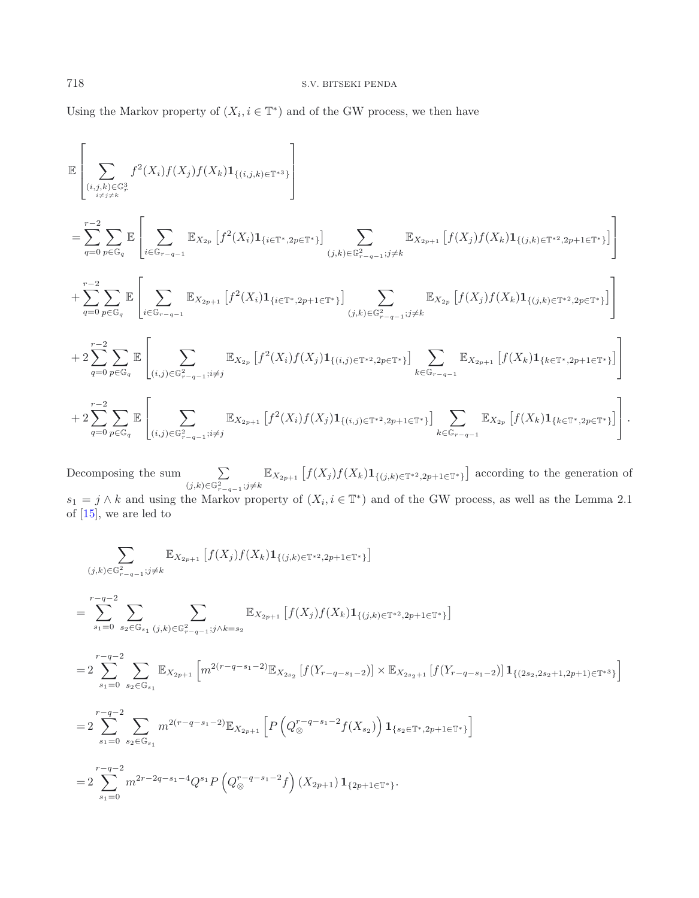Using the Markov property of $(X_i, i \in \mathbb{T}^*)$ and of the GW process, we then have

$$
\begin{aligned}
&\mathbb{E}\left[\sum_{\substack{(i,j,k)\in\mathbb{G}_r^3\\ i\neq j\neq k}} f^2(X_i)f(X_j)f(X_k)\mathbf{1}_{\{(i,j,k)\in\mathbb{T}^{*3}\}}\right]\\
&=\sum_{q=0}^{r-2}\sum_{p\in\mathbb{G}_q}\mathbb{E}\left[\sum_{i\in\mathbb{G}_{r-q-1}}\mathbb{E}_{X_{2p}}\left[f^2(X_i)\mathbf{1}_{\{i\in\mathbb{T}^*,2p\in\mathbb{T}^*\}}\right]\sum_{(j,k)\in\mathbb{G}_{r-q-1}^2;j\neq k}\mathbb{E}_{X_{2p+1}}\left[f(X_j)f(X_k)\mathbf{1}_{\{(j,k)\in\mathbb{T}^{*2},2p+1\in\mathbb{T}^*\}}\right]\right]\\
&+\sum_{q=0}^{r-2}\sum_{p\in\mathbb{G}_q}\mathbb{E}\left[\sum_{i\in\mathbb{G}_{r-q-1}}\mathbb{E}_{X_{2p+1}}\left[f^2(X_i)\mathbf{1}_{\{i\in\mathbb{T}^*,2p+1\in\mathbb{T}^*\}}\right]\sum_{(j,k)\in\mathbb{G}_{r-q-1}^2;j\neq k}\mathbb{E}_{X_{2p}}\left[f(X_j)f(X_k)\mathbf{1}_{\{(j,k)\in\mathbb{T}^{*2},2p\in\mathbb{T}^*\}}\right]\right]\\
&+2\sum_{q=0}^{r-2}\sum_{p\in\mathbb{G}_q}\mathbb{E}\left[\sum_{(i,j)\in\mathbb{G}_{r-q-1}^2;i\neq j}\mathbb{E}_{X_{2p}}\left[f^2(X_i)f(X_j)\mathbf{1}_{\{(i,j)\in\mathbb{T}^{*2},2p\in\mathbb{T}^*\}}\right]\sum_{k\in\mathbb{G}_{r-q-1}}\mathbb{E}_{X_{2p+1}}\left[f(X_k)\mathbf{1}_{\{k\in\mathbb{T}^*,2p+1\in\mathbb{T}^*\}}\right]\right]\\
&+2\sum_{q=0}^{r-2}\sum_{p\in\mathbb{G}_q}\mathbb{E}\left[\sum_{(i,j)\in\mathbb{G}_{r-q-1}^2;i\neq j}\mathbb{E}_{X_{2p+1}}\left[f^2(X_i)f(X_j)\mathbf{1}_{\{(i,j)\in\mathbb{T}^{*2},2p+1\in\mathbb{T}^*\}}\right]\sum_{k\in\mathbb{G}_{r-q-1}}\mathbb{E}_{X_{2p}}\left[f(X_k)\mathbf{1}_{\{k\in\mathbb{T}^*,2p\in\mathbb{T}^*\}}\right]\right].
\end{aligned}
$$

Decomposing the sum $\sum_{(j,k)\in\mathbb{G}_{r-q-1}^2;j\neq k}\mathbb{E}_{X_{2p+1}}\left[f(X_j)f(X_k)\mathbf{1}_{\{(j,k)\in\mathbb{T}^{*2},2p+1\in\mathbb{T}^*\}}\right]$ according to the generation of $s_1 = j\wedge k$ and using the Markov property of $(X_i, i\in\mathbb{T}^*)$ and of the GW process, as well as the Lemma 2.1 of [15], we are led to

$$
\begin{aligned}
&\sum_{(j,k)\in\mathbb{G}_{r-q-1}^2;j\neq k}\mathbb{E}_{X_{2p+1}}\left[f(X_j)f(X_k)\mathbf{1}_{\{(j,k)\in\mathbb{T}^{*2},2p+1\in\mathbb{T}^*\}}\right]\\
&=\sum_{s_1=0}^{r-q-2}\sum_{s_2\in\mathbb{G}_{s_1}}\sum_{(j,k)\in\mathbb{G}_{r-q-1}^2;j\wedge k=s_2}\mathbb{E}_{X_{2p+1}}\left[f(X_j)f(X_k)\mathbf{1}_{\{(j,k)\in\mathbb{T}^{*2},2p+1\in\mathbb{T}^*\}}\right]\\
&=2\sum_{s_1=0}^{r-q-2}\sum_{s_2\in\mathbb{G}_{s_1}}\mathbb{E}_{X_{2p+1}}\left[m^{2(r-q-s_1-2)}\mathbb{E}_{X_{2s_2}}\left[f(Y_{r-q-s_1-2})\right]\times\mathbb{E}_{X_{2s_2+1}}\left[f(Y_{r-q-s_1-2})\right]\mathbf{1}_{\{(2s_2,2s_2+1,2p+1)\in\mathbb{T}^{*3}\}}\right]\\
&=2\sum_{s_1=0}^{r-q-2}\sum_{s_2\in\mathbb{G}_{s_1}}m^{2(r-q-s_1-2)}\mathbb{E}_{X_{2p+1}}\left[P\left(Q_\otimes^{r-q-s_1-2}f(X_{s_2})\right)\mathbf{1}_{\{s_2\in\mathbb{T}^*,2p+1\in\mathbb{T}^*\}}\right]\\
&=2\sum_{s_1=0}^{r-q-2}m^{2r-2q-s_1-4}Q^{s_1}P\left(Q_\otimes^{r-q-s_1-2}f\right)(X_{2p+1})\,\mathbf{1}_{\{2p+1\in\mathbb{T}^*\}}.
\end{aligned}
$$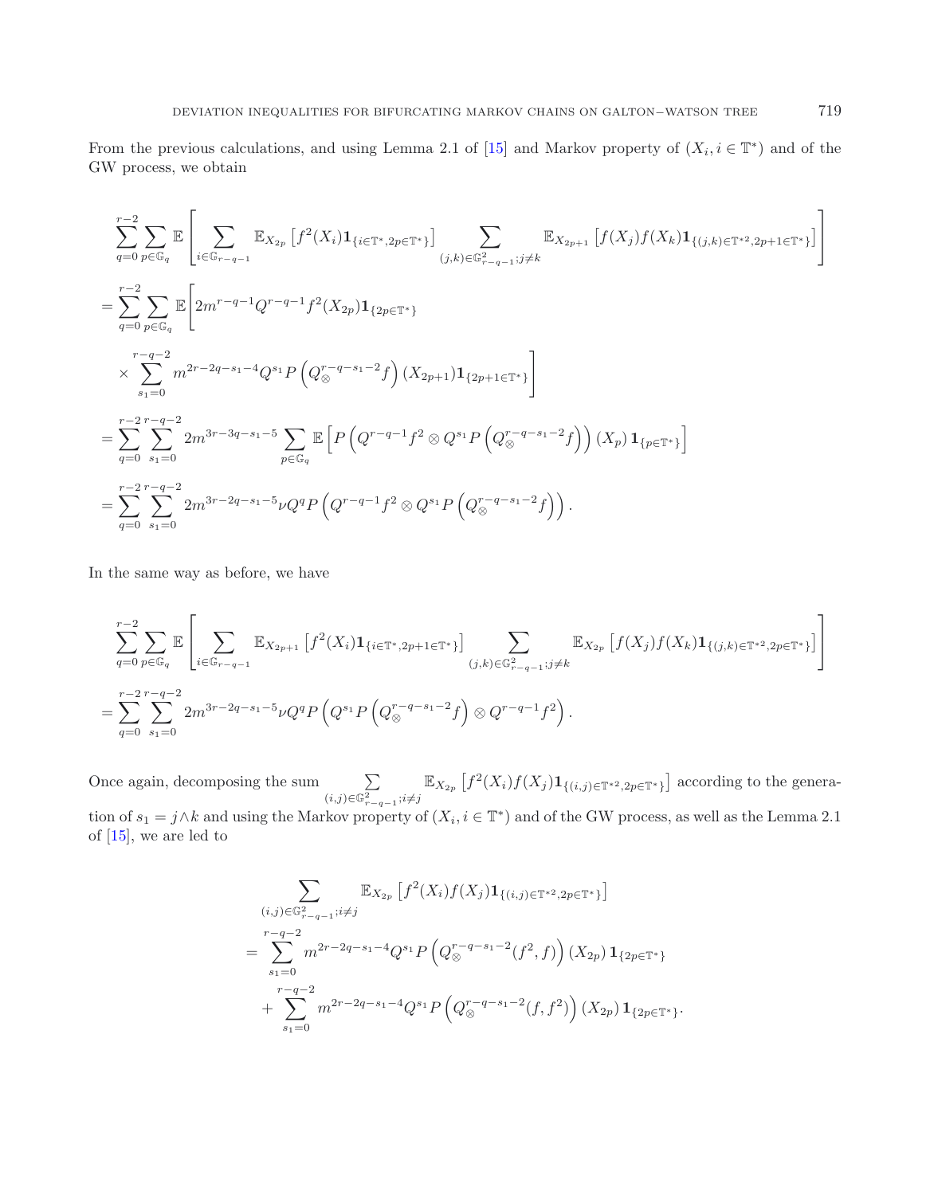From the previous calculations, and using Lemma 2.1 of [15] and Markov property of $(X_i, i \in \mathbb{T}^*)$ and of the GW process, we obtain

$$
\begin{aligned}
&\sum_{q=0}^{r-2} \sum_{p \in \mathbb{G}_q} \mathbb{E}\left[ \sum_{i \in \mathbb{G}_{r-q-1}} \mathbb{E}_{X_{2p}}\left[ f^2(X_i) \mathbf{1}_{\{i \in \mathbb{T}^*, 2p \in \mathbb{T}^*\}} \right] \sum_{(j,k) \in \mathbb{G}^2_{r-q-1}; j \neq k} \mathbb{E}_{X_{2p+1}}\left[ f(X_j) f(X_k) \mathbf{1}_{\{(j,k) \in \mathbb{T}^{*2}, 2p+1 \in \mathbb{T}^*\}} \right] \right] \\
&= \sum_{q=0}^{r-2} \sum_{p \in \mathbb{G}_q} \mathbb{E}\Bigg[ 2m^{r-q-1} Q^{r-q-1} f^2(X_{2p}) \mathbf{1}_{\{2p \in \mathbb{T}^*\}} \\
&\quad \times \sum_{s_1=0}^{r-q-2} m^{2r-2q-s_1-4} Q^{s_1} P\left( Q_{\otimes}^{r-q-s_1-2} f \right)(X_{2p+1}) \mathbf{1}_{\{2p+1 \in \mathbb{T}^*\}} \Bigg] \\
&= \sum_{q=0}^{r-2} \sum_{s_1=0}^{r-q-2} 2m^{3r-3q-s_1-5} \sum_{p \in \mathbb{G}_q} \mathbb{E}\left[ P\left( Q^{r-q-1} f^2 \otimes Q^{s_1} P\left( Q_{\otimes}^{r-q-s_1-2} f \right) \right)(X_p) \mathbf{1}_{\{p \in \mathbb{T}^*\}} \right] \\
&= \sum_{q=0}^{r-2} \sum_{s_1=0}^{r-q-2} 2m^{3r-2q-s_1-5} \nu Q^q P\left( Q^{r-q-1} f^2 \otimes Q^{s_1} P\left( Q_{\otimes}^{r-q-s_1-2} f \right) \right).
\end{aligned}
$$

In the same way as before, we have

$$
\begin{aligned}
&\sum_{q=0}^{r-2} \sum_{p \in \mathbb{G}_q} \mathbb{E}\left[ \sum_{i \in \mathbb{G}_{r-q-1}} \mathbb{E}_{X_{2p+1}}\left[ f^2(X_i) \mathbf{1}_{\{i \in \mathbb{T}^*, 2p+1 \in \mathbb{T}^*\}} \right] \sum_{(j,k) \in \mathbb{G}^2_{r-q-1}; j \neq k} \mathbb{E}_{X_{2p}}\left[ f(X_j) f(X_k) \mathbf{1}_{\{(j,k) \in \mathbb{T}^{*2}, 2p \in \mathbb{T}^*\}} \right] \right] \\
&= \sum_{q=0}^{r-2} \sum_{s_1=0}^{r-q-2} 2m^{3r-2q-s_1-5} \nu Q^q P\left( Q^{s_1} P\left( Q_{\otimes}^{r-q-s_1-2} f \right) \otimes Q^{r-q-1} f^2 \right).
\end{aligned}
$$

Once again, decomposing the sum $\sum_{(i,j) \in \mathbb{G}^2_{r-q-1}; i \neq j} \mathbb{E}_{X_{2p}}\left[ f^2(X_i) f(X_j) \mathbf{1}_{\{(i,j) \in \mathbb{T}^{*2}, 2p \in \mathbb{T}^*\}} \right]$ according to the generation of $s_1 = j \wedge k$ and using the Markov property of $(X_i, i \in \mathbb{T}^*)$ and of the GW process, as well as the Lemma 2.1 of [15], we are led to

$$
\begin{aligned}
&\sum_{(i,j) \in \mathbb{G}^2_{r-q-1}; i \neq j} \mathbb{E}_{X_{2p}}\left[ f^2(X_i) f(X_j) \mathbf{1}_{\{(i,j) \in \mathbb{T}^{*2}, 2p \in \mathbb{T}^*\}} \right] \\
&= \sum_{s_1=0}^{r-q-2} m^{2r-2q-s_1-4} Q^{s_1} P\left( Q_{\otimes}^{r-q-s_1-2}(f^2, f) \right)(X_{2p}) \mathbf{1}_{\{2p \in \mathbb{T}^*\}} \\
&\quad + \sum_{s_1=0}^{r-q-2} m^{2r-2q-s_1-4} Q^{s_1} P\left( Q_{\otimes}^{r-q-s_1-2}(f, f^2) \right)(X_{2p}) \mathbf{1}_{\{2p \in \mathbb{T}^*\}}.
\end{aligned}
$$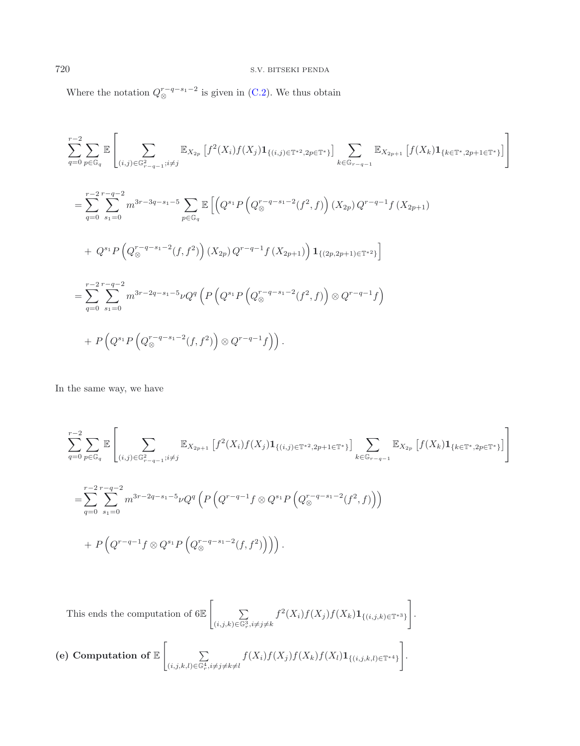Where the notation $Q_{\otimes}^{r-q-s_1-2}$ is given in (C.2). We thus obtain

$$
\sum_{q=0}^{r-2} \sum_{p \in \mathbb{G}_q} \mathbb{E}\left[ \sum_{(i,j) \in \mathbb{G}_{r-q-1}^2; i \neq j} \mathbb{E}_{X_{2p}}\left[f^2(X_i) f(X_j) \mathbf{1}_{\{(i,j) \in \mathbb{T}^{*2}, 2p \in \mathbb{T}^*\}}\right] \sum_{k \in \mathbb{G}_{r-q-1}} \mathbb{E}_{X_{2p+1}}\left[f(X_k) \mathbf{1}_{\{k \in \mathbb{T}^*, 2p+1 \in \mathbb{T}^*\}}\right] \right]
$$

$$
= \sum_{q=0}^{r-2} \sum_{s_1=0}^{r-q-2} m^{3r-3q-s_1-5} \sum_{p \in \mathbb{G}_q} \mathbb{E}\Big[ \Big( Q^{s_1} P\left(Q_{\otimes}^{r-q-s_1-2}(f^2, f)\right)(X_{2p})\, Q^{r-q-1} f\left(X_{2p+1}\right)
$$

$$
+ \; Q^{s_1} P\left(Q_{\otimes}^{r-q-s_1-2}(f, f^2)\right)(X_{2p})\, Q^{r-q-1} f\left(X_{2p+1}\right) \Big) \mathbf{1}_{\{(2p, 2p+1) \in \mathbb{T}^{*2}\}} \Big]
$$

$$
= \sum_{q=0}^{r-2} \sum_{s_1=0}^{r-q-2} m^{3r-2q-s_1-5} \nu Q^q \Big( P\left( Q^{s_1} P\left(Q_{\otimes}^{r-q-s_1-2}(f^2, f)\right) \otimes Q^{r-q-1} f \right)
$$

$$
+ \; P\left( Q^{s_1} P\left(Q_{\otimes}^{r-q-s_1-2}(f, f^2)\right) \otimes Q^{r-q-1} f \right) \Big).
$$

In the same way, we have

$$
\sum_{q=0}^{r-2} \sum_{p \in \mathbb{G}_q} \mathbb{E}\left[ \sum_{(i,j) \in \mathbb{G}_{r-q-1}^2; i \neq j} \mathbb{E}_{X_{2p+1}}\left[f^2(X_i) f(X_j) \mathbf{1}_{\{(i,j) \in \mathbb{T}^{*2}, 2p+1 \in \mathbb{T}^*\}}\right] \sum_{k \in \mathbb{G}_{r-q-1}} \mathbb{E}_{X_{2p}}\left[f(X_k) \mathbf{1}_{\{k \in \mathbb{T}^*, 2p \in \mathbb{T}^*\}}\right] \right]
$$

$$
= \sum_{q=0}^{r-2} \sum_{s_1=0}^{r-q-2} m^{3r-2q-s_1-5} \nu Q^q \Big( P\left( Q^{r-q-1} f \otimes Q^{s_1} P\left(Q_{\otimes}^{r-q-s_1-2}(f^2, f)\right) \right)
$$

$$
+ \; P\left( Q^{r-q-1} f \otimes Q^{s_1} P\left(Q_{\otimes}^{r-q-s_1-2}(f, f^2)\right) \right) \Big).
$$

This ends the computation of $6\mathbb{E}\left[ \sum_{(i,j,k) \in \mathbb{G}_r^3, i \neq j \neq k} f^2(X_i) f(X_j) f(X_k) \mathbf{1}_{\{(i,j,k) \in \mathbb{T}^{*3}\}} \right]$.

**(e) Computation of** $\mathbb{E}\left[ \sum_{(i,j,k,l) \in \mathbb{G}_r^4, i \neq j \neq k \neq l} f(X_i) f(X_j) f(X_k) f(X_l) \mathbf{1}_{\{(i,j,k,l) \in \mathbb{T}^{*4}\}} \right]$.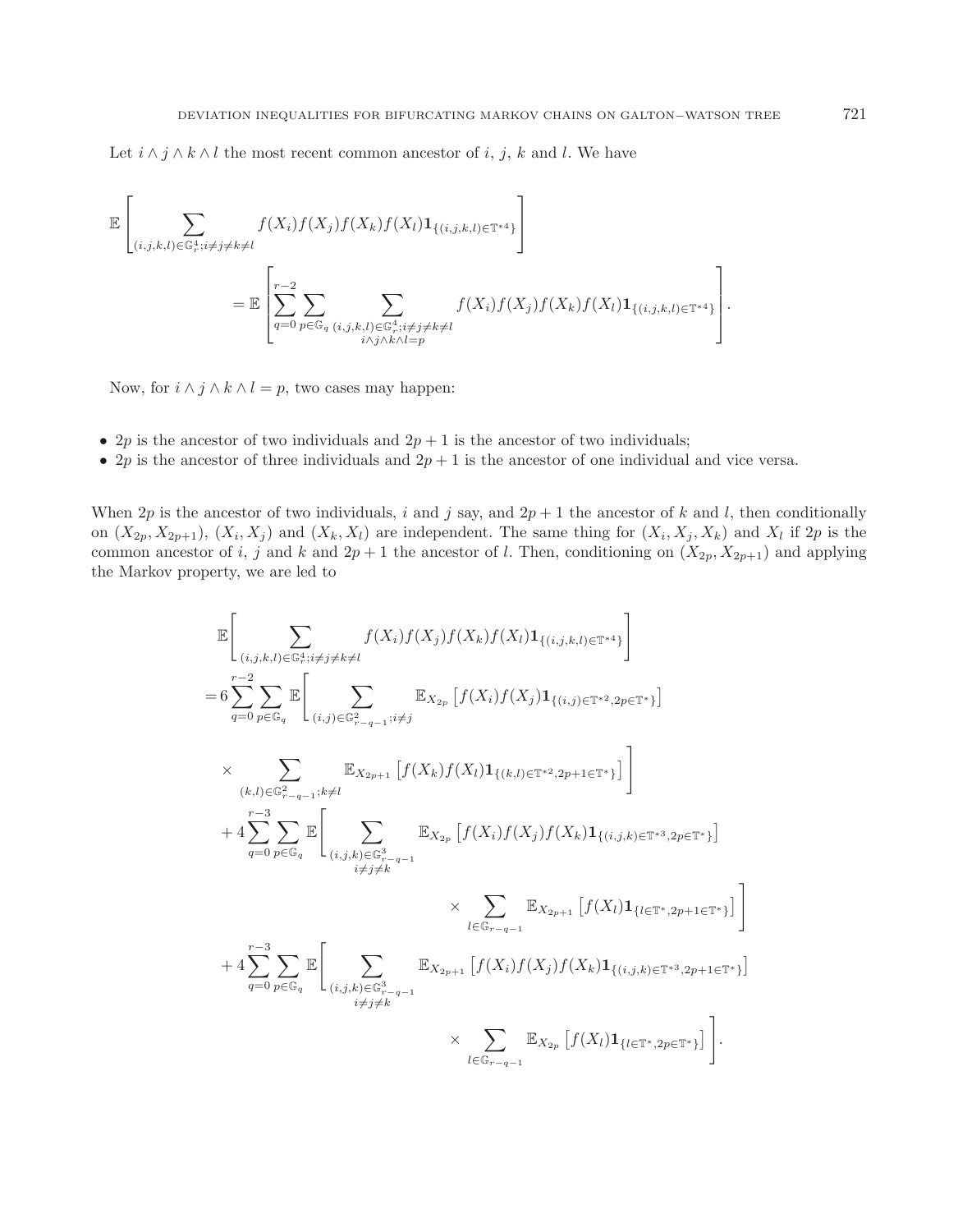Let $i \wedge j \wedge k \wedge l$ the most recent common ancestor of $i$, $j$, $k$ and $l$. We have

$$\mathbb{E}\left[\sum_{(i,j,k,l)\in\mathbb{G}_r^4; i\neq j\neq k\neq l} f(X_i)f(X_j)f(X_k)f(X_l)\mathbf{1}_{\{(i,j,k,l)\in\mathbb{T}^{*4}\}}\right]$$
$$= \mathbb{E}\left[\sum_{q=0}^{r-2}\sum_{p\in\mathbb{G}_q}\sum_{\substack{(i,j,k,l)\in\mathbb{G}_r^4; i\neq j\neq k\neq l\\ i\wedge j\wedge k\wedge l=p}} f(X_i)f(X_j)f(X_k)f(X_l)\mathbf{1}_{\{(i,j,k,l)\in\mathbb{T}^{*4}\}}\right].$$

Now, for $i \wedge j \wedge k \wedge l = p$, two cases may happen:

- $2p$ is the ancestor of two individuals and $2p+1$ is the ancestor of two individuals;
- $2p$ is the ancestor of three individuals and $2p+1$ is the ancestor of one individual and vice versa.

When $2p$ is the ancestor of two individuals, $i$ and $j$ say, and $2p+1$ the ancestor of $k$ and $l$, then conditionally on $(X_{2p}, X_{2p+1})$, $(X_i, X_j)$ and $(X_k, X_l)$ are independent. The same thing for $(X_i, X_j, X_k)$ and $X_l$ if $2p$ is the common ancestor of $i$, $j$ and $k$ and $2p+1$ the ancestor of $l$. Then, conditioning on $(X_{2p}, X_{2p+1})$ and applying the Markov property, we are led to

$$\mathbb{E}\left[\sum_{(i,j,k,l)\in\mathbb{G}_r^4; i\neq j\neq k\neq l} f(X_i)f(X_j)f(X_k)f(X_l)\mathbf{1}_{\{(i,j,k,l)\in\mathbb{T}^{*4}\}}\right]$$
$$= 6\sum_{q=0}^{r-2}\sum_{p\in\mathbb{G}_q}\mathbb{E}\left[\sum_{(i,j)\in\mathbb{G}_{r-q-1}^2; i\neq j}\mathbb{E}_{X_{2p}}\left[f(X_i)f(X_j)\mathbf{1}_{\{(i,j)\in\mathbb{T}^{*2}, 2p\in\mathbb{T}^*\}}\right]\right.$$
$$\left.\times\sum_{(k,l)\in\mathbb{G}_{r-q-1}^2; k\neq l}\mathbb{E}_{X_{2p+1}}\left[f(X_k)f(X_l)\mathbf{1}_{\{(k,l)\in\mathbb{T}^{*2}, 2p+1\in\mathbb{T}^*\}}\right]\right]$$
$$+ 4\sum_{q=0}^{r-3}\sum_{p\in\mathbb{G}_q}\mathbb{E}\left[\sum_{\substack{(i,j,k)\in\mathbb{G}_{r-q-1}^3\\ i\neq j\neq k}}\mathbb{E}_{X_{2p}}\left[f(X_i)f(X_j)f(X_k)\mathbf{1}_{\{(i,j,k)\in\mathbb{T}^{*3}, 2p\in\mathbb{T}^*\}}\right]\right.$$
$$\left.\times\sum_{l\in\mathbb{G}_{r-q-1}}\mathbb{E}_{X_{2p+1}}\left[f(X_l)\mathbf{1}_{\{l\in\mathbb{T}^*, 2p+1\in\mathbb{T}^*\}}\right]\right]$$
$$+ 4\sum_{q=0}^{r-3}\sum_{p\in\mathbb{G}_q}\mathbb{E}\left[\sum_{\substack{(i,j,k)\in\mathbb{G}_{r-q-1}^3\\ i\neq j\neq k}}\mathbb{E}_{X_{2p+1}}\left[f(X_i)f(X_j)f(X_k)\mathbf{1}_{\{(i,j,k)\in\mathbb{T}^{*3}, 2p+1\in\mathbb{T}^*\}}\right]\right.$$
$$\left.\times\sum_{l\in\mathbb{G}_{r-q-1}}\mathbb{E}_{X_{2p}}\left[f(X_l)\mathbf{1}_{\{l\in\mathbb{T}^*, 2p\in\mathbb{T}^*\}}\right]\right].$$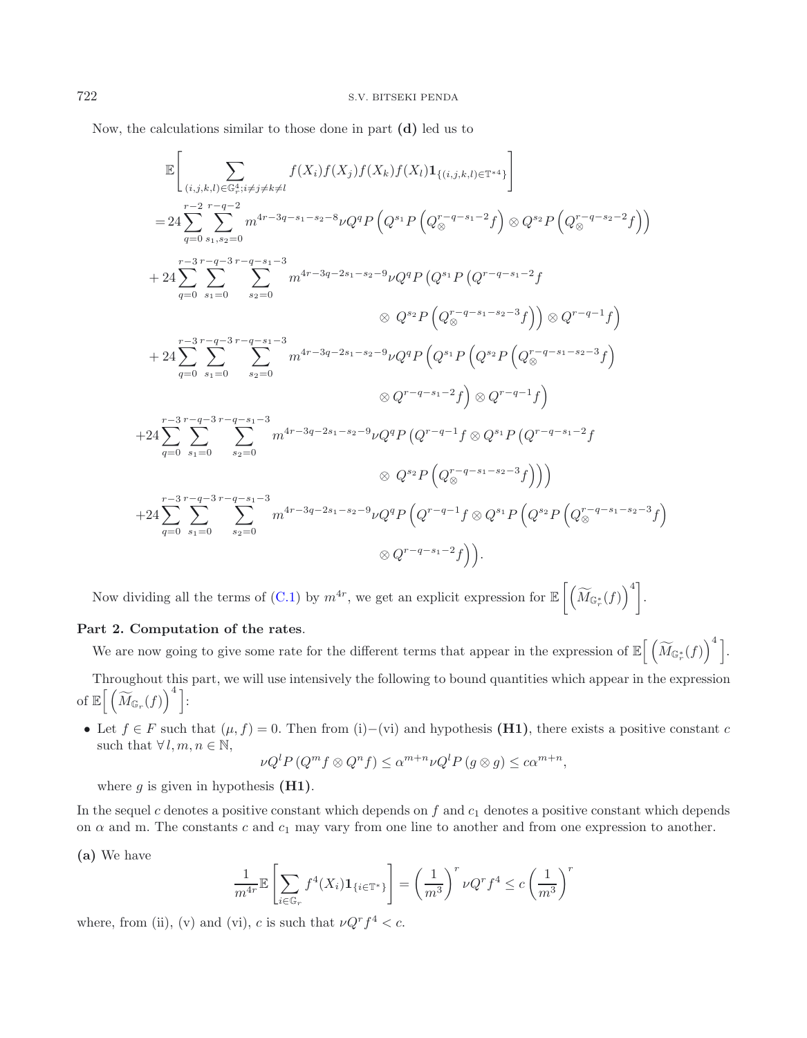Now, the calculations similar to those done in part **(d)** led us to

$$
\begin{aligned}
&\mathbb{E}\Bigg[\sum_{(i,j,k,l)\in\mathbb{G}_r^4; i\neq j\neq k\neq l} f(X_i)f(X_j)f(X_k)f(X_l)\mathbf{1}_{\{(i,j,k,l)\in\mathbb{T}^{*4}\}}\Bigg] \\
&= 24\sum_{q=0}^{r-2}\sum_{s_1,s_2=0}^{r-q-2} m^{4r-3q-s_1-s_2-8}\nu Q^q P\left(Q^{s_1}P\left(Q_\otimes^{r-q-s_1-2}f\right)\otimes Q^{s_2}P\left(Q_\otimes^{r-q-s_2-2}f\right)\right) \\
&+ 24\sum_{q=0}^{r-3}\sum_{s_1=0}^{r-q-3}\sum_{s_2=0}^{r-q-s_1-3} m^{4r-3q-2s_1-s_2-9}\nu Q^q P\Big(Q^{s_1}P\Big(Q^{r-q-s_1-2}f \\
&\qquad\qquad \otimes\ Q^{s_2}P\left(Q_\otimes^{r-q-s_1-s_2-3}f\right)\Big)\otimes Q^{r-q-1}f\Big) \\
&+ 24\sum_{q=0}^{r-3}\sum_{s_1=0}^{r-q-3}\sum_{s_2=0}^{r-q-s_1-3} m^{4r-3q-2s_1-s_2-9}\nu Q^q P\Big(Q^{s_1}P\Big(Q^{s_2}P\left(Q_\otimes^{r-q-s_1-s_2-3}f\right) \\
&\qquad\qquad \otimes Q^{r-q-s_1-2}f\Big)\otimes Q^{r-q-1}f\Big) \\
&+ 24\sum_{q=0}^{r-3}\sum_{s_1=0}^{r-q-3}\sum_{s_2=0}^{r-q-s_1-3} m^{4r-3q-2s_1-s_2-9}\nu Q^q P\Big(Q^{r-q-1}f\otimes Q^{s_1}P\Big(Q^{r-q-s_1-2}f \\
&\qquad\qquad \otimes\ Q^{s_2}P\left(Q_\otimes^{r-q-s_1-s_2-3}f\right)\Big)\Big) \\
&+ 24\sum_{q=0}^{r-3}\sum_{s_1=0}^{r-q-3}\sum_{s_2=0}^{r-q-s_1-3} m^{4r-3q-2s_1-s_2-9}\nu Q^q P\Big(Q^{r-q-1}f\otimes Q^{s_1}P\Big(Q^{s_2}P\left(Q_\otimes^{r-q-s_1-s_2-3}f\right) \\
&\qquad\qquad \otimes Q^{r-q-s_1-2}f\Big)\Big).
\end{aligned}
$$

Now dividing all the terms of (C.1) by $m^{4r}$, we get an explicit expression for $\mathbb{E}\left[\left(\widetilde{M}_{\mathbb{G}_r^*}(f)\right)^4\right]$.

**Part 2. Computation of the rates**.

We are now going to give some rate for the different terms that appear in the expression of $\mathbb{E}\Big[\left(\widetilde{M}_{\mathbb{G}_r^*}(f)\right)^4\Big]$.

Throughout this part, we will use intensively the following to bound quantities which appear in the expression of $\mathbb{E}\Big[\left(\widetilde{M}_{\mathbb{G}_r}(f)\right)^4\Big]$:

- Let $f\in F$ such that $(\mu, f) = 0$. Then from (i)−(vi) and hypothesis **(H1)**, there exists a positive constant $c$ such that $\forall\, l, m, n\in\mathbb{N}$,

$$\nu Q^l P\left(Q^m f\otimes Q^n f\right) \leq \alpha^{m+n}\nu Q^l P\left(g\otimes g\right)\leq c\alpha^{m+n},$$

where $g$ is given in hypothesis **(H1)**.

In the sequel $c$ denotes a positive constant which depends on $f$ and $c_1$ denotes a positive constant which depends on $\alpha$ and m. The constants $c$ and $c_1$ may vary from one line to another and from one expression to another.

**(a)** We have

$$\frac{1}{m^{4r}}\mathbb{E}\left[\sum_{i\in\mathbb{G}_r} f^4(X_i)\mathbf{1}_{\{i\in\mathbb{T}^*\}}\right] = \left(\frac{1}{m^3}\right)^r \nu Q^r f^4 \leq c\left(\frac{1}{m^3}\right)^r$$

where, from (ii), (v) and (vi), $c$ is such that $\nu Q^r f^4 < c$.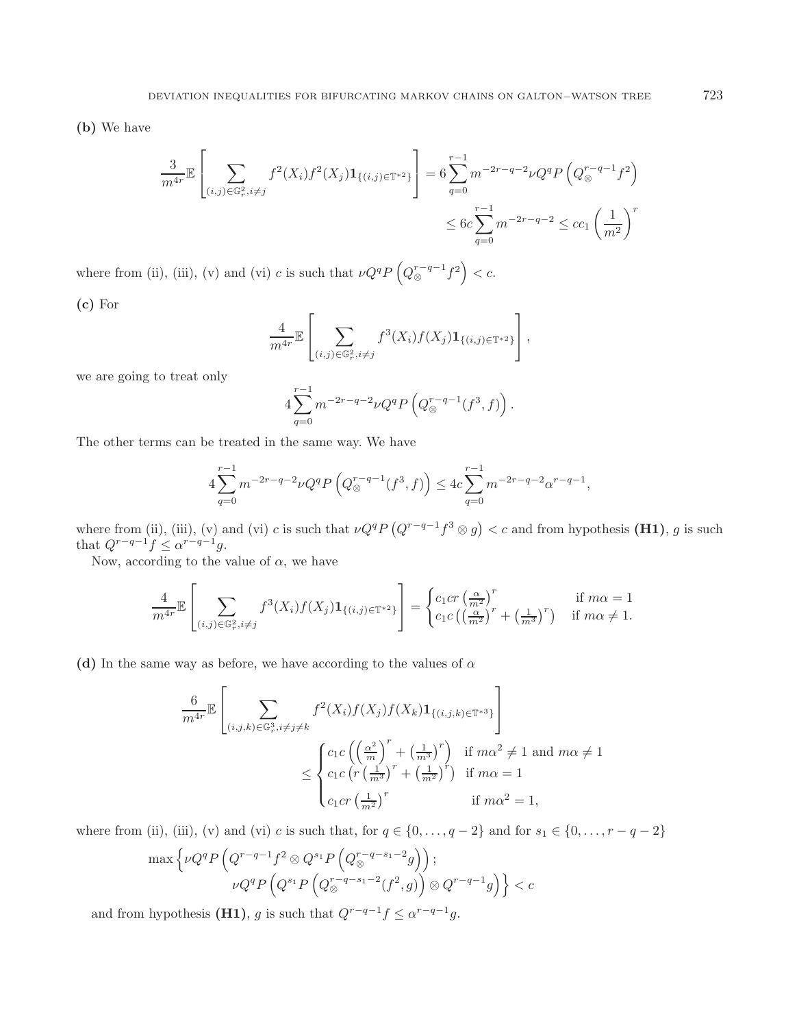**(b)** We have

$$\frac{3}{m^{4r}}\mathbb{E}\left[\sum_{(i,j)\in\mathbb{G}_r^2, i\neq j} f^2(X_i)f^2(X_j)\mathbf{1}_{\{(i,j)\in\mathbb{T}^{*2}\}}\right] = 6\sum_{q=0}^{r-1} m^{-2r-q-2}\nu Q^q P\left(Q_{\otimes}^{r-q-1}f^2\right)$$
$$\leq 6c\sum_{q=0}^{r-1} m^{-2r-q-2} \leq cc_1\left(\frac{1}{m^2}\right)^r$$

where from (ii), (iii), (v) and (vi) $c$ is such that $\nu Q^q P\left(Q_{\otimes}^{r-q-1}f^2\right) < c$.

**(c)** For

$$\frac{4}{m^{4r}}\mathbb{E}\left[\sum_{(i,j)\in\mathbb{G}_r^2, i\neq j} f^3(X_i)f(X_j)\mathbf{1}_{\{(i,j)\in\mathbb{T}^{*2}\}}\right],$$

we are going to treat only

$$4\sum_{q=0}^{r-1} m^{-2r-q-2}\nu Q^q P\left(Q_{\otimes}^{r-q-1}(f^3, f)\right).$$

The other terms can be treated in the same way. We have

$$4\sum_{q=0}^{r-1} m^{-2r-q-2}\nu Q^q P\left(Q_{\otimes}^{r-q-1}(f^3, f)\right) \leq 4c\sum_{q=0}^{r-1} m^{-2r-q-2}\alpha^{r-q-1},$$

where from (ii), (iii), (v) and (vi) $c$ is such that $\nu Q^q P\left(Q^{r-q-1}f^3 \otimes g\right) < c$ and from hypothesis **(H1)**, $g$ is such that $Q^{r-q-1}f \leq \alpha^{r-q-1}g$.

Now, according to the value of $\alpha$, we have

$$\frac{4}{m^{4r}}\mathbb{E}\left[\sum_{(i,j)\in\mathbb{G}_r^2, i\neq j} f^3(X_i)f(X_j)\mathbf{1}_{\{(i,j)\in\mathbb{T}^{*2}\}}\right] = \begin{cases} c_1 c r\left(\frac{\alpha}{m^2}\right)^r & \text{if } m\alpha = 1 \\ c_1 c\left(\left(\frac{\alpha}{m^2}\right)^r + \left(\frac{1}{m^3}\right)^r\right) & \text{if } m\alpha \neq 1. \end{cases}$$

**(d)** In the same way as before, we have according to the values of $\alpha$

$$\frac{6}{m^{4r}}\mathbb{E}\left[\sum_{(i,j,k)\in\mathbb{G}_r^3, i\neq j\neq k} f^2(X_i)f(X_j)f(X_k)\mathbf{1}_{\{(i,j,k)\in\mathbb{T}^{*3}\}}\right]$$
$$\leq \begin{cases} c_1 c\left(\left(\frac{\alpha^2}{m}\right)^r + \left(\frac{1}{m^3}\right)^r\right) & \text{if } m\alpha^2 \neq 1 \text{ and } m\alpha \neq 1 \\ c_1 c\left(r\left(\frac{1}{m^3}\right)^r + \left(\frac{1}{m^2}\right)^r\right) & \text{if } m\alpha = 1 \\ c_1 c r\left(\frac{1}{m^2}\right)^r & \text{if } m\alpha^2 = 1, \end{cases}$$

where from (ii), (iii), (v) and (vi) $c$ is such that, for $q \in \{0, \ldots, q-2\}$ and for $s_1 \in \{0, \ldots, r-q-2\}$

$$\max\Big\{\nu Q^q P\left(Q^{r-q-1}f^2 \otimes Q^{s_1}P\left(Q_{\otimes}^{r-q-s_1-2}g\right)\right);$$
$$\nu Q^q P\left(Q^{s_1}P\left(Q_{\otimes}^{r-q-s_1-2}(f^2, g)\right) \otimes Q^{r-q-1}g\right)\Big\} < c$$

and from hypothesis **(H1)**, $g$ is such that $Q^{r-q-1}f \leq \alpha^{r-q-1}g$.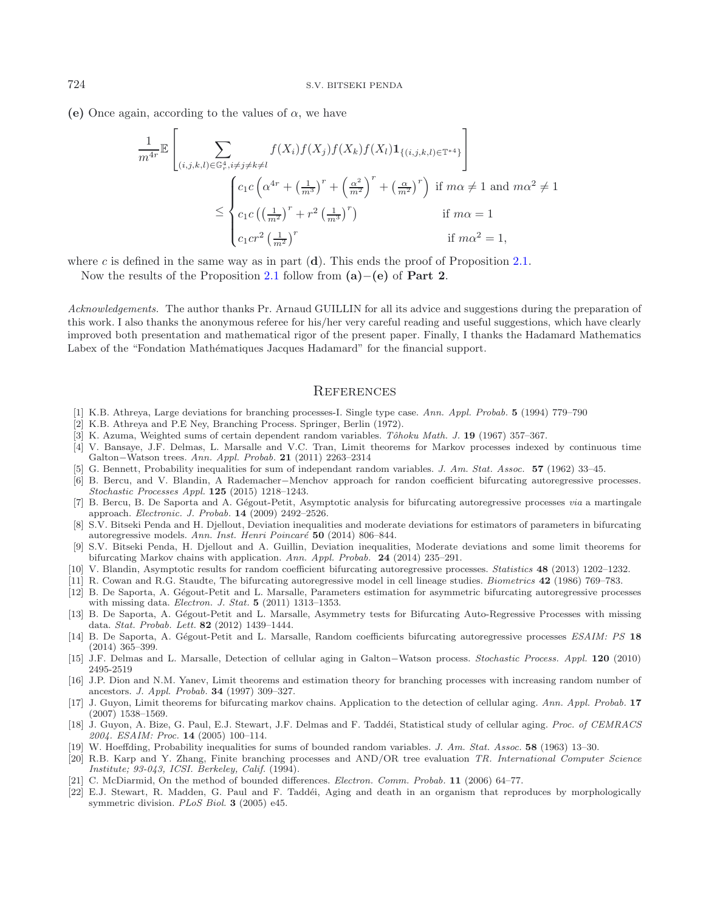**(e)** Once again, according to the values of $\alpha$, we have

$$\frac{1}{m^{4r}}\mathbb{E}\left[\sum_{(i,j,k,l)\in\mathbb{G}_r^4, i\neq j\neq k\neq l} f(X_i)f(X_j)f(X_k)f(X_l)\mathbf{1}_{\{(i,j,k,l)\in\mathbb{T}^{*4}\}}\right]$$

$$\leq \begin{cases} c_1 c\left(\alpha^{4r} + \left(\frac{1}{m^3}\right)^r + \left(\frac{\alpha^2}{m^2}\right)^r + \left(\frac{\alpha}{m^2}\right)^r\right) & \text{if } m\alpha\neq 1 \text{ and } m\alpha^2 \neq 1 \\ c_1 c\left(\left(\frac{1}{m^2}\right)^r + r^2\left(\frac{1}{m^3}\right)^r\right) & \text{if } m\alpha = 1 \\ c_1 c r^2\left(\frac{1}{m^2}\right)^r & \text{if } m\alpha^2 = 1, \end{cases}$$

where $c$ is defined in the same way as in part **(d)**. This ends the proof of Proposition 2.1.

Now the results of the Proposition 2.1 follow from **(a)**−**(e)** of **Part 2**.

*Acknowledgements*. The author thanks Pr. Arnaud GUILLIN for all its advice and suggestions during the preparation of this work. I also thanks the anonymous referee for his/her very careful reading and useful suggestions, which have clearly improved both presentation and mathematical rigor of the present paper. Finally, I thanks the Hadamard Mathematics Labex of the "Fondation Mathématiques Jacques Hadamard" for the financial support.

## References

[1] K.B. Athreya, Large deviations for branching processes-I. Single type case. *Ann. Appl. Probab.* **5** (1994) 779–790

[2] K.B. Athreya and P.E Ney, Branching Process. Springer, Berlin (1972).

[3] K. Azuma, Weighted sums of certain dependent random variables. *Tôhoku Math. J.* **19** (1967) 357–367.

[4] V. Bansaye, J.F. Delmas, L. Marsalle and V.C. Tran, Limit theorems for Markov processes indexed by continuous time Galton−Watson trees. *Ann. Appl. Probab.* **21** (2011) 2263–2314

[5] G. Bennett, Probability inequalities for sum of independant random variables. *J. Am. Stat. Assoc.* **57** (1962) 33–45.

[6] B. Bercu, and V. Blandin, A Rademacher−Menchov approach for randon coefficient bifurcating autoregressive processes. *Stochastic Processes Appl.* **125** (2015) 1218–1243.

[7] B. Bercu, B. De Saporta and A. Gégout-Petit, Asymptotic analysis for bifurcating autoregressive processes *via* a martingale approach. *Electronic. J. Probab.* **14** (2009) 2492–2526.

[8] S.V. Bitseki Penda and H. Djellout, Deviation inequalities and moderate deviations for estimators of parameters in bifurcating autoregressive models. *Ann. Inst. Henri Poincaré* **50** (2014) 806–844.

[9] S.V. Bitseki Penda, H. Djellout and A. Guillin, Deviation inequalities, Moderate deviations and some limit theorems for bifurcating Markov chains with application. *Ann. Appl. Probab.* **24** (2014) 235–291.

[10] V. Blandin, Asymptotic results for random coefficient bifurcating autoregressive processes. *Statistics* **48** (2013) 1202–1232.

[11] R. Cowan and R.G. Staudte, The bifurcating autoregressive model in cell lineage studies. *Biometrics* **42** (1986) 769–783.

[12] B. De Saporta, A. Gégout-Petit and L. Marsalle, Parameters estimation for asymmetric bifurcating autoregressive processes with missing data. *Electron. J. Stat.* **5** (2011) 1313–1353.

[13] B. De Saporta, A. Gégout-Petit and L. Marsalle, Asymmetry tests for Bifurcating Auto-Regressive Processes with missing data. *Stat. Probab. Lett.* **82** (2012) 1439–1444.

[14] B. De Saporta, A. Gégout-Petit and L. Marsalle, Random coefficients bifurcating autoregressive processes *ESAIM: PS* **18** (2014) 365–399.

[15] J.F. Delmas and L. Marsalle, Detection of cellular aging in Galton−Watson process. *Stochastic Process. Appl.* **120** (2010) 2495-2519

[16] J.P. Dion and N.M. Yanev, Limit theorems and estimation theory for branching processes with increasing random number of ancestors. *J. Appl. Probab.* **34** (1997) 309–327.

[17] J. Guyon, Limit theorems for bifurcating markov chains. Application to the detection of cellular aging. *Ann. Appl. Probab.* **17** (2007) 1538–1569.

[18] J. Guyon, A. Bize, G. Paul, E.J. Stewart, J.F. Delmas and F. Taddéi, Statistical study of cellular aging. *Proc. of CEMRACS 2004. ESAIM: Proc.* **14** (2005) 100–114.

[19] W. Hoeffding, Probability inequalities for sums of bounded random variables. *J. Am. Stat. Assoc.* **58** (1963) 13–30.

[20] R.B. Karp and Y. Zhang, Finite branching processes and AND/OR tree evaluation *TR. International Computer Science Institute; 93-043, ICSI. Berkeley, Calif.* (1994).

[21] C. McDiarmid, On the method of bounded differences. *Electron. Comm. Probab.* **11** (2006) 64–77.

[22] E.J. Stewart, R. Madden, G. Paul and F. Taddéi, Aging and death in an organism that reproduces by morphologically symmetric division. *PLoS Biol.* **3** (2005) e45.